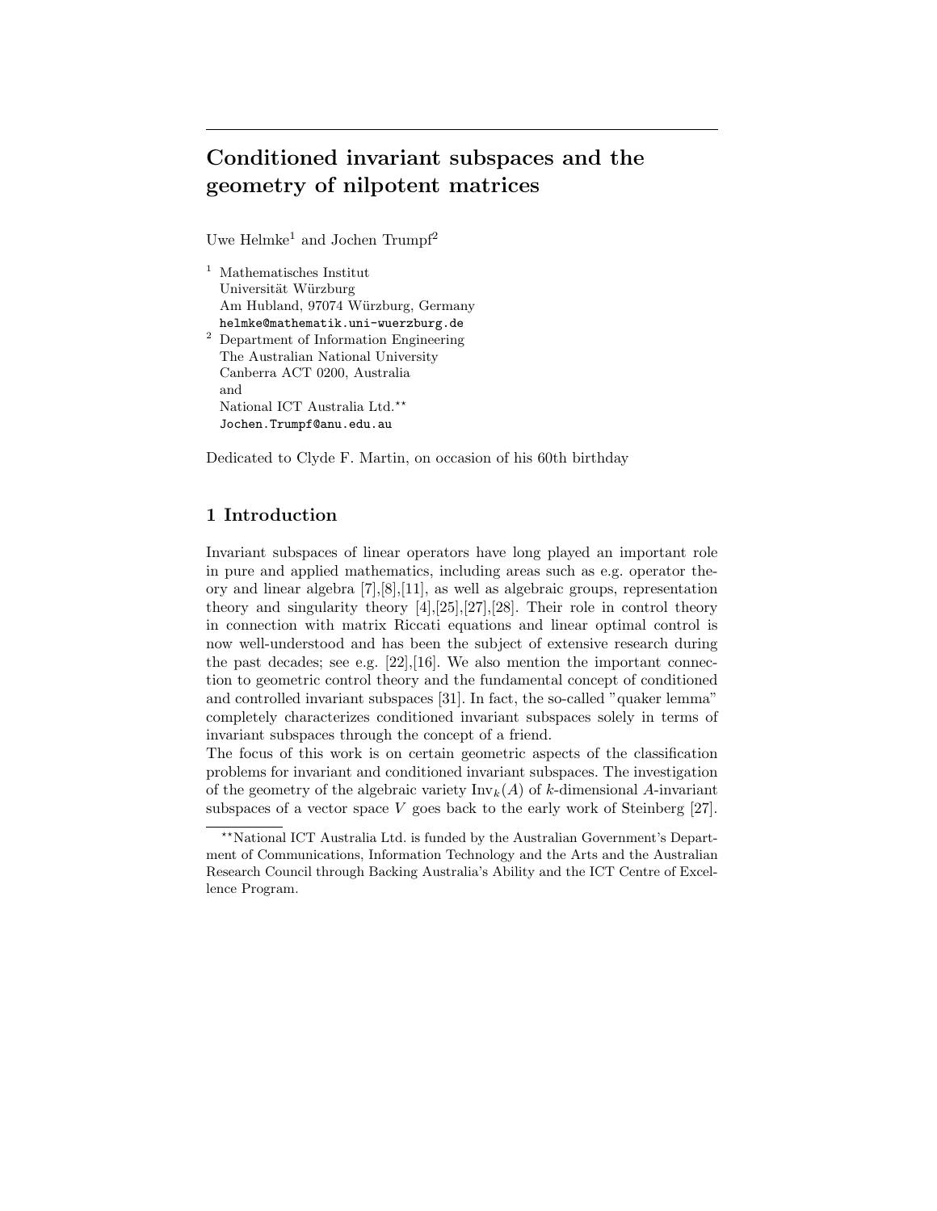# Conditioned invariant subspaces and the geometry of nilpotent matrices

Uwe Helmke[1] and Jochen Trumpf[2]

[1] Mathematisches Institut
Universität Würzburg
Am Hubland, 97074 Würzburg, Germany
helmke@mathematik.uni-wuerzburg.de

[2] Department of Information Engineering
The Australian National University
Canberra ACT 0200, Australia
and
National ICT Australia Ltd.**
Jochen.Trumpf@anu.edu.au

Dedicated to Clyde F. Martin, on occasion of his 60th birthday

## 1 Introduction

Invariant subspaces of linear operators have long played an important role in pure and applied mathematics, including areas such as e.g. operator theory and linear algebra [7],[8],[11], as well as algebraic groups, representation theory and singularity theory [4],[25],[27],[28]. Their role in control theory in connection with matrix Riccati equations and linear optimal control is now well-understood and has been the subject of extensive research during the past decades; see e.g. [22],[16]. We also mention the important connection to geometric control theory and the fundamental concept of conditioned and controlled invariant subspaces [31]. In fact, the so-called "quaker lemma" completely characterizes conditioned invariant subspaces solely in terms of invariant subspaces through the concept of a friend.

The focus of this work is on certain geometric aspects of the classification problems for invariant and conditioned invariant subspaces. The investigation of the geometry of the algebraic variety $\mathrm{Inv}_k(A)$ of $k$-dimensional $A$-invariant subspaces of a vector space $V$ goes back to the early work of Steinberg [27].

---

**National ICT Australia Ltd. is funded by the Australian Government's Department of Communications, Information Technology and the Arts and the Australian Research Council through Backing Australia's Ability and the ICT Centre of Excellence Program.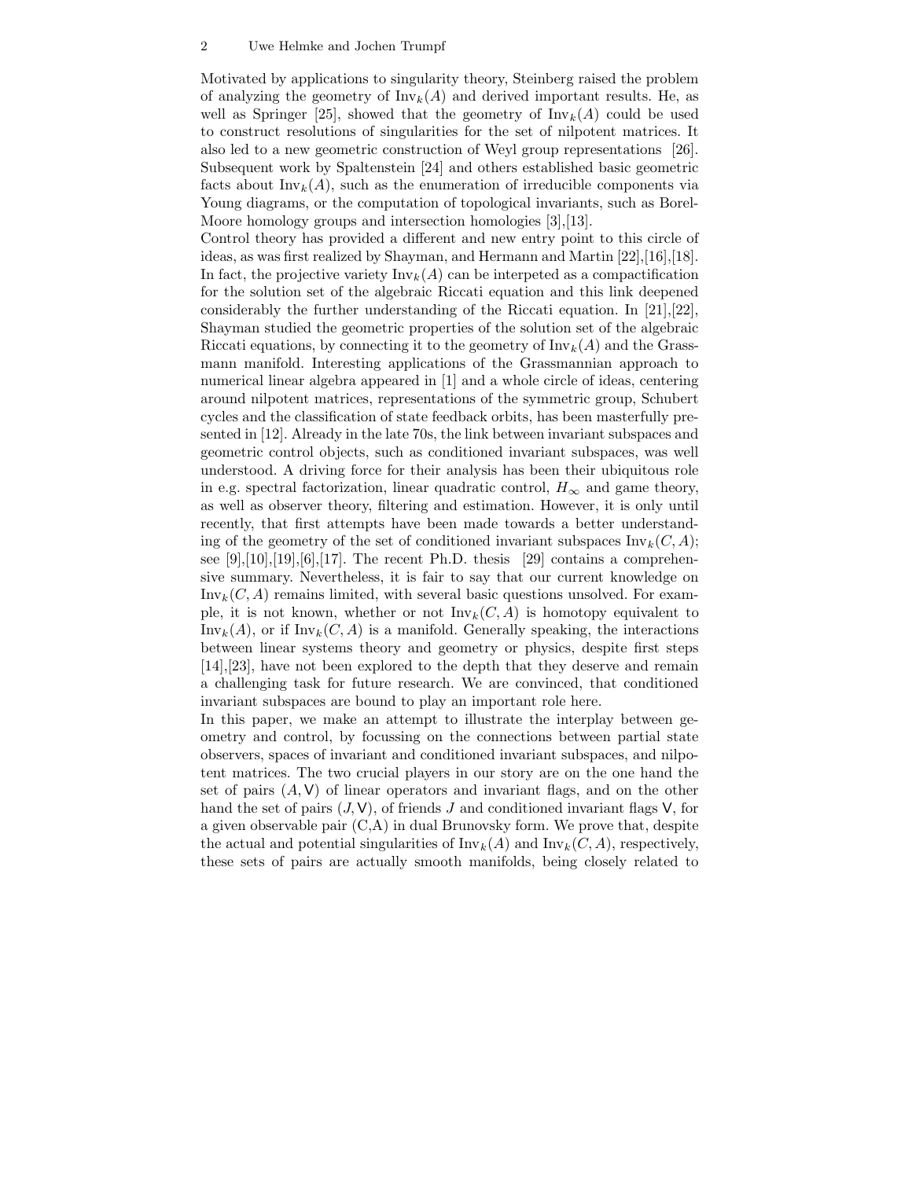Motivated by applications to singularity theory, Steinberg raised the problem of analyzing the geometry of $\mathrm{Inv}_k(A)$ and derived important results. He, as well as Springer [25], showed that the geometry of $\mathrm{Inv}_k(A)$ could be used to construct resolutions of singularities for the set of nilpotent matrices. It also led to a new geometric construction of Weyl group representations [26]. Subsequent work by Spaltenstein [24] and others established basic geometric facts about $\mathrm{Inv}_k(A)$, such as the enumeration of irreducible components via Young diagrams, or the computation of topological invariants, such as Borel-Moore homology groups and intersection homologies [3],[13].

Control theory has provided a different and new entry point to this circle of ideas, as was first realized by Shayman, and Hermann and Martin [22],[16],[18]. In fact, the projective variety $\mathrm{Inv}_k(A)$ can be interpeted as a compactification for the solution set of the algebraic Riccati equation and this link deepened considerably the further understanding of the Riccati equation. In [21],[22], Shayman studied the geometric properties of the solution set of the algebraic Riccati equations, by connecting it to the geometry of $\mathrm{Inv}_k(A)$ and the Grassmann manifold. Interesting applications of the Grassmannian approach to numerical linear algebra appeared in [1] and a whole circle of ideas, centering around nilpotent matrices, representations of the symmetric group, Schubert cycles and the classification of state feedback orbits, has been masterfully presented in [12]. Already in the late 70s, the link between invariant subspaces and geometric control objects, such as conditioned invariant subspaces, was well understood. A driving force for their analysis has been their ubiquitous role in e.g. spectral factorization, linear quadratic control, $H_\infty$ and game theory, as well as observer theory, filtering and estimation. However, it is only until recently, that first attempts have been made towards a better understanding of the geometry of the set of conditioned invariant subspaces $\mathrm{Inv}_k(C, A)$; see [9],[10],[19],[6],[17]. The recent Ph.D. thesis [29] contains a comprehensive summary. Nevertheless, it is fair to say that our current knowledge on $\mathrm{Inv}_k(C, A)$ remains limited, with several basic questions unsolved. For example, it is not known, whether or not $\mathrm{Inv}_k(C, A)$ is homotopy equivalent to $\mathrm{Inv}_k(A)$, or if $\mathrm{Inv}_k(C, A)$ is a manifold. Generally speaking, the interactions between linear systems theory and geometry or physics, despite first steps [14],[23], have not been explored to the depth that they deserve and remain a challenging task for future research. We are convinced, that conditioned invariant subspaces are bound to play an important role here.

In this paper, we make an attempt to illustrate the interplay between geometry and control, by focussing on the connections between partial state observers, spaces of invariant and conditioned invariant subspaces, and nilpotent matrices. The two crucial players in our story are on the one hand the set of pairs $(A, \mathsf{V})$ of linear operators and invariant flags, and on the other hand the set of pairs $(J, \mathsf{V})$, of friends $J$ and conditioned invariant flags $\mathsf{V}$, for a given observable pair (C,A) in dual Brunovsky form. We prove that, despite the actual and potential singularities of $\mathrm{Inv}_k(A)$ and $\mathrm{Inv}_k(C, A)$, respectively, these sets of pairs are actually smooth manifolds, being closely related to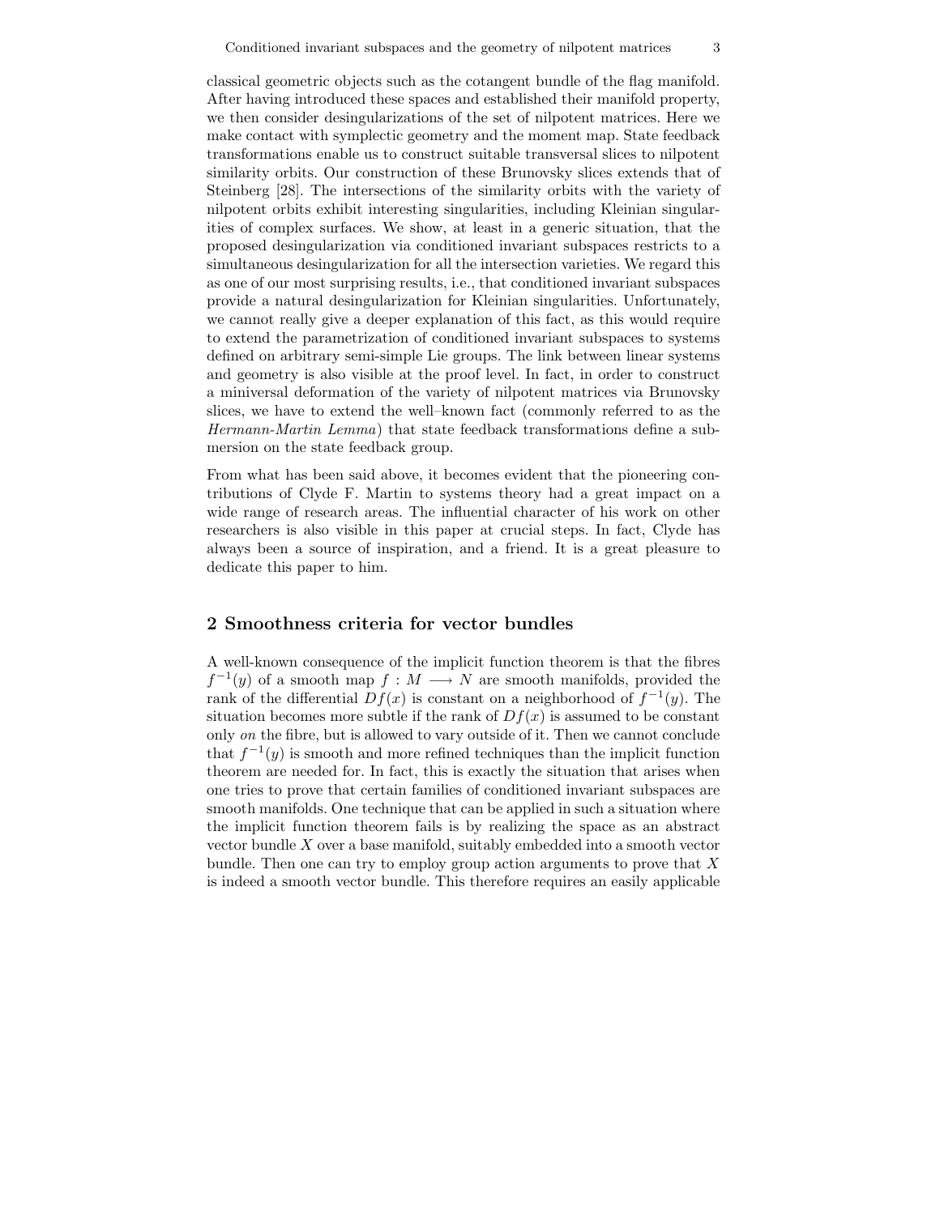classical geometric objects such as the cotangent bundle of the flag manifold. After having introduced these spaces and established their manifold property, we then consider desingularizations of the set of nilpotent matrices. Here we make contact with symplectic geometry and the moment map. State feedback transformations enable us to construct suitable transversal slices to nilpotent similarity orbits. Our construction of these Brunovsky slices extends that of Steinberg [28]. The intersections of the similarity orbits with the variety of nilpotent orbits exhibit interesting singularities, including Kleinian singularities of complex surfaces. We show, at least in a generic situation, that the proposed desingularization via conditioned invariant subspaces restricts to a simultaneous desingularization for all the intersection varieties. We regard this as one of our most surprising results, i.e., that conditioned invariant subspaces provide a natural desingularization for Kleinian singularities. Unfortunately, we cannot really give a deeper explanation of this fact, as this would require to extend the parametrization of conditioned invariant subspaces to systems defined on arbitrary semi-simple Lie groups. The link between linear systems and geometry is also visible at the proof level. In fact, in order to construct a miniversal deformation of the variety of nilpotent matrices via Brunovsky slices, we have to extend the well–known fact (commonly referred to as the *Hermann-Martin Lemma*) that state feedback transformations define a submersion on the state feedback group.

From what has been said above, it becomes evident that the pioneering contributions of Clyde F. Martin to systems theory had a great impact on a wide range of research areas. The influential character of his work on other researchers is also visible in this paper at crucial steps. In fact, Clyde has always been a source of inspiration, and a friend. It is a great pleasure to dedicate this paper to him.

## 2 Smoothness criteria for vector bundles

A well-known consequence of the implicit function theorem is that the fibres $f^{-1}(y)$ of a smooth map $f : M \longrightarrow N$ are smooth manifolds, provided the rank of the differential $Df(x)$ is constant on a neighborhood of $f^{-1}(y)$. The situation becomes more subtle if the rank of $Df(x)$ is assumed to be constant only *on* the fibre, but is allowed to vary outside of it. Then we cannot conclude that $f^{-1}(y)$ is smooth and more refined techniques than the implicit function theorem are needed for. In fact, this is exactly the situation that arises when one tries to prove that certain families of conditioned invariant subspaces are smooth manifolds. One technique that can be applied in such a situation where the implicit function theorem fails is by realizing the space as an abstract vector bundle $X$ over a base manifold, suitably embedded into a smooth vector bundle. Then one can try to employ group action arguments to prove that $X$ is indeed a smooth vector bundle. This therefore requires an easily applicable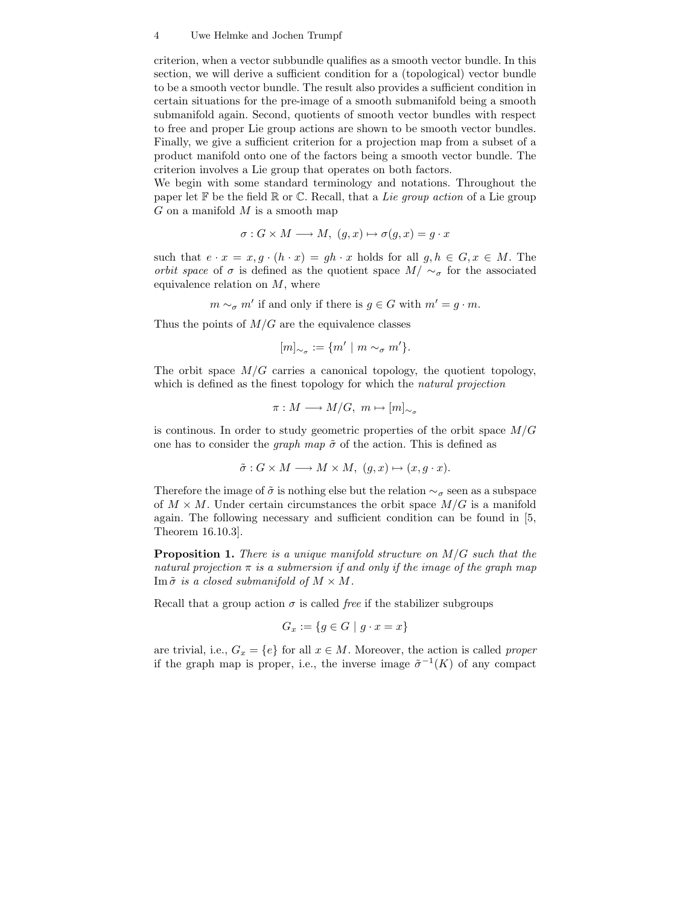criterion, when a vector subbundle qualifies as a smooth vector bundle. In this section, we will derive a sufficient condition for a (topological) vector bundle to be a smooth vector bundle. The result also provides a sufficient condition in certain situations for the pre-image of a smooth submanifold being a smooth submanifold again. Second, quotients of smooth vector bundles with respect to free and proper Lie group actions are shown to be smooth vector bundles. Finally, we give a sufficient criterion for a projection map from a subset of a product manifold onto one of the factors being a smooth vector bundle. The criterion involves a Lie group that operates on both factors.

We begin with some standard terminology and notations. Throughout the paper let $\mathbb{F}$ be the field $\mathbb{R}$ or $\mathbb{C}$. Recall, that a *Lie group action* of a Lie group $G$ on a manifold $M$ is a smooth map

$$\sigma : G \times M \longrightarrow M,\ (g, x) \mapsto \sigma(g, x) = g \cdot x$$

such that $e \cdot x = x, g \cdot (h \cdot x) = gh \cdot x$ holds for all $g, h \in G, x \in M$. The *orbit space* of $\sigma$ is defined as the quotient space $M/\sim_\sigma$ for the associated equivalence relation on $M$, where

$$m \sim_\sigma m' \text{ if and only if there is } g \in G \text{ with } m' = g \cdot m.$$

Thus the points of $M/G$ are the equivalence classes

$$[m]_{\sim_\sigma} := \{m' \mid m \sim_\sigma m'\}.$$

The orbit space $M/G$ carries a canonical topology, the quotient topology, which is defined as the finest topology for which the *natural projection*

$$\pi : M \longrightarrow M/G,\ m \mapsto [m]_{\sim_\sigma}$$

is continous. In order to study geometric properties of the orbit space $M/G$ one has to consider the *graph map* $\tilde{\sigma}$ of the action. This is defined as

$$\tilde{\sigma} : G \times M \longrightarrow M \times M,\ (g, x) \mapsto (x, g \cdot x).$$

Therefore the image of $\tilde{\sigma}$ is nothing else but the relation $\sim_\sigma$ seen as a subspace of $M \times M$. Under certain circumstances the orbit space $M/G$ is a manifold again. The following necessary and sufficient condition can be found in [5, Theorem 16.10.3].

**Proposition 1.** *There is a unique manifold structure on $M/G$ such that the natural projection $\pi$ is a submersion if and only if the image of the graph map $\operatorname{Im}\tilde{\sigma}$ is a closed submanifold of $M \times M$.*

Recall that a group action $\sigma$ is called *free* if the stabilizer subgroups

$$G_x := \{g \in G \mid g \cdot x = x\}$$

are trivial, i.e., $G_x = \{e\}$ for all $x \in M$. Moreover, the action is called *proper* if the graph map is proper, i.e., the inverse image $\tilde{\sigma}^{-1}(K)$ of any compact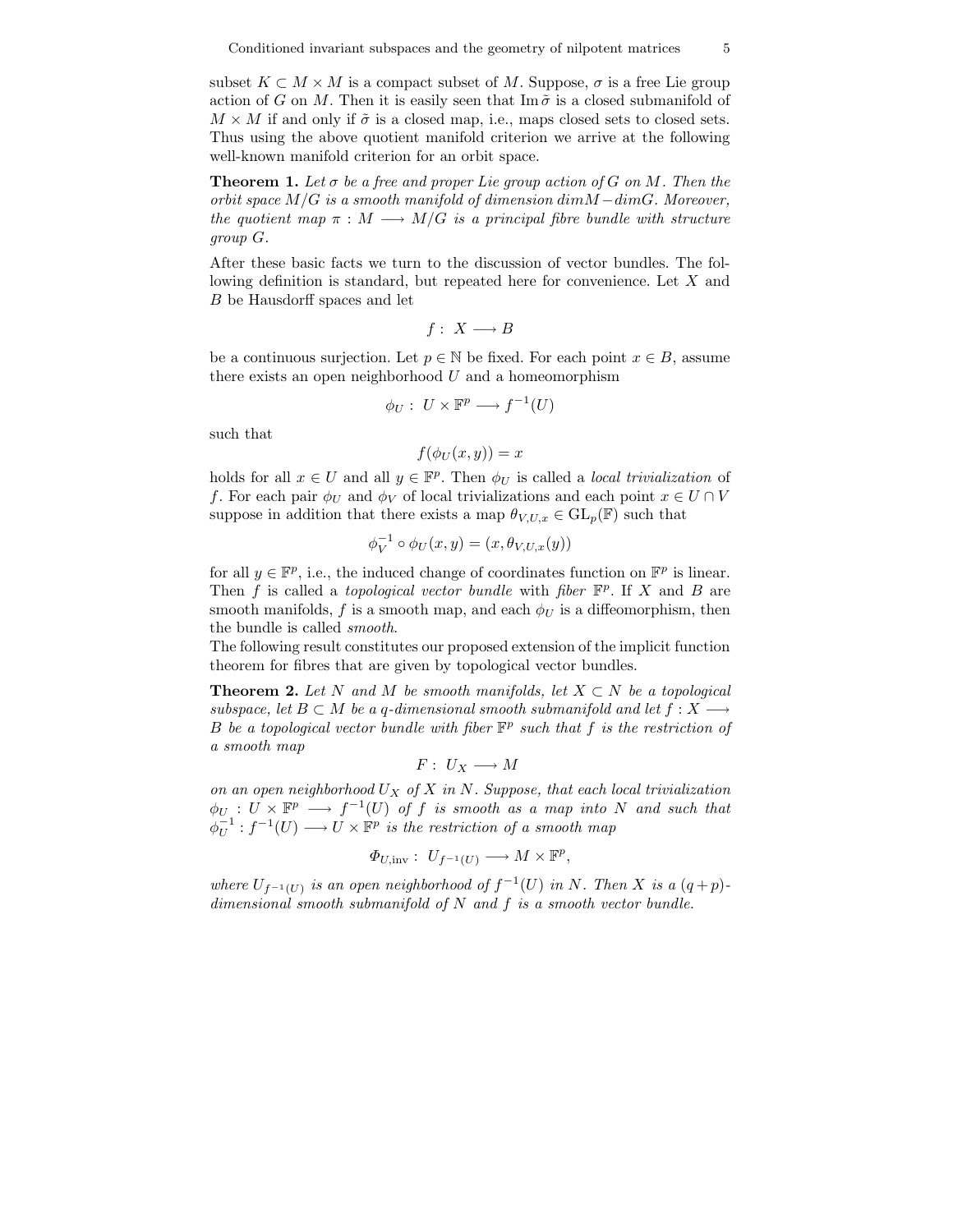subset $K \subset M \times M$ is a compact subset of $M$. Suppose, $\sigma$ is a free Lie group action of $G$ on $M$. Then it is easily seen that $\operatorname{Im}\tilde{\sigma}$ is a closed submanifold of $M \times M$ if and only if $\tilde{\sigma}$ is a closed map, i.e., maps closed sets to closed sets. Thus using the above quotient manifold criterion we arrive at the following well-known manifold criterion for an orbit space.

**Theorem 1.** *Let $\sigma$ be a free and proper Lie group action of $G$ on $M$. Then the orbit space $M/G$ is a smooth manifold of dimension $dimM - dimG$. Moreover, the quotient map $\pi : M \longrightarrow M/G$ is a principal fibre bundle with structure group $G$.*

After these basic facts we turn to the discussion of vector bundles. The following definition is standard, but repeated here for convenience. Let $X$ and $B$ be Hausdorff spaces and let

$$f : X \longrightarrow B$$

be a continuous surjection. Let $p \in \mathbb{N}$ be fixed. For each point $x \in B$, assume there exists an open neighborhood $U$ and a homeomorphism

$$\phi_U : U \times \mathbb{F}^p \longrightarrow f^{-1}(U)$$

such that

$$f(\phi_U(x, y)) = x$$

holds for all $x \in U$ and all $y \in \mathbb{F}^p$. Then $\phi_U$ is called a *local trivialization* of $f$. For each pair $\phi_U$ and $\phi_V$ of local trivializations and each point $x \in U \cap V$ suppose in addition that there exists a map $\theta_{V,U,x} \in \mathrm{GL}_p(\mathbb{F})$ such that

$$\phi_V^{-1} \circ \phi_U(x, y) = (x, \theta_{V,U,x}(y))$$

for all $y \in \mathbb{F}^p$, i.e., the induced change of coordinates function on $\mathbb{F}^p$ is linear. Then $f$ is called a *topological vector bundle* with *fiber* $\mathbb{F}^p$. If $X$ and $B$ are smooth manifolds, $f$ is a smooth map, and each $\phi_U$ is a diffeomorphism, then the bundle is called *smooth*.

The following result constitutes our proposed extension of the implicit function theorem for fibres that are given by topological vector bundles.

**Theorem 2.** *Let $N$ and $M$ be smooth manifolds, let $X \subset N$ be a topological subspace, let $B \subset M$ be a $q$-dimensional smooth submanifold and let $f : X \longrightarrow B$ be a topological vector bundle with fiber $\mathbb{F}^p$ such that $f$ is the restriction of a smooth map*

$$F : U_X \longrightarrow M$$

*on an open neighborhood $U_X$ of $X$ in $N$. Suppose, that each local trivialization $\phi_U : U \times \mathbb{F}^p \longrightarrow f^{-1}(U)$ of $f$ is smooth as a map into $N$ and such that $\phi_U^{-1} : f^{-1}(U) \longrightarrow U \times \mathbb{F}^p$ is the restriction of a smooth map*

$$\Phi_{U,\mathrm{inv}} : U_{f^{-1}(U)} \longrightarrow M \times \mathbb{F}^p,$$

*where $U_{f^{-1}(U)}$ is an open neighborhood of $f^{-1}(U)$ in $N$. Then $X$ is a $(q+p)$-dimensional smooth submanifold of $N$ and $f$ is a smooth vector bundle.*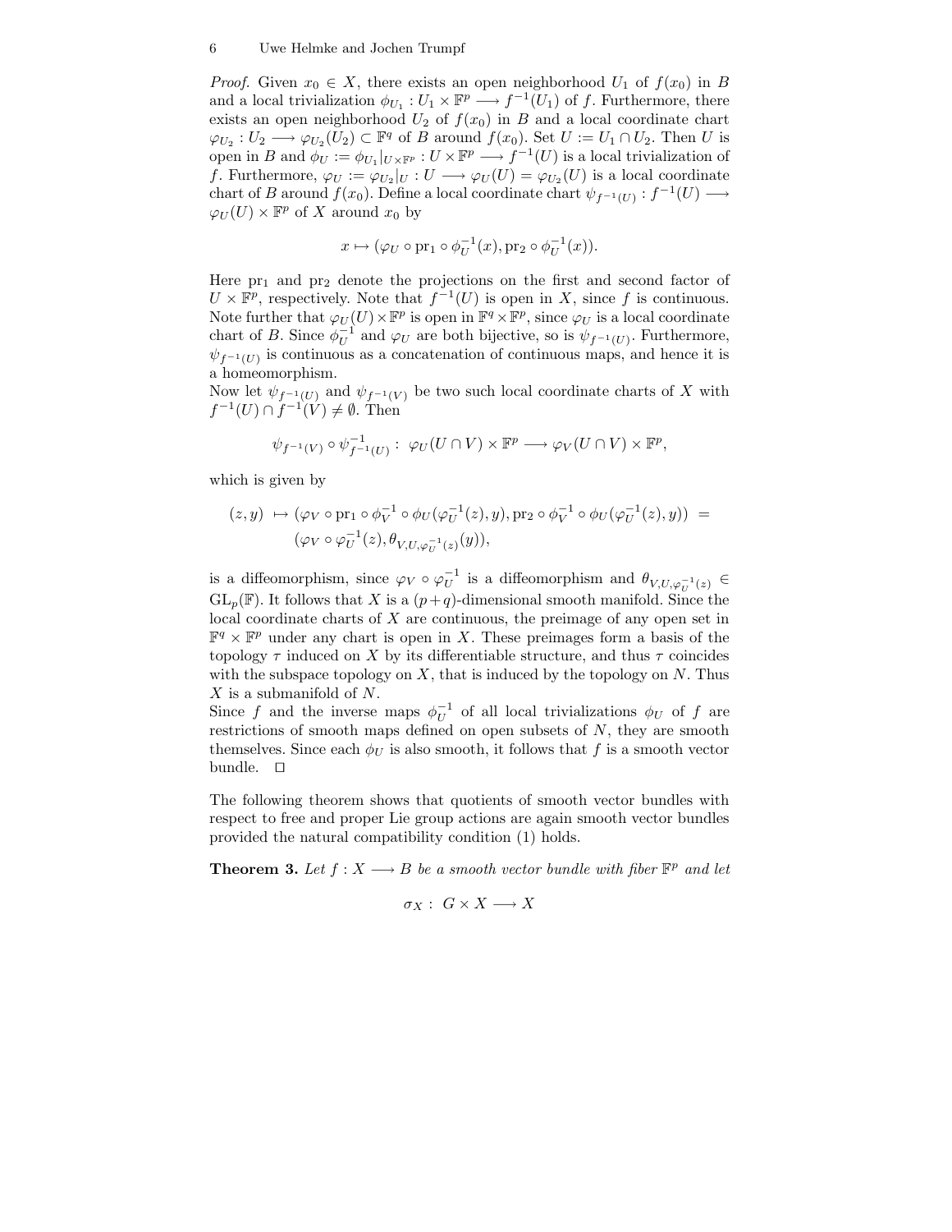*Proof.* Given $x_0 \in X$, there exists an open neighborhood $U_1$ of $f(x_0)$ in $B$ and a local trivialization $\phi_{U_1} : U_1 \times \mathbb{F}^p \longrightarrow f^{-1}(U_1)$ of $f$. Furthermore, there exists an open neighborhood $U_2$ of $f(x_0)$ in $B$ and a local coordinate chart $\varphi_{U_2} : U_2 \longrightarrow \varphi_{U_2}(U_2) \subset \mathbb{F}^q$ of $B$ around $f(x_0)$. Set $U := U_1 \cap U_2$. Then $U$ is open in $B$ and $\phi_U := \phi_{U_1}|_{U \times \mathbb{F}^p} : U \times \mathbb{F}^p \longrightarrow f^{-1}(U)$ is a local trivialization of $f$. Furthermore, $\varphi_U := \varphi_{U_2}|_U : U \longrightarrow \varphi_U(U) = \varphi_{U_2}(U)$ is a local coordinate chart of $B$ around $f(x_0)$. Define a local coordinate chart $\psi_{f^{-1}(U)} : f^{-1}(U) \longrightarrow \varphi_U(U) \times \mathbb{F}^p$ of $X$ around $x_0$ by

$$x \mapsto (\varphi_U \circ \mathrm{pr}_1 \circ \phi_U^{-1}(x), \mathrm{pr}_2 \circ \phi_U^{-1}(x)).$$

Here $\mathrm{pr}_1$ and $\mathrm{pr}_2$ denote the projections on the first and second factor of $U \times \mathbb{F}^p$, respectively. Note that $f^{-1}(U)$ is open in $X$, since $f$ is continuous. Note further that $\varphi_U(U) \times \mathbb{F}^p$ is open in $\mathbb{F}^q \times \mathbb{F}^p$, since $\varphi_U$ is a local coordinate chart of $B$. Since $\phi_U^{-1}$ and $\varphi_U$ are both bijective, so is $\psi_{f^{-1}(U)}$. Furthermore, $\psi_{f^{-1}(U)}$ is continuous as a concatenation of continuous maps, and hence it is a homeomorphism.
Now let $\psi_{f^{-1}(U)}$ and $\psi_{f^{-1}(V)}$ be two such local coordinate charts of $X$ with $f^{-1}(U) \cap f^{-1}(V) \neq \emptyset$. Then

$$\psi_{f^{-1}(V)} \circ \psi_{f^{-1}(U)}^{-1} : \ \varphi_U(U \cap V) \times \mathbb{F}^p \longrightarrow \varphi_V(U \cap V) \times \mathbb{F}^p,$$

which is given by

$$\begin{aligned}(z, y) \ \mapsto \ & (\varphi_V \circ \mathrm{pr}_1 \circ \phi_V^{-1} \circ \phi_U(\varphi_U^{-1}(z), y), \mathrm{pr}_2 \circ \phi_V^{-1} \circ \phi_U(\varphi_U^{-1}(z), y)) \ = \\ & (\varphi_V \circ \varphi_U^{-1}(z), \theta_{V,U,\varphi_U^{-1}(z)}(y)),\end{aligned}$$

is a diffeomorphism, since $\varphi_V \circ \varphi_U^{-1}$ is a diffeomorphism and $\theta_{V,U,\varphi_U^{-1}(z)} \in \mathrm{GL}_p(\mathbb{F})$. It follows that $X$ is a $(p+q)$-dimensional smooth manifold. Since the local coordinate charts of $X$ are continuous, the preimage of any open set in $\mathbb{F}^q \times \mathbb{F}^p$ under any chart is open in $X$. These preimages form a basis of the topology $\tau$ induced on $X$ by its differentiable structure, and thus $\tau$ coincides with the subspace topology on $X$, that is induced by the topology on $N$. Thus $X$ is a submanifold of $N$.
Since $f$ and the inverse maps $\phi_U^{-1}$ of all local trivializations $\phi_U$ of $f$ are restrictions of smooth maps defined on open subsets of $N$, they are smooth themselves. Since each $\phi_U$ is also smooth, it follows that $f$ is a smooth vector bundle. $\square$

The following theorem shows that quotients of smooth vector bundles with respect to free and proper Lie group actions are again smooth vector bundles provided the natural compatibility condition (1) holds.

**Theorem 3.** *Let $f : X \longrightarrow B$ be a smooth vector bundle with fiber $\mathbb{F}^p$ and let*

$$\sigma_X : \ G \times X \longrightarrow X$$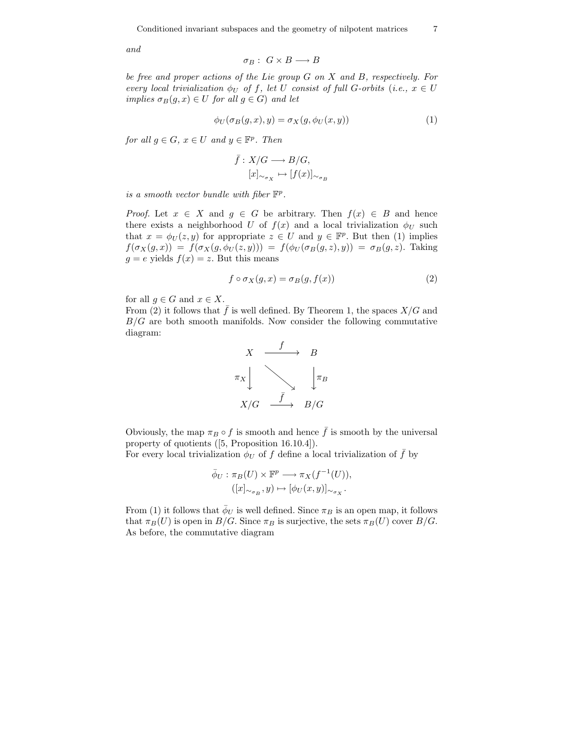*and*

$$\sigma_B : \; G \times B \longrightarrow B$$

*be free and proper actions of the Lie group $G$ on $X$ and $B$, respectively. For every local trivialization $\phi_U$ of $f$, let $U$ consist of full $G$-orbits (i.e., $x \in U$ implies $\sigma_B(g,x) \in U$ for all $g \in G$) and let*

$$\phi_U(\sigma_B(g,x),y) = \sigma_X(g, \phi_U(x,y)) \tag{1}$$

*for all $g \in G$, $x \in U$ and $y \in \mathbb{F}^p$. Then*

$$\begin{aligned} \bar{f} : X/G &\longrightarrow B/G, \\ [x]_{\sim_{\sigma_X}} &\mapsto [f(x)]_{\sim_{\sigma_B}} \end{aligned}$$

*is a smooth vector bundle with fiber $\mathbb{F}^p$.*

*Proof.* Let $x \in X$ and $g \in G$ be arbitrary. Then $f(x) \in B$ and hence there exists a neighborhood $U$ of $f(x)$ and a local trivialization $\phi_U$ such that $x = \phi_U(z,y)$ for appropriate $z \in U$ and $y \in \mathbb{F}^p$. But then (1) implies $f(\sigma_X(g,x)) = f(\sigma_X(g, \phi_U(z,y))) = f(\phi_U(\sigma_B(g,z),y)) = \sigma_B(g,z)$. Taking $g = e$ yields $f(x) = z$. But this means

$$f \circ \sigma_X(g,x) = \sigma_B(g, f(x)) \tag{2}$$

for all $g \in G$ and $x \in X$.

From (2) it follows that $\bar{f}$ is well defined. By Theorem 1, the spaces $X/G$ and $B/G$ are both smooth manifolds. Now consider the following commutative diagram:

$$\begin{array}{ccc} X & \xrightarrow{\;\; f \;\;} & B \\ {\scriptstyle \pi_X}\downarrow & \searrow & \downarrow{\scriptstyle \pi_B} \\ X/G & \xrightarrow{\;\; \bar{f} \;\;} & B/G \end{array}$$

Obviously, the map $\pi_B \circ f$ is smooth and hence $\bar{f}$ is smooth by the universal property of quotients ([5, Proposition 16.10.4]).

For every local trivialization $\phi_U$ of $f$ define a local trivialization of $\bar{f}$ by

$$\begin{aligned} \bar{\phi}_U : \pi_B(U) \times \mathbb{F}^p &\longrightarrow \pi_X(f^{-1}(U)), \\ ([x]_{\sim_{\sigma_B}}, y) &\mapsto [\phi_U(x,y)]_{\sim_{\sigma_X}}. \end{aligned}$$

From (1) it follows that $\bar{\phi}_U$ is well defined. Since $\pi_B$ is an open map, it follows that $\pi_B(U)$ is open in $B/G$. Since $\pi_B$ is surjective, the sets $\pi_B(U)$ cover $B/G$. As before, the commutative diagram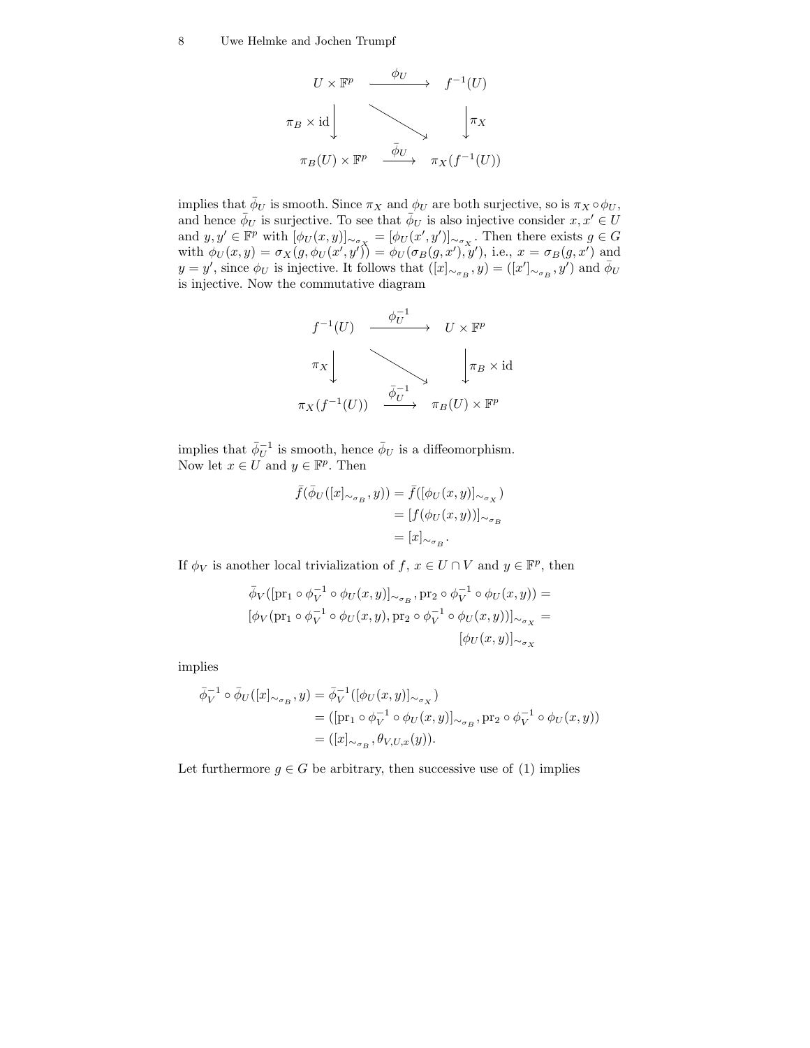$$
\begin{array}{ccc}
U \times \mathbb{F}^p & \xrightarrow{\quad \phi_U \quad} & f^{-1}(U) \\
\Big\downarrow {\scriptstyle \pi_B \times \mathrm{id}} & \searrow & \Big\downarrow {\scriptstyle \pi_X} \\
\pi_B(U) \times \mathbb{F}^p & \xrightarrow{\quad \bar{\phi}_U \quad} & \pi_X(f^{-1}(U))
\end{array}
$$

implies that $\bar{\phi}_U$ is smooth. Since $\pi_X$ and $\phi_U$ are both surjective, so is $\pi_X \circ \phi_U$, and hence $\bar{\phi}_U$ is surjective. To see that $\bar{\phi}_U$ is also injective consider $x, x' \in U$ and $y, y' \in \mathbb{F}^p$ with $[\phi_U(x,y)]_{\sim_{\sigma_X}} = [\phi_U(x',y')]_{\sim_{\sigma_X}}$. Then there exists $g \in G$ with $\phi_U(x,y) = \sigma_X(g, \phi_U(x',y')) = \phi_U(\sigma_B(g,x'),y')$, i.e., $x = \sigma_B(g,x')$ and $y = y'$, since $\phi_U$ is injective. It follows that $([x]_{\sim_{\sigma_B}}, y) = ([x']_{\sim_{\sigma_B}}, y')$ and $\bar{\phi}_U$ is injective. Now the commutative diagram

$$
\begin{array}{ccc}
f^{-1}(U) & \xrightarrow{\quad \phi_U^{-1} \quad} & U \times \mathbb{F}^p \\
\Big\downarrow {\scriptstyle \pi_X} & \searrow & \Big\downarrow {\scriptstyle \pi_B \times \mathrm{id}} \\
\pi_X(f^{-1}(U)) & \xrightarrow{\quad \bar{\phi}_U^{-1} \quad} & \pi_B(U) \times \mathbb{F}^p
\end{array}
$$

implies that $\bar{\phi}_U^{-1}$ is smooth, hence $\bar{\phi}_U$ is a diffeomorphism.
Now let $x \in U$ and $y \in \mathbb{F}^p$. Then

$$
\begin{aligned}
\bar{f}(\bar{\phi}_U([x]_{\sim_{\sigma_B}}, y)) &= \bar{f}([\phi_U(x,y)]_{\sim_{\sigma_X}}) \\
&= [f(\phi_U(x,y))]_{\sim_{\sigma_B}} \\
&= [x]_{\sim_{\sigma_B}}.
\end{aligned}
$$

If $\phi_V$ is another local trivialization of $f$, $x \in U \cap V$ and $y \in \mathbb{F}^p$, then

$$
\begin{aligned}
&\bar{\phi}_V([\mathrm{pr}_1 \circ \phi_V^{-1} \circ \phi_U(x,y)]_{\sim_{\sigma_B}}, \mathrm{pr}_2 \circ \phi_V^{-1} \circ \phi_U(x,y)) = \\
&[\phi_V(\mathrm{pr}_1 \circ \phi_V^{-1} \circ \phi_U(x,y), \mathrm{pr}_2 \circ \phi_V^{-1} \circ \phi_U(x,y))]_{\sim_{\sigma_X}} = \\
&\qquad\qquad\qquad\qquad [\phi_U(x,y)]_{\sim_{\sigma_X}}
\end{aligned}
$$

implies

$$
\begin{aligned}
\bar{\phi}_V^{-1} \circ \bar{\phi}_U([x]_{\sim_{\sigma_B}}, y) &= \bar{\phi}_V^{-1}([\phi_U(x,y)]_{\sim_{\sigma_X}}) \\
&= ([\mathrm{pr}_1 \circ \phi_V^{-1} \circ \phi_U(x,y)]_{\sim_{\sigma_B}}, \mathrm{pr}_2 \circ \phi_V^{-1} \circ \phi_U(x,y)) \\
&= ([x]_{\sim_{\sigma_B}}, \theta_{V,U,x}(y)).
\end{aligned}
$$

Let furthermore $g \in G$ be arbitrary, then successive use of (1) implies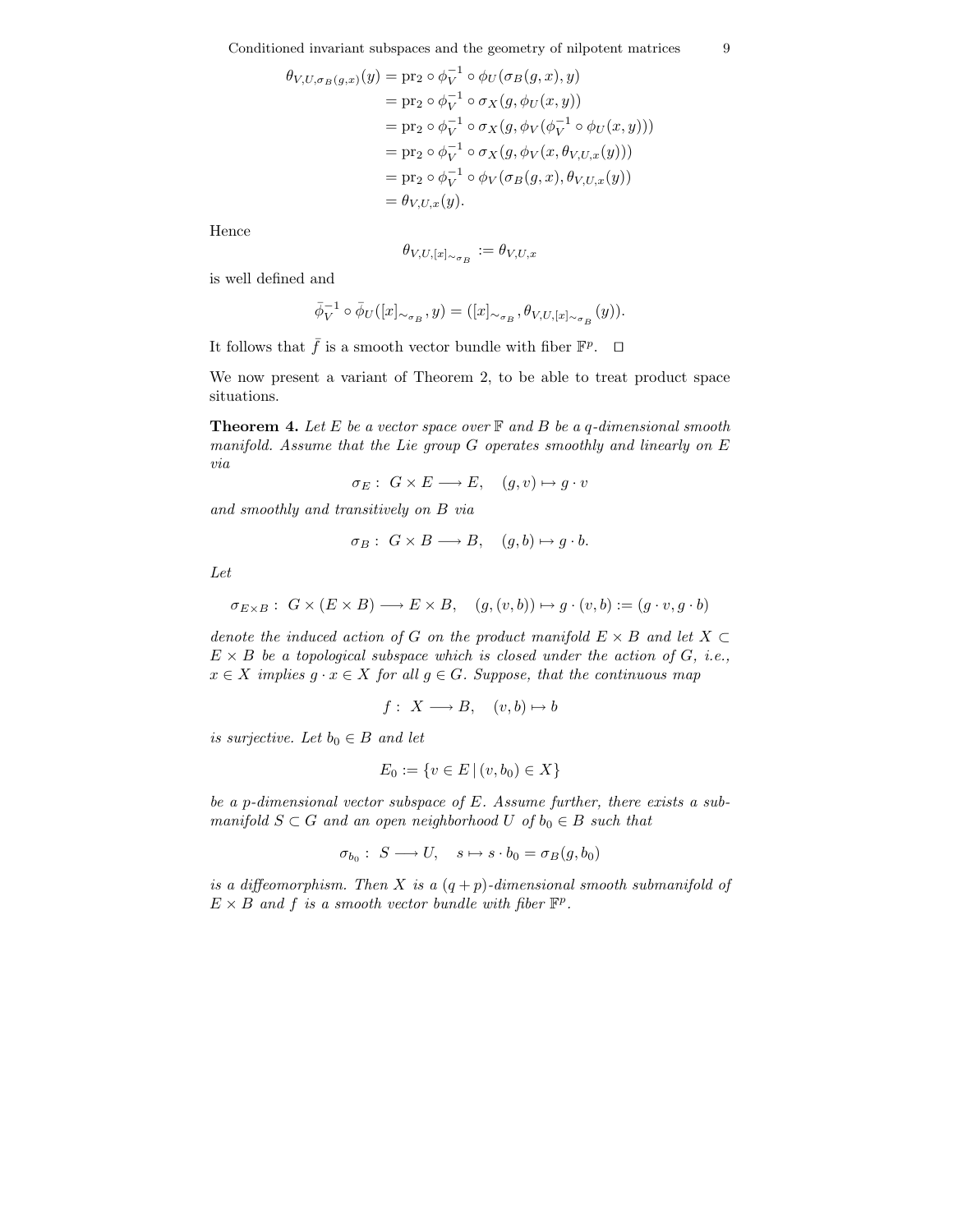$$
\begin{aligned}
\theta_{V,U,\sigma_B(g,x)}(y) &= \mathrm{pr}_2 \circ \phi_V^{-1} \circ \phi_U(\sigma_B(g,x), y) \\
&= \mathrm{pr}_2 \circ \phi_V^{-1} \circ \sigma_X(g, \phi_U(x,y)) \\
&= \mathrm{pr}_2 \circ \phi_V^{-1} \circ \sigma_X(g, \phi_V(\phi_V^{-1} \circ \phi_U(x,y))) \\
&= \mathrm{pr}_2 \circ \phi_V^{-1} \circ \sigma_X(g, \phi_V(x, \theta_{V,U,x}(y))) \\
&= \mathrm{pr}_2 \circ \phi_V^{-1} \circ \phi_V(\sigma_B(g,x), \theta_{V,U,x}(y)) \\
&= \theta_{V,U,x}(y).
\end{aligned}
$$

Hence

$$
\theta_{V,U,[x]_{\sim_{\sigma_B}}} := \theta_{V,U,x}
$$

is well defined and

$$
\bar{\phi}_V^{-1} \circ \bar{\phi}_U([x]_{\sim_{\sigma_B}}, y) = ([x]_{\sim_{\sigma_B}}, \theta_{V,U,[x]_{\sim_{\sigma_B}}}(y)).
$$

It follows that $\bar{f}$ is a smooth vector bundle with fiber $\mathbb{F}^p$. $\square$

We now present a variant of Theorem 2, to be able to treat product space situations.

**Theorem 4.** *Let $E$ be a vector space over $\mathbb{F}$ and $B$ be a $q$-dimensional smooth manifold. Assume that the Lie group $G$ operates smoothly and linearly on $E$ via*

$$
\sigma_E : \ G \times E \longrightarrow E, \quad (g,v) \mapsto g \cdot v
$$

*and smoothly and transitively on $B$ via*

$$
\sigma_B : \ G \times B \longrightarrow B, \quad (g,b) \mapsto g \cdot b.
$$

*Let*

$$
\sigma_{E \times B} : \ G \times (E \times B) \longrightarrow E \times B, \quad (g,(v,b)) \mapsto g \cdot (v,b) := (g \cdot v, g \cdot b)
$$

*denote the induced action of $G$ on the product manifold $E \times B$ and let $X \subset E \times B$ be a topological subspace which is closed under the action of $G$, i.e., $x \in X$ implies $g \cdot x \in X$ for all $g \in G$. Suppose, that the continuous map*

$$
f : \ X \longrightarrow B, \quad (v,b) \mapsto b
$$

*is surjective. Let $b_0 \in B$ and let*

$$
E_0 := \{ v \in E \,|\, (v, b_0) \in X \}
$$

*be a $p$-dimensional vector subspace of $E$. Assume further, there exists a submanifold $S \subset G$ and an open neighborhood $U$ of $b_0 \in B$ such that*

$$
\sigma_{b_0} : \ S \longrightarrow U, \quad s \mapsto s \cdot b_0 = \sigma_B(g, b_0)
$$

*is a diffeomorphism. Then $X$ is a $(q+p)$-dimensional smooth submanifold of $E \times B$ and $f$ is a smooth vector bundle with fiber $\mathbb{F}^p$.*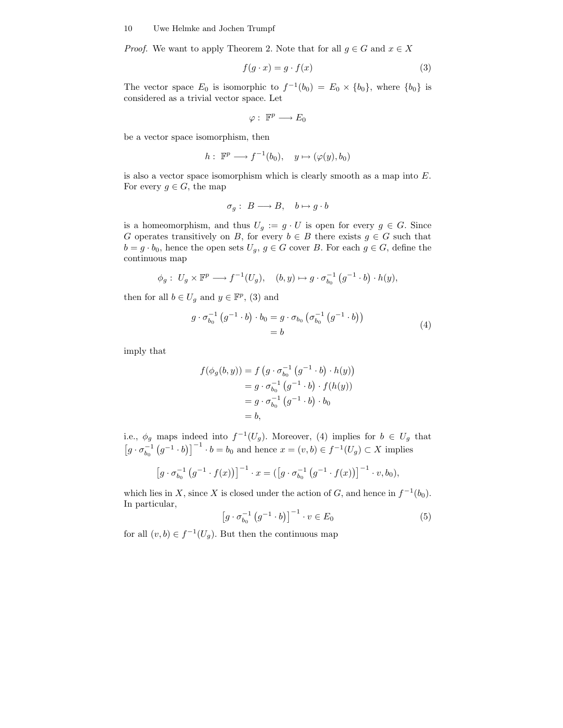*Proof.* We want to apply Theorem 2. Note that for all $g \in G$ and $x \in X$

$$f(g \cdot x) = g \cdot f(x) \tag{3}$$

The vector space $E_0$ is isomorphic to $f^{-1}(b_0) = E_0 \times \{b_0\}$, where $\{b_0\}$ is considered as a trivial vector space. Let

$$\varphi : \mathbb{F}^p \longrightarrow E_0$$

be a vector space isomorphism, then

$$h : \mathbb{F}^p \longrightarrow f^{-1}(b_0), \quad y \mapsto (\varphi(y), b_0)$$

is also a vector space isomorphism which is clearly smooth as a map into $E$. For every $g \in G$, the map

$$\sigma_g : B \longrightarrow B, \quad b \mapsto g \cdot b$$

is a homeomorphism, and thus $U_g := g \cdot U$ is open for every $g \in G$. Since $G$ operates transitively on $B$, for every $b \in B$ there exists $g \in G$ such that $b = g \cdot b_0$, hence the open sets $U_g$, $g \in G$ cover $B$. For each $g \in G$, define the continuous map

$$\phi_g : U_g \times \mathbb{F}^p \longrightarrow f^{-1}(U_g), \quad (b, y) \mapsto g \cdot \sigma_{b_0}^{-1}\left(g^{-1} \cdot b\right) \cdot h(y),$$

then for all $b \in U_g$ and $y \in \mathbb{F}^p$, (3) and

$$\begin{aligned} g \cdot \sigma_{b_0}^{-1}\left(g^{-1} \cdot b\right) \cdot b_0 &= g \cdot \sigma_{b_0}\left(\sigma_{b_0}^{-1}\left(g^{-1} \cdot b\right)\right) \\ &= b \end{aligned} \tag{4}$$

imply that

$$\begin{aligned} f(\phi_g(b, y)) &= f\left(g \cdot \sigma_{b_0}^{-1}\left(g^{-1} \cdot b\right) \cdot h(y)\right) \\ &= g \cdot \sigma_{b_0}^{-1}\left(g^{-1} \cdot b\right) \cdot f(h(y)) \\ &= g \cdot \sigma_{b_0}^{-1}\left(g^{-1} \cdot b\right) \cdot b_0 \\ &= b, \end{aligned}$$

i.e., $\phi_g$ maps indeed into $f^{-1}(U_g)$. Moreover, (4) implies for $b \in U_g$ that $\left[g \cdot \sigma_{b_0}^{-1}\left(g^{-1} \cdot b\right)\right]^{-1} \cdot b = b_0$ and hence $x = (v, b) \in f^{-1}(U_g) \subset X$ implies

$$\left[g \cdot \sigma_{b_0}^{-1}\left(g^{-1} \cdot f(x)\right)\right]^{-1} \cdot x = \left(\left[g \cdot \sigma_{b_0}^{-1}\left(g^{-1} \cdot f(x)\right)\right]^{-1} \cdot v, b_0\right),$$

which lies in $X$, since $X$ is closed under the action of $G$, and hence in $f^{-1}(b_0)$. In particular,

$$\left[g \cdot \sigma_{b_0}^{-1}\left(g^{-1} \cdot b\right)\right]^{-1} \cdot v \in E_0 \tag{5}$$

for all $(v, b) \in f^{-1}(U_g)$. But then the continuous map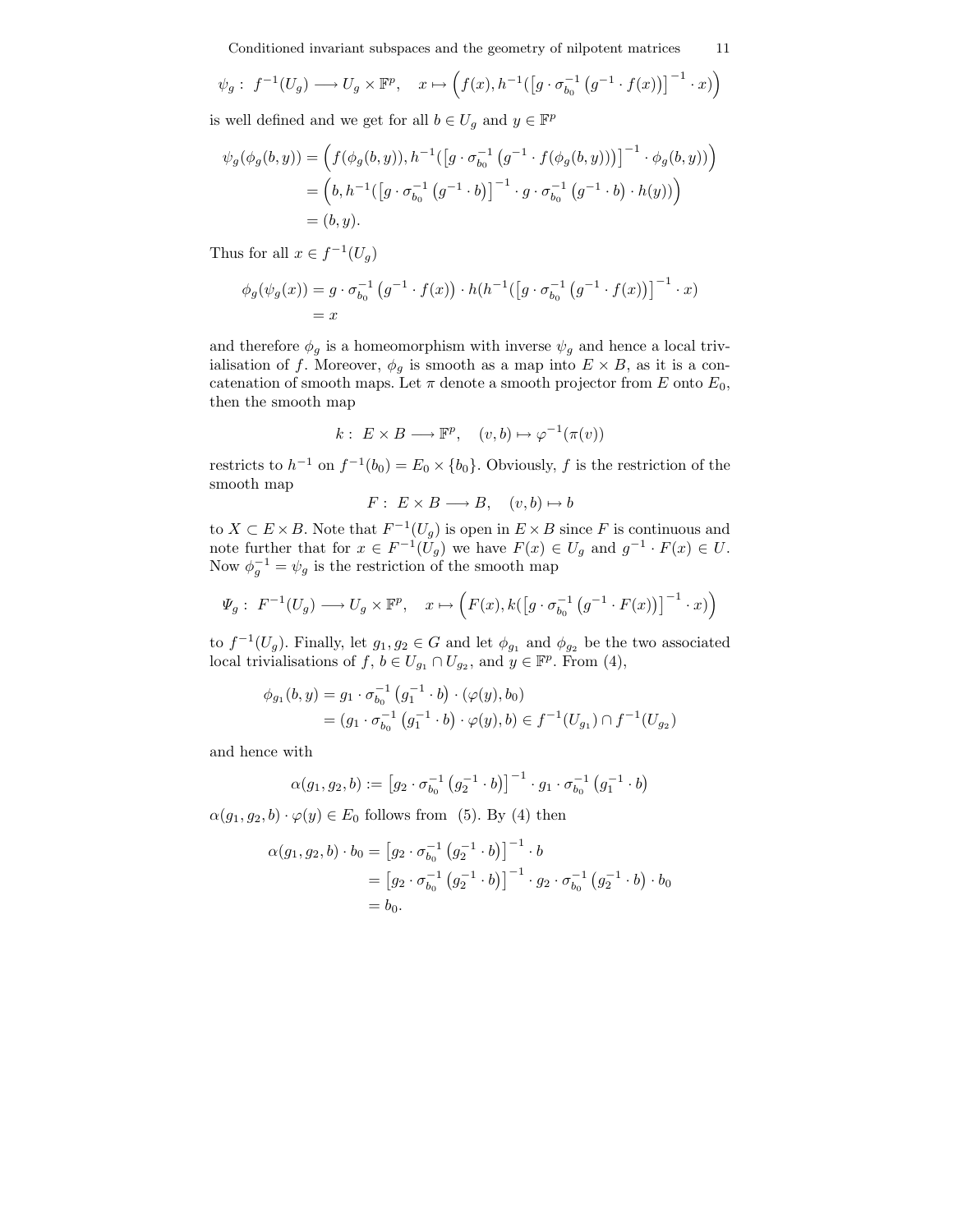$$\psi_g: \ f^{-1}(U_g) \longrightarrow U_g \times \mathbb{F}^p, \quad x \mapsto \Big(f(x), h^{-1}(\big[g \cdot \sigma_{b_0}^{-1}\left(g^{-1} \cdot f(x)\right)\big]^{-1} \cdot x)\Big)$$

is well defined and we get for all $b \in U_g$ and $y \in \mathbb{F}^p$

$$\begin{aligned}
\psi_g(\phi_g(b,y)) &= \Big(f(\phi_g(b,y)), h^{-1}(\big[g \cdot \sigma_{b_0}^{-1}\left(g^{-1} \cdot f(\phi_g(b,y))\right)\big]^{-1} \cdot \phi_g(b,y))\Big) \\
&= \Big(b, h^{-1}(\big[g \cdot \sigma_{b_0}^{-1}\left(g^{-1} \cdot b\right)\big]^{-1} \cdot g \cdot \sigma_{b_0}^{-1}\left(g^{-1} \cdot b\right) \cdot h(y))\Big) \\
&= (b,y).
\end{aligned}$$

Thus for all $x \in f^{-1}(U_g)$

$$\begin{aligned}
\phi_g(\psi_g(x)) &= g \cdot \sigma_{b_0}^{-1}\left(g^{-1} \cdot f(x)\right) \cdot h(h^{-1}(\big[g \cdot \sigma_{b_0}^{-1}\left(g^{-1} \cdot f(x)\right)\big]^{-1} \cdot x) \\
&= x
\end{aligned}$$

and therefore $\phi_g$ is a homeomorphism with inverse $\psi_g$ and hence a local trivialisation of $f$. Moreover, $\phi_g$ is smooth as a map into $E \times B$, as it is a concatenation of smooth maps. Let $\pi$ denote a smooth projector from $E$ onto $E_0$, then the smooth map

$$k: \ E \times B \longrightarrow \mathbb{F}^p, \quad (v,b) \mapsto \varphi^{-1}(\pi(v))$$

restricts to $h^{-1}$ on $f^{-1}(b_0) = E_0 \times \{b_0\}$. Obviously, $f$ is the restriction of the smooth map

$$F: \ E \times B \longrightarrow B, \quad (v,b) \mapsto b$$

to $X \subset E \times B$. Note that $F^{-1}(U_g)$ is open in $E \times B$ since $F$ is continuous and note further that for $x \in F^{-1}(U_g)$ we have $F(x) \in U_g$ and $g^{-1} \cdot F(x) \in U$. Now $\phi_g^{-1} = \psi_g$ is the restriction of the smooth map

$$\Psi_g: \ F^{-1}(U_g) \longrightarrow U_g \times \mathbb{F}^p, \quad x \mapsto \Big(F(x), k(\big[g \cdot \sigma_{b_0}^{-1}\left(g^{-1} \cdot F(x)\right)\big]^{-1} \cdot x)\Big)$$

to $f^{-1}(U_g)$. Finally, let $g_1, g_2 \in G$ and let $\phi_{g_1}$ and $\phi_{g_2}$ be the two associated local trivialisations of $f$, $b \in U_{g_1} \cap U_{g_2}$, and $y \in \mathbb{F}^p$. From (4),

$$\begin{aligned}
\phi_{g_1}(b,y) &= g_1 \cdot \sigma_{b_0}^{-1}\left(g_1^{-1} \cdot b\right) \cdot (\varphi(y), b_0) \\
&= (g_1 \cdot \sigma_{b_0}^{-1}\left(g_1^{-1} \cdot b\right) \cdot \varphi(y), b) \in f^{-1}(U_{g_1}) \cap f^{-1}(U_{g_2})
\end{aligned}$$

and hence with

$$\alpha(g_1,g_2,b) := \big[g_2 \cdot \sigma_{b_0}^{-1}\left(g_2^{-1} \cdot b\right)\big]^{-1} \cdot g_1 \cdot \sigma_{b_0}^{-1}\left(g_1^{-1} \cdot b\right)$$

$\alpha(g_1,g_2,b) \cdot \varphi(y) \in E_0$ follows from (5). By (4) then

$$\begin{aligned}
\alpha(g_1,g_2,b) \cdot b_0 &= \big[g_2 \cdot \sigma_{b_0}^{-1}\left(g_2^{-1} \cdot b\right)\big]^{-1} \cdot b \\
&= \big[g_2 \cdot \sigma_{b_0}^{-1}\left(g_2^{-1} \cdot b\right)\big]^{-1} \cdot g_2 \cdot \sigma_{b_0}^{-1}\left(g_2^{-1} \cdot b\right) \cdot b_0 \\
&= b_0.
\end{aligned}$$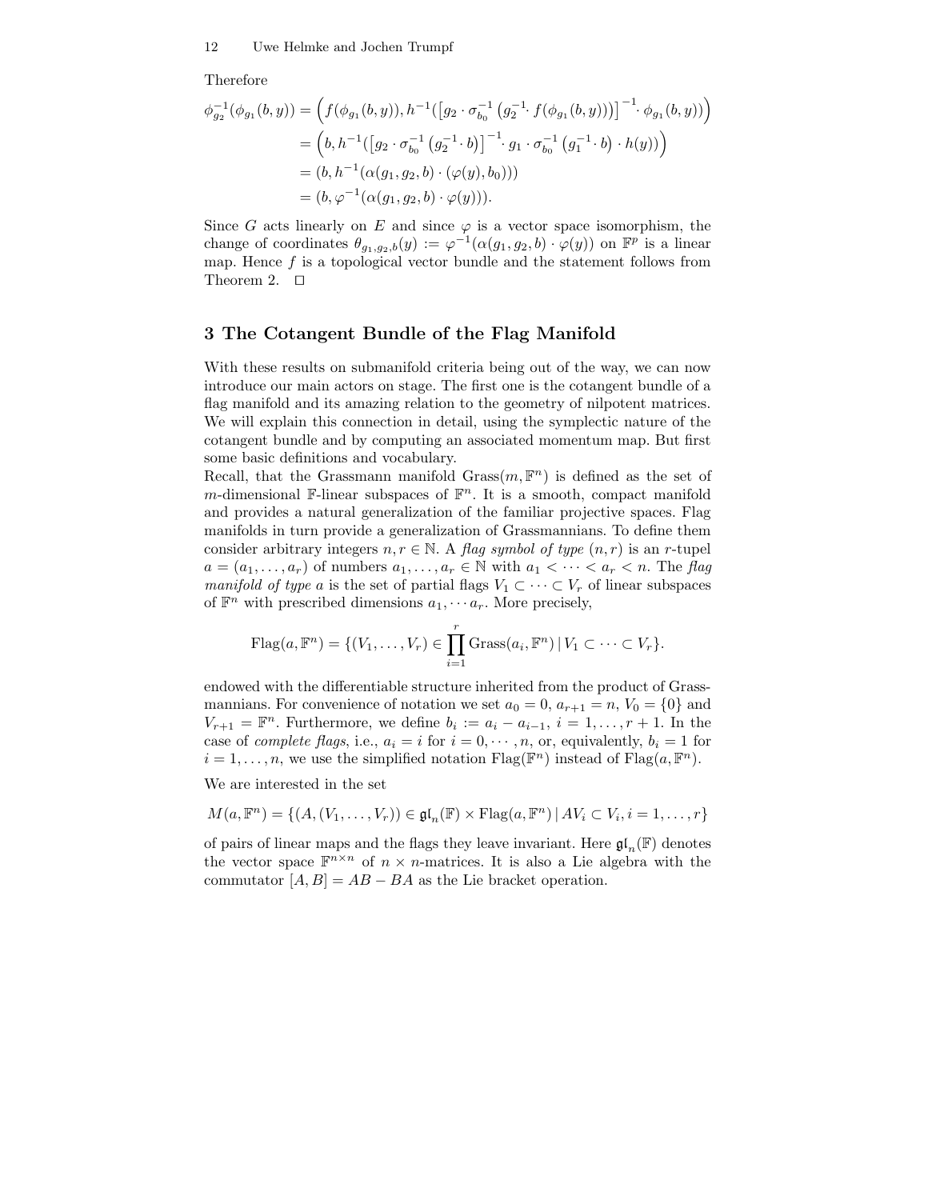Therefore

$$
\begin{aligned}
\phi_{g_2}^{-1}(\phi_{g_1}(b,y)) &= \Big(f(\phi_{g_1}(b,y)), h^{-1}(\big[g_2 \cdot \sigma_{b_0}^{-1}\left(g_2^{-1} \cdot f(\phi_{g_1}(b,y))\right)\big]^{-1} \cdot \phi_{g_1}(b,y))\Big) \\
&= \Big(b, h^{-1}(\big[g_2 \cdot \sigma_{b_0}^{-1}\left(g_2^{-1} \cdot b\right)\big]^{-1} \cdot g_1 \cdot \sigma_{b_0}^{-1}\left(g_1^{-1} \cdot b\right) \cdot h(y))\Big) \\
&= (b, h^{-1}(\alpha(g_1,g_2,b) \cdot (\varphi(y), b_0))) \\
&= (b, \varphi^{-1}(\alpha(g_1,g_2,b) \cdot \varphi(y))).
\end{aligned}
$$

Since $G$ acts linearly on $E$ and since $\varphi$ is a vector space isomorphism, the change of coordinates $\theta_{g_1,g_2,b}(y) := \varphi^{-1}(\alpha(g_1,g_2,b) \cdot \varphi(y))$ on $\mathbb{F}^p$ is a linear map. Hence $f$ is a topological vector bundle and the statement follows from Theorem 2. $\square$

## 3 The Cotangent Bundle of the Flag Manifold

With these results on submanifold criteria being out of the way, we can now introduce our main actors on stage. The first one is the cotangent bundle of a flag manifold and its amazing relation to the geometry of nilpotent matrices. We will explain this connection in detail, using the symplectic nature of the cotangent bundle and by computing an associated momentum map. But first some basic definitions and vocabulary.

Recall, that the Grassmann manifold $\mathrm{Grass}(m, \mathbb{F}^n)$ is defined as the set of $m$-dimensional $\mathbb{F}$-linear subspaces of $\mathbb{F}^n$. It is a smooth, compact manifold and provides a natural generalization of the familiar projective spaces. Flag manifolds in turn provide a generalization of Grassmannians. To define them consider arbitrary integers $n, r \in \mathbb{N}$. A *flag symbol of type* $(n, r)$ is an $r$-tupel $a = (a_1, \ldots, a_r)$ of numbers $a_1, \ldots, a_r \in \mathbb{N}$ with $a_1 < \cdots < a_r < n$. The *flag manifold of type* $a$ is the set of partial flags $V_1 \subset \cdots \subset V_r$ of linear subspaces of $\mathbb{F}^n$ with prescribed dimensions $a_1, \cdots a_r$. More precisely,

$$
\mathrm{Flag}(a, \mathbb{F}^n) = \{(V_1, \ldots, V_r) \in \prod_{i=1}^{r} \mathrm{Grass}(a_i, \mathbb{F}^n) \,|\, V_1 \subset \cdots \subset V_r\}.
$$

endowed with the differentiable structure inherited from the product of Grassmannians. For convenience of notation we set $a_0 = 0$, $a_{r+1} = n$, $V_0 = \{0\}$ and $V_{r+1} = \mathbb{F}^n$. Furthermore, we define $b_i := a_i - a_{i-1}$, $i = 1, \ldots, r+1$. In the case of *complete flags*, i.e., $a_i = i$ for $i = 0, \cdots, n$, or, equivalently, $b_i = 1$ for $i = 1, \ldots, n$, we use the simplified notation $\mathrm{Flag}(\mathbb{F}^n)$ instead of $\mathrm{Flag}(a, \mathbb{F}^n)$.

We are interested in the set

$$
M(a, \mathbb{F}^n) = \{(A, (V_1, \ldots, V_r)) \in \mathfrak{gl}_n(\mathbb{F}) \times \mathrm{Flag}(a, \mathbb{F}^n) \,|\, AV_i \subset V_i, i = 1, \ldots, r\}
$$

of pairs of linear maps and the flags they leave invariant. Here $\mathfrak{gl}_n(\mathbb{F})$ denotes the vector space $\mathbb{F}^{n \times n}$ of $n \times n$-matrices. It is also a Lie algebra with the commutator $[A, B] = AB - BA$ as the Lie bracket operation.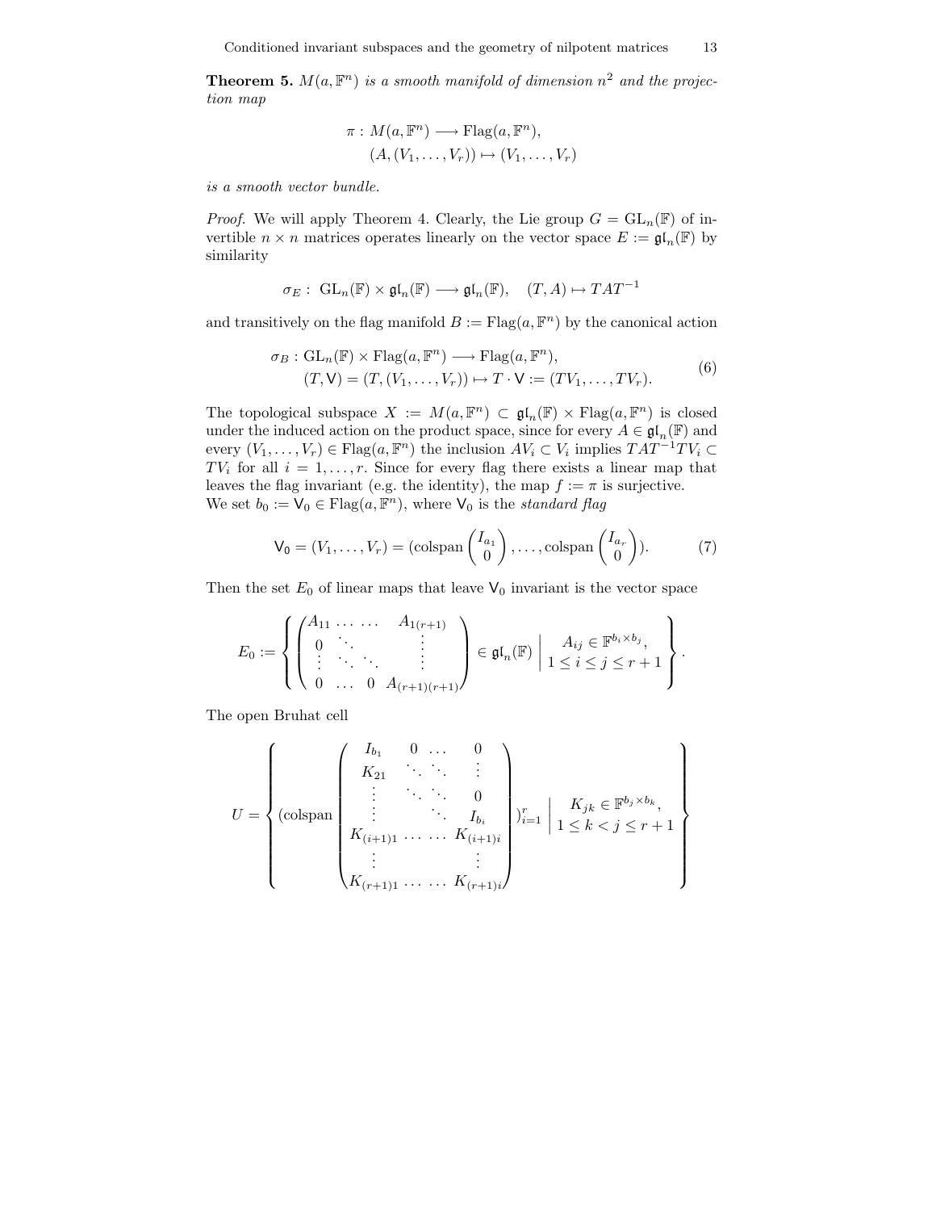**Theorem 5.** *$M(a, \mathbb{F}^n)$ is a smooth manifold of dimension $n^2$ and the projection map*

$$\begin{aligned} \pi : M(a, \mathbb{F}^n) &\longrightarrow \mathrm{Flag}(a, \mathbb{F}^n), \\ (A, (V_1, \dots, V_r)) &\mapsto (V_1, \dots, V_r) \end{aligned}$$

*is a smooth vector bundle.*

*Proof.* We will apply Theorem 4. Clearly, the Lie group $G = \mathrm{GL}_n(\mathbb{F})$ of invertible $n \times n$ matrices operates linearly on the vector space $E := \mathfrak{gl}_n(\mathbb{F})$ by similarity

$$\sigma_E : \mathrm{GL}_n(\mathbb{F}) \times \mathfrak{gl}_n(\mathbb{F}) \longrightarrow \mathfrak{gl}_n(\mathbb{F}), \quad (T, A) \mapsto TAT^{-1}$$

and transitively on the flag manifold $B := \mathrm{Flag}(a, \mathbb{F}^n)$ by the canonical action

$$\begin{aligned} \sigma_B : \mathrm{GL}_n(\mathbb{F}) \times \mathrm{Flag}(a, \mathbb{F}^n) &\longrightarrow \mathrm{Flag}(a, \mathbb{F}^n), \\ (T, \mathsf{V}) = (T, (V_1, \dots, V_r)) &\mapsto T \cdot \mathsf{V} := (TV_1, \dots, TV_r). \end{aligned} \tag{6}$$

The topological subspace $X := M(a, \mathbb{F}^n) \subset \mathfrak{gl}_n(\mathbb{F}) \times \mathrm{Flag}(a, \mathbb{F}^n)$ is closed under the induced action on the product space, since for every $A \in \mathfrak{gl}_n(\mathbb{F})$ and every $(V_1, \dots, V_r) \in \mathrm{Flag}(a, \mathbb{F}^n)$ the inclusion $AV_i \subset V_i$ implies $TAT^{-1}TV_i \subset TV_i$ for all $i = 1, \dots, r$. Since for every flag there exists a linear map that leaves the flag invariant (e.g. the identity), the map $f := \pi$ is surjective.
We set $b_0 := \mathsf{V}_0 \in \mathrm{Flag}(a, \mathbb{F}^n)$, where $\mathsf{V}_0$ is the *standard flag*

$$\mathsf{V}_0 = (V_1, \dots, V_r) = (\mathrm{colspan} \begin{pmatrix} I_{a_1} \\ 0 \end{pmatrix}, \dots, \mathrm{colspan} \begin{pmatrix} I_{a_r} \\ 0 \end{pmatrix}). \tag{7}$$

Then the set $E_0$ of linear maps that leave $\mathsf{V}_0$ invariant is the vector space

$$E_0 := \left\{ \begin{pmatrix} A_{11} & \dots & \dots & A_{1(r+1)} \\ 0 & \ddots & & \vdots \\ \vdots & \ddots & \ddots & \vdots \\ 0 & \dots & 0 & A_{(r+1)(r+1)} \end{pmatrix} \in \mathfrak{gl}_n(\mathbb{F}) \;\middle|\; \begin{matrix} A_{ij} \in \mathbb{F}^{b_i \times b_j}, \\ 1 \le i \le j \le r+1 \end{matrix} \right\}.$$

The open Bruhat cell

$$U = \left\{ (\mathrm{colspan} \begin{pmatrix} I_{b_1} & 0 & \dots & 0 \\ K_{21} & \ddots & \ddots & \vdots \\ \vdots & \ddots & \ddots & 0 \\ \vdots & & \ddots & I_{b_i} \\ K_{(i+1)1} & \dots & \dots & K_{(i+1)i} \\ \vdots & & & \vdots \\ K_{(r+1)1} & \dots & \dots & K_{(r+1)i} \end{pmatrix})_{i=1}^r \;\middle|\; \begin{matrix} K_{jk} \in \mathbb{F}^{b_j \times b_k}, \\ 1 \le k < j \le r+1 \end{matrix} \right\}$$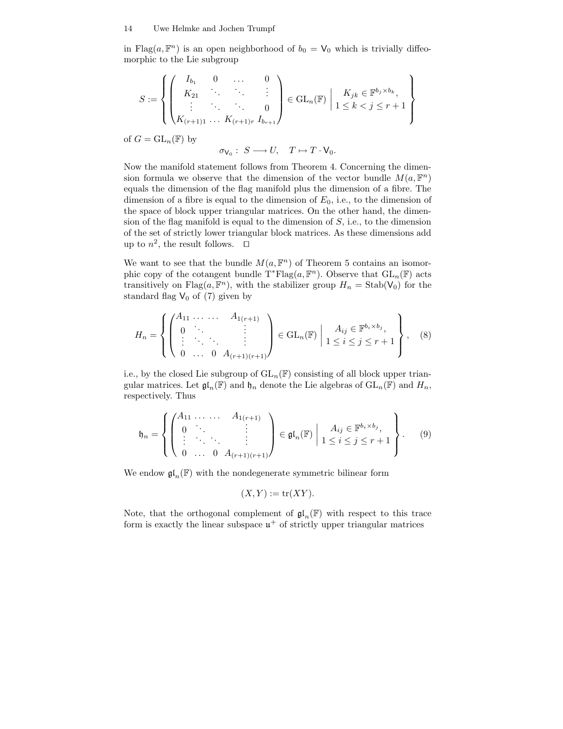in $\mathrm{Flag}(a, \mathbb{F}^n)$ is an open neighborhood of $b_0 = \mathsf{V}_0$ which is trivially diffeomorphic to the Lie subgroup

$$S := \left\{ \begin{pmatrix} I_{b_1} & 0 & \dots & 0 \\ K_{21} & \ddots & \ddots & \vdots \\ \vdots & \ddots & \ddots & 0 \\ K_{(r+1)1} & \dots & K_{(r+1)r} & I_{b_{r+1}} \end{pmatrix} \in \mathrm{GL}_n(\mathbb{F}) \;\middle|\; \begin{array}{c} K_{jk} \in \mathbb{F}^{b_j \times b_k}, \\ 1 \leq k < j \leq r+1 \end{array} \right\}$$

of $G = \mathrm{GL}_n(\mathbb{F})$ by

$$\sigma_{\mathsf{V}_0} : \; S \longrightarrow U, \quad T \mapsto T \cdot \mathsf{V}_0.$$

Now the manifold statement follows from Theorem 4. Concerning the dimension formula we observe that the dimension of the vector bundle $M(a, \mathbb{F}^n)$ equals the dimension of the flag manifold plus the dimension of a fibre. The dimension of a fibre is equal to the dimension of $E_0$, i.e., to the dimension of the space of block upper triangular matrices. On the other hand, the dimension of the flag manifold is equal to the dimension of $S$, i.e., to the dimension of the set of strictly lower triangular block matrices. As these dimensions add up to $n^2$, the result follows. $\square$

We want to see that the bundle $M(a, \mathbb{F}^n)$ of Theorem 5 contains an isomorphic copy of the cotangent bundle $\mathrm{T}^*\mathrm{Flag}(a, \mathbb{F}^n)$. Observe that $\mathrm{GL}_n(\mathbb{F})$ acts transitively on $\mathrm{Flag}(a, \mathbb{F}^n)$, with the stabilizer group $H_n = \mathrm{Stab}(\mathsf{V}_0)$ for the standard flag $\mathsf{V}_0$ of (7) given by

$$H_n = \left\{ \begin{pmatrix} A_{11} & \dots & \dots & A_{1(r+1)} \\ 0 & \ddots & & \vdots \\ \vdots & \ddots & \ddots & \vdots \\ 0 & \dots & 0 & A_{(r+1)(r+1)} \end{pmatrix} \in \mathrm{GL}_n(\mathbb{F}) \;\middle|\; \begin{array}{c} A_{ij} \in \mathbb{F}^{b_i \times b_j}, \\ 1 \leq i \leq j \leq r+1 \end{array} \right\}, \quad (8)$$

i.e., by the closed Lie subgroup of $\mathrm{GL}_n(\mathbb{F})$ consisting of all block upper triangular matrices. Let $\mathfrak{gl}_n(\mathbb{F})$ and $\mathfrak{h}_n$ denote the Lie algebras of $\mathrm{GL}_n(\mathbb{F})$ and $H_n$, respectively. Thus

$$\mathfrak{h}_n = \left\{ \begin{pmatrix} A_{11} & \dots & \dots & A_{1(r+1)} \\ 0 & \ddots & & \vdots \\ \vdots & \ddots & \ddots & \vdots \\ 0 & \dots & 0 & A_{(r+1)(r+1)} \end{pmatrix} \in \mathfrak{gl}_n(\mathbb{F}) \;\middle|\; \begin{array}{c} A_{ij} \in \mathbb{F}^{b_i \times b_j}, \\ 1 \leq i \leq j \leq r+1 \end{array} \right\}. \quad (9)$$

We endow $\mathfrak{gl}_n(\mathbb{F})$ with the nondegenerate symmetric bilinear form

$$(X, Y) := \mathrm{tr}(XY).$$

Note, that the orthogonal complement of $\mathfrak{gl}_n(\mathbb{F})$ with respect to this trace form is exactly the linear subspace $\mathfrak{u}^+$ of strictly upper triangular matrices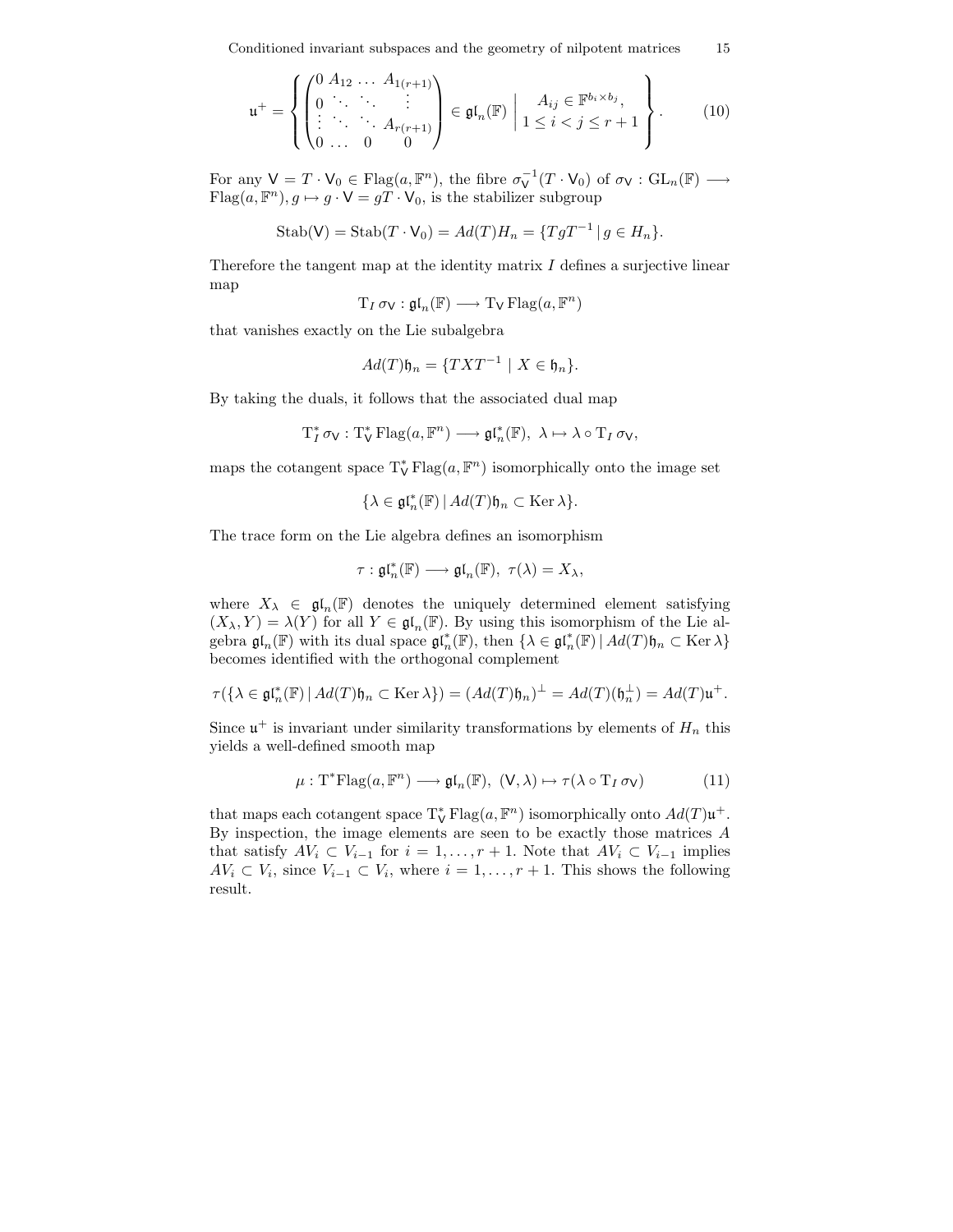$$
\mathfrak{u}^+ = \left\{ \begin{pmatrix} 0 & A_{12} & \dots & A_{1(r+1)} \\ 0 & \ddots & \ddots & \vdots \\ \vdots & \ddots & \ddots & A_{r(r+1)} \\ 0 & \dots & 0 & 0 \end{pmatrix} \in \mathfrak{gl}_n(\mathbb{F}) \;\middle|\; \begin{array}{c} A_{ij} \in \mathbb{F}^{b_i \times b_j}, \\ 1 \le i < j \le r+1 \end{array} \right\}. \tag{10}
$$

For any $\mathsf{V} = T \cdot \mathsf{V}_0 \in \mathrm{Flag}(a, \mathbb{F}^n)$, the fibre $\sigma_{\mathsf{V}}^{-1}(T \cdot \mathsf{V}_0)$ of $\sigma_{\mathsf{V}} : \mathrm{GL}_n(\mathbb{F}) \longrightarrow \mathrm{Flag}(a, \mathbb{F}^n), g \mapsto g \cdot \mathsf{V} = gT \cdot \mathsf{V}_0$, is the stabilizer subgroup

$$
\mathrm{Stab}(\mathsf{V}) = \mathrm{Stab}(T \cdot \mathsf{V}_0) = Ad(T)H_n = \{TgT^{-1} \,|\, g \in H_n\}.
$$

Therefore the tangent map at the identity matrix $I$ defines a surjective linear map

$$
\mathrm{T}_I\, \sigma_{\mathsf{V}} : \mathfrak{gl}_n(\mathbb{F}) \longrightarrow \mathrm{T}_{\mathsf{V}}\, \mathrm{Flag}(a, \mathbb{F}^n)
$$

that vanishes exactly on the Lie subalgebra

$$
Ad(T)\mathfrak{h}_n = \{TXT^{-1} \mid X \in \mathfrak{h}_n\}.
$$

By taking the duals, it follows that the associated dual map

$$
\mathrm{T}^*_I\, \sigma_{\mathsf{V}} : \mathrm{T}^*_{\mathsf{V}}\, \mathrm{Flag}(a, \mathbb{F}^n) \longrightarrow \mathfrak{gl}^*_n(\mathbb{F}),\ \lambda \mapsto \lambda \circ \mathrm{T}_I\, \sigma_{\mathsf{V}},
$$

maps the cotangent space $\mathrm{T}^*_{\mathsf{V}}\, \mathrm{Flag}(a, \mathbb{F}^n)$ isomorphically onto the image set

$$
\{\lambda \in \mathfrak{gl}^*_n(\mathbb{F}) \,|\, Ad(T)\mathfrak{h}_n \subset \mathrm{Ker}\, \lambda\}.
$$

The trace form on the Lie algebra defines an isomorphism

$$
\tau : \mathfrak{gl}^*_n(\mathbb{F}) \longrightarrow \mathfrak{gl}_n(\mathbb{F}),\ \tau(\lambda) = X_\lambda,
$$

where $X_\lambda \in \mathfrak{gl}_n(\mathbb{F})$ denotes the uniquely determined element satisfying $(X_\lambda, Y) = \lambda(Y)$ for all $Y \in \mathfrak{gl}_n(\mathbb{F})$. By using this isomorphism of the Lie algebra $\mathfrak{gl}_n(\mathbb{F})$ with its dual space $\mathfrak{gl}^*_n(\mathbb{F})$, then $\{\lambda \in \mathfrak{gl}^*_n(\mathbb{F}) \,|\, Ad(T)\mathfrak{h}_n \subset \mathrm{Ker}\, \lambda\}$ becomes identified with the orthogonal complement

$$
\tau(\{\lambda \in \mathfrak{gl}^*_n(\mathbb{F}) \,|\, Ad(T)\mathfrak{h}_n \subset \mathrm{Ker}\, \lambda\}) = (Ad(T)\mathfrak{h}_n)^\perp = Ad(T)(\mathfrak{h}_n^\perp) = Ad(T)\mathfrak{u}^+.
$$

Since $\mathfrak{u}^+$ is invariant under similarity transformations by elements of $H_n$ this yields a well-defined smooth map

$$
\mu : \mathrm{T}^*\mathrm{Flag}(a, \mathbb{F}^n) \longrightarrow \mathfrak{gl}_n(\mathbb{F}),\ (\mathsf{V}, \lambda) \mapsto \tau(\lambda \circ \mathrm{T}_I\, \sigma_{\mathsf{V}}) \tag{11}
$$

that maps each cotangent space $\mathrm{T}^*_{\mathsf{V}}\, \mathrm{Flag}(a, \mathbb{F}^n)$ isomorphically onto $Ad(T)\mathfrak{u}^+$. By inspection, the image elements are seen to be exactly those matrices $A$ that satisfy $AV_i \subset V_{i-1}$ for $i = 1, \dots, r+1$. Note that $AV_i \subset V_{i-1}$ implies $AV_i \subset V_i$, since $V_{i-1} \subset V_i$, where $i = 1, \dots, r+1$. This shows the following result.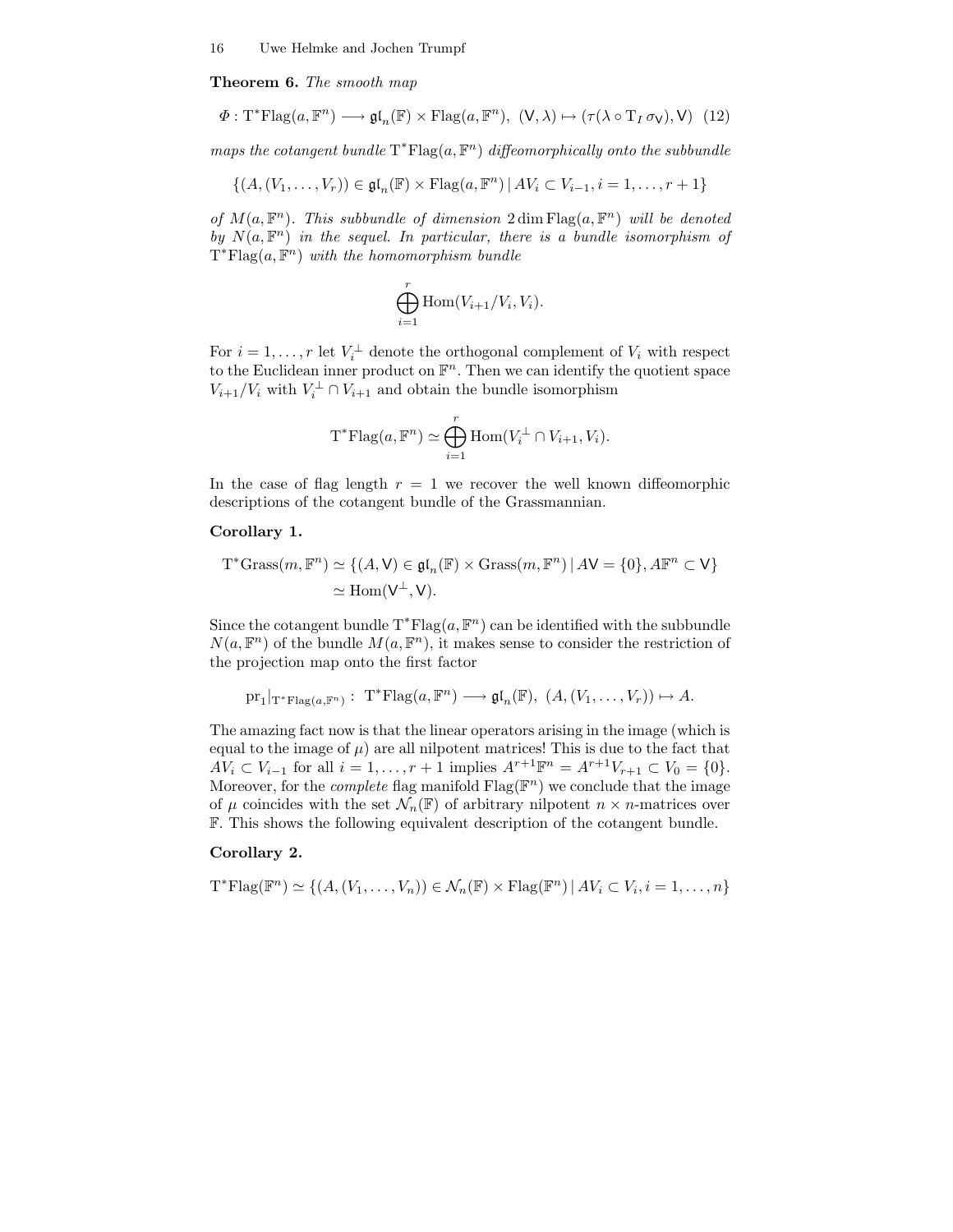**Theorem 6.** *The smooth map*

$$\Phi : \mathrm{T}^*\mathrm{Flag}(a, \mathbb{F}^n) \longrightarrow \mathfrak{gl}_n(\mathbb{F}) \times \mathrm{Flag}(a, \mathbb{F}^n),\ (\mathsf{V}, \lambda) \mapsto (\tau(\lambda \circ \mathrm{T}_I\, \sigma_{\mathsf{V}}), \mathsf{V}) \quad (12)$$

*maps the cotangent bundle* $\mathrm{T}^*\mathrm{Flag}(a, \mathbb{F}^n)$ *diffeomorphically onto the subbundle*

$$\{(A, (V_1, \ldots, V_r)) \in \mathfrak{gl}_n(\mathbb{F}) \times \mathrm{Flag}(a, \mathbb{F}^n) \mid AV_i \subset V_{i-1}, i = 1, \ldots, r+1\}$$

*of* $M(a, \mathbb{F}^n)$*. This subbundle of dimension* $2 \dim \mathrm{Flag}(a, \mathbb{F}^n)$ *will be denoted by* $N(a, \mathbb{F}^n)$ *in the sequel. In particular, there is a bundle isomorphism of* $\mathrm{T}^*\mathrm{Flag}(a, \mathbb{F}^n)$ *with the homomorphism bundle*

$$\bigoplus_{i=1}^{r} \mathrm{Hom}(V_{i+1}/V_i, V_i).$$

For $i = 1, \ldots, r$ let $V_i^{\perp}$ denote the orthogonal complement of $V_i$ with respect to the Euclidean inner product on $\mathbb{F}^n$. Then we can identify the quotient space $V_{i+1}/V_i$ with $V_i^{\perp} \cap V_{i+1}$ and obtain the bundle isomorphism

$$\mathrm{T}^*\mathrm{Flag}(a, \mathbb{F}^n) \simeq \bigoplus_{i=1}^{r} \mathrm{Hom}(V_i^{\perp} \cap V_{i+1}, V_i).$$

In the case of flag length $r = 1$ we recover the well known diffeomorphic descriptions of the cotangent bundle of the Grassmannian.

**Corollary 1.**

$$\begin{aligned} \mathrm{T}^*\mathrm{Grass}(m, \mathbb{F}^n) &\simeq \{(A, \mathsf{V}) \in \mathfrak{gl}_n(\mathbb{F}) \times \mathrm{Grass}(m, \mathbb{F}^n) \mid A\mathsf{V} = \{0\}, A\mathbb{F}^n \subset \mathsf{V}\} \\ &\simeq \mathrm{Hom}(\mathsf{V}^{\perp}, \mathsf{V}). \end{aligned}$$

Since the cotangent bundle $\mathrm{T}^*\mathrm{Flag}(a, \mathbb{F}^n)$ can be identified with the subbundle $N(a, \mathbb{F}^n)$ of the bundle $M(a, \mathbb{F}^n)$, it makes sense to consider the restriction of the projection map onto the first factor

$$\mathrm{pr}_1|_{\mathrm{T}^*\mathrm{Flag}(a,\mathbb{F}^n)} :\ \mathrm{T}^*\mathrm{Flag}(a, \mathbb{F}^n) \longrightarrow \mathfrak{gl}_n(\mathbb{F}),\ (A, (V_1, \ldots, V_r)) \mapsto A.$$

The amazing fact now is that the linear operators arising in the image (which is equal to the image of $\mu$) are all nilpotent matrices! This is due to the fact that $AV_i \subset V_{i-1}$ for all $i = 1, \ldots, r+1$ implies $A^{r+1}\mathbb{F}^n = A^{r+1}V_{r+1} \subset V_0 = \{0\}$. Moreover, for the *complete* flag manifold $\mathrm{Flag}(\mathbb{F}^n)$ we conclude that the image of $\mu$ coincides with the set $\mathcal{N}_n(\mathbb{F})$ of arbitrary nilpotent $n \times n$-matrices over $\mathbb{F}$. This shows the following equivalent description of the cotangent bundle.

**Corollary 2.**

$$\mathrm{T}^*\mathrm{Flag}(\mathbb{F}^n) \simeq \{(A, (V_1, \ldots, V_n)) \in \mathcal{N}_n(\mathbb{F}) \times \mathrm{Flag}(\mathbb{F}^n) \mid AV_i \subset V_i, i = 1, \ldots, n\}$$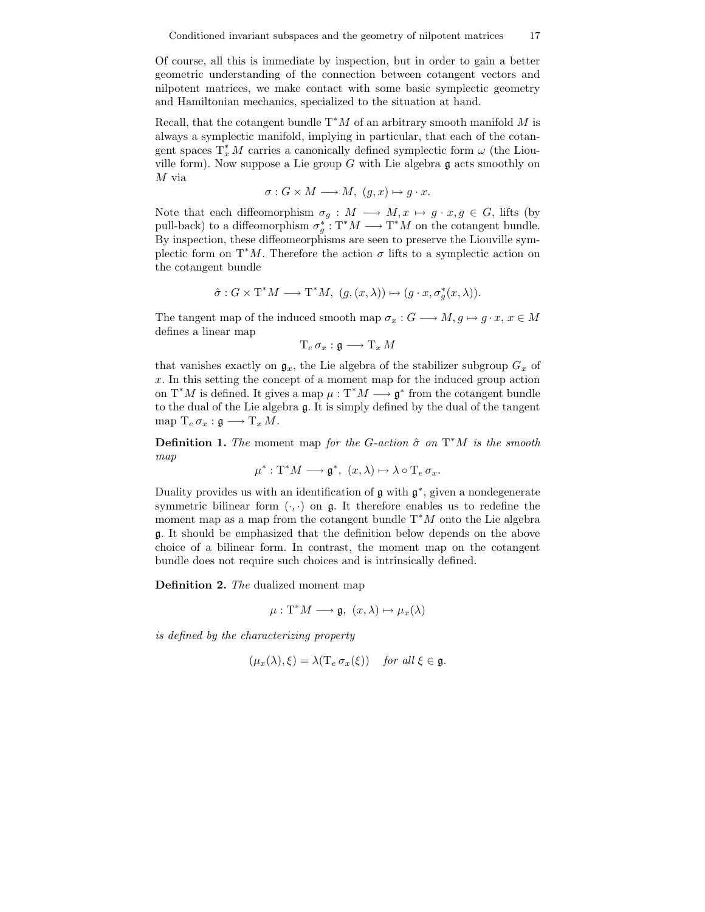Of course, all this is immediate by inspection, but in order to gain a better geometric understanding of the connection between cotangent vectors and nilpotent matrices, we make contact with some basic symplectic geometry and Hamiltonian mechanics, specialized to the situation at hand.

Recall, that the cotangent bundle $\mathrm{T}^*M$ of an arbitrary smooth manifold $M$ is always a symplectic manifold, implying in particular, that each of the cotangent spaces $\mathrm{T}^*_x M$ carries a canonically defined symplectic form $\omega$ (the Liouville form). Now suppose a Lie group $G$ with Lie algebra $\mathfrak{g}$ acts smoothly on $M$ via

$$\sigma : G \times M \longrightarrow M,\ (g, x) \mapsto g \cdot x.$$

Note that each diffeomorphism $\sigma_g : M \longrightarrow M, x \mapsto g \cdot x, g \in G$, lifts (by pull-back) to a diffeomorphism $\sigma_g^* : \mathrm{T}^*M \longrightarrow \mathrm{T}^*M$ on the cotangent bundle. By inspection, these diffeomeorphisms are seen to preserve the Liouville symplectic form on $\mathrm{T}^*M$. Therefore the action $\sigma$ lifts to a symplectic action on the cotangent bundle

$$\hat{\sigma} : G \times \mathrm{T}^*M \longrightarrow \mathrm{T}^*M,\ (g, (x, \lambda)) \mapsto (g \cdot x, \sigma_g^*(x, \lambda)).$$

The tangent map of the induced smooth map $\sigma_x : G \longrightarrow M, g \mapsto g \cdot x, x \in M$ defines a linear map

$$\mathrm{T}_e\, \sigma_x : \mathfrak{g} \longrightarrow \mathrm{T}_x\, M$$

that vanishes exactly on $\mathfrak{g}_x$, the Lie algebra of the stabilizer subgroup $G_x$ of $x$. In this setting the concept of a moment map for the induced group action on $\mathrm{T}^*M$ is defined. It gives a map $\mu : \mathrm{T}^*M \longrightarrow \mathfrak{g}^*$ from the cotangent bundle to the dual of the Lie algebra $\mathfrak{g}$. It is simply defined by the dual of the tangent map $\mathrm{T}_e\, \sigma_x : \mathfrak{g} \longrightarrow \mathrm{T}_x\, M$.

**Definition 1.** *The* moment map *for the $G$-action $\hat{\sigma}$ on $\mathrm{T}^*M$ is the smooth map*

$$\mu^* : \mathrm{T}^*M \longrightarrow \mathfrak{g}^*,\ (x, \lambda) \mapsto \lambda \circ \mathrm{T}_e\, \sigma_x.$$

Duality provides us with an identification of $\mathfrak{g}$ with $\mathfrak{g}^*$, given a nondegenerate symmetric bilinear form $(\cdot, \cdot)$ on $\mathfrak{g}$. It therefore enables us to redefine the moment map as a map from the cotangent bundle $\mathrm{T}^*M$ onto the Lie algebra $\mathfrak{g}$. It should be emphasized that the definition below depends on the above choice of a bilinear form. In contrast, the moment map on the cotangent bundle does not require such choices and is intrinsically defined.

**Definition 2.** *The* dualized moment map

$$\mu : \mathrm{T}^*M \longrightarrow \mathfrak{g},\ (x, \lambda) \mapsto \mu_x(\lambda)$$

*is defined by the characterizing property*

$$(\mu_x(\lambda), \xi) = \lambda(\mathrm{T}_e\, \sigma_x(\xi)) \quad \textit{for all } \xi \in \mathfrak{g}.$$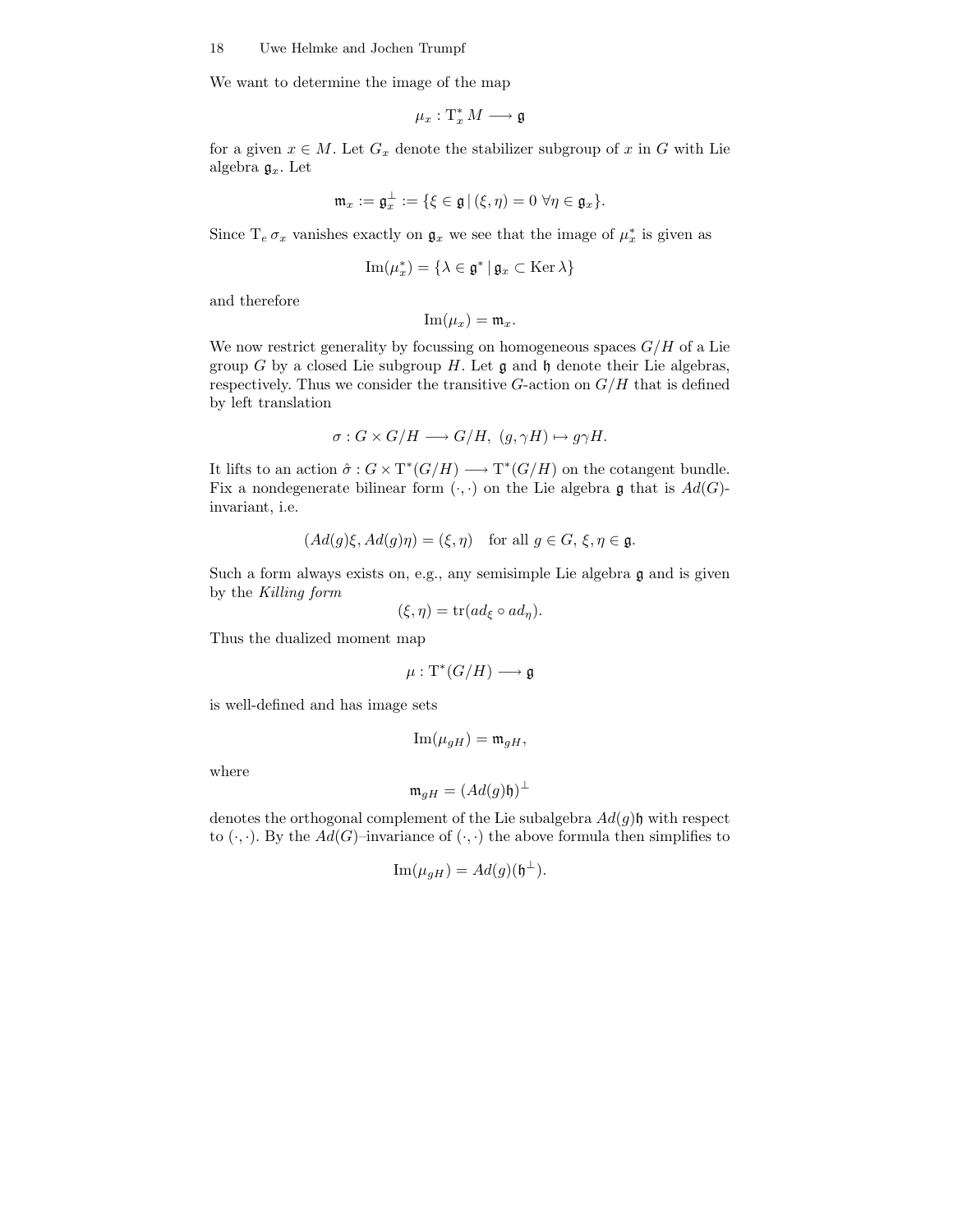We want to determine the image of the map

$$\mu_x : \mathrm{T}_x^* M \longrightarrow \mathfrak{g}$$

for a given $x \in M$. Let $G_x$ denote the stabilizer subgroup of $x$ in $G$ with Lie algebra $\mathfrak{g}_x$. Let

$$\mathfrak{m}_x := \mathfrak{g}_x^\perp := \{\xi \in \mathfrak{g} \,|\, (\xi, \eta) = 0 \ \forall \eta \in \mathfrak{g}_x\}.$$

Since $\mathrm{T}_e \, \sigma_x$ vanishes exactly on $\mathfrak{g}_x$ we see that the image of $\mu_x^*$ is given as

$$\mathrm{Im}(\mu_x^*) = \{\lambda \in \mathfrak{g}^* \,|\, \mathfrak{g}_x \subset \mathrm{Ker}\, \lambda\}$$

and therefore

$$\mathrm{Im}(\mu_x) = \mathfrak{m}_x.$$

We now restrict generality by focussing on homogeneous spaces $G/H$ of a Lie group $G$ by a closed Lie subgroup $H$. Let $\mathfrak{g}$ and $\mathfrak{h}$ denote their Lie algebras, respectively. Thus we consider the transitive $G$-action on $G/H$ that is defined by left translation

$$\sigma : G \times G/H \longrightarrow G/H, \ (g, \gamma H) \mapsto g\gamma H.$$

It lifts to an action $\hat{\sigma} : G \times \mathrm{T}^*(G/H) \longrightarrow \mathrm{T}^*(G/H)$ on the cotangent bundle. Fix a nondegenerate bilinear form $(\cdot, \cdot)$ on the Lie algebra $\mathfrak{g}$ that is $Ad(G)$-invariant, i.e.

$$(Ad(g)\xi, Ad(g)\eta) = (\xi, \eta) \quad \text{for all } g \in G, \, \xi, \eta \in \mathfrak{g}.$$

Such a form always exists on, e.g., any semisimple Lie algebra $\mathfrak{g}$ and is given by the *Killing form*

$$(\xi, \eta) = \mathrm{tr}(ad_\xi \circ ad_\eta).$$

Thus the dualized moment map

$$\mu : \mathrm{T}^*(G/H) \longrightarrow \mathfrak{g}$$

is well-defined and has image sets

$$\mathrm{Im}(\mu_{gH}) = \mathfrak{m}_{gH},$$

where

$$\mathfrak{m}_{gH} = (Ad(g)\mathfrak{h})^\perp$$

denotes the orthogonal complement of the Lie subalgebra $Ad(g)\mathfrak{h}$ with respect to $(\cdot, \cdot)$. By the $Ad(G)$–invariance of $(\cdot, \cdot)$ the above formula then simplifies to

$$\mathrm{Im}(\mu_{gH}) = Ad(g)(\mathfrak{h}^\perp).$$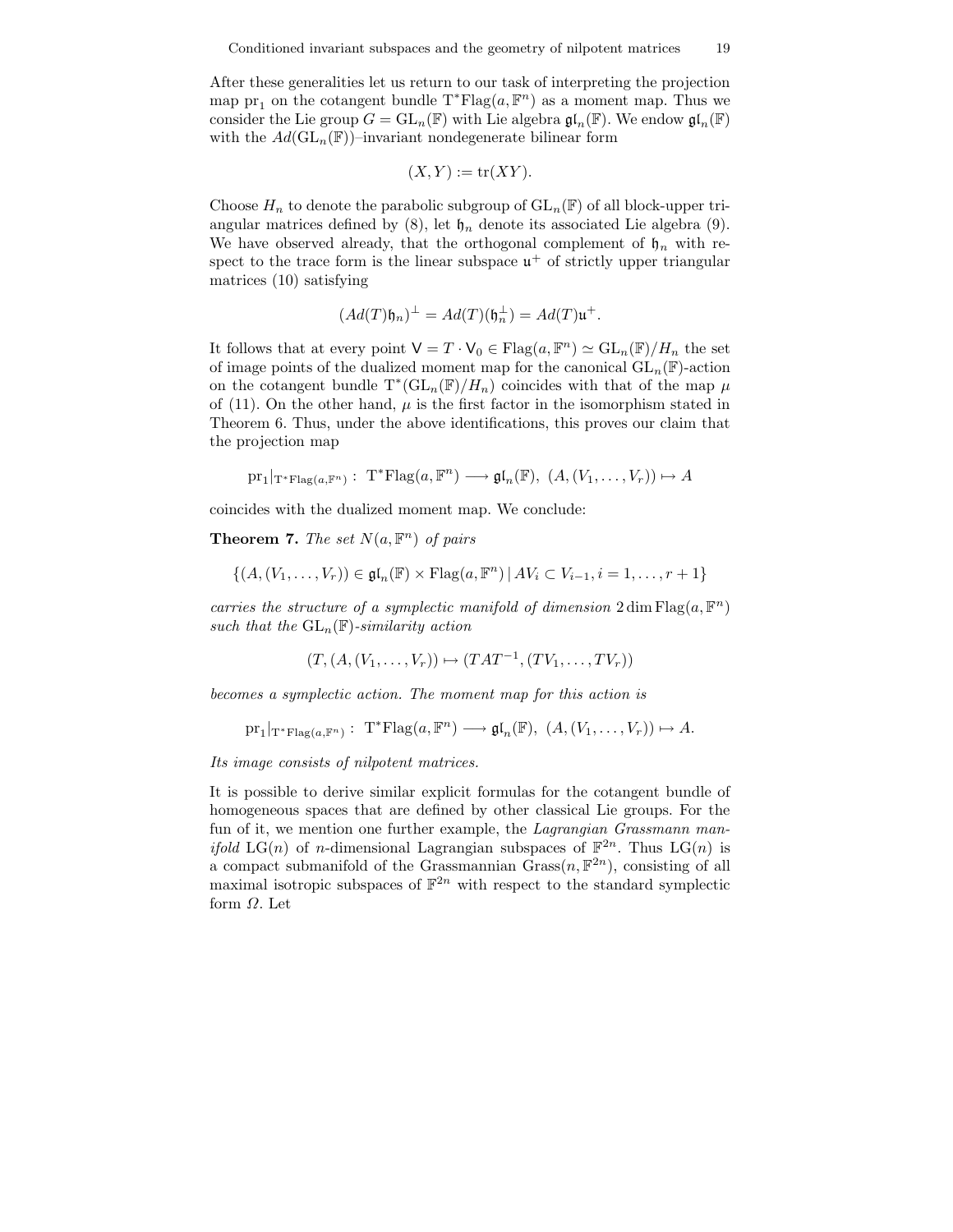After these generalities let us return to our task of interpreting the projection map $\mathrm{pr}_1$ on the cotangent bundle $\mathrm{T}^*\mathrm{Flag}(a, \mathbb{F}^n)$ as a moment map. Thus we consider the Lie group $G = \mathrm{GL}_n(\mathbb{F})$ with Lie algebra $\mathfrak{gl}_n(\mathbb{F})$. We endow $\mathfrak{gl}_n(\mathbb{F})$ with the $Ad(\mathrm{GL}_n(\mathbb{F}))$–invariant nondegenerate bilinear form

$$(X, Y) := \mathrm{tr}(XY).$$

Choose $H_n$ to denote the parabolic subgroup of $\mathrm{GL}_n(\mathbb{F})$ of all block-upper triangular matrices defined by (8), let $\mathfrak{h}_n$ denote its associated Lie algebra (9). We have observed already, that the orthogonal complement of $\mathfrak{h}_n$ with respect to the trace form is the linear subspace $\mathfrak{u}^+$ of strictly upper triangular matrices (10) satisfying

$$(Ad(T)\mathfrak{h}_n)^\perp = Ad(T)(\mathfrak{h}_n^\perp) = Ad(T)\mathfrak{u}^+.$$

It follows that at every point $\mathsf{V} = T \cdot \mathsf{V}_0 \in \mathrm{Flag}(a, \mathbb{F}^n) \simeq \mathrm{GL}_n(\mathbb{F})/H_n$ the set of image points of the dualized moment map for the canonical $\mathrm{GL}_n(\mathbb{F})$-action on the cotangent bundle $\mathrm{T}^*(\mathrm{GL}_n(\mathbb{F})/H_n)$ coincides with that of the map $\mu$ of (11). On the other hand, $\mu$ is the first factor in the isomorphism stated in Theorem 6. Thus, under the above identifications, this proves our claim that the projection map

$$\mathrm{pr}_1|_{\mathrm{T}^*\mathrm{Flag}(a,\mathbb{F}^n)} : \ \mathrm{T}^*\mathrm{Flag}(a, \mathbb{F}^n) \longrightarrow \mathfrak{gl}_n(\mathbb{F}), \ (A, (V_1, \ldots, V_r)) \mapsto A$$

coincides with the dualized moment map. We conclude:

**Theorem 7.** *The set $N(a, \mathbb{F}^n)$ of pairs*

$$\{(A, (V_1, \ldots, V_r)) \in \mathfrak{gl}_n(\mathbb{F}) \times \mathrm{Flag}(a, \mathbb{F}^n) \,|\, AV_i \subset V_{i-1}, i = 1, \ldots, r+1\}$$

*carries the structure of a symplectic manifold of dimension $2 \dim \mathrm{Flag}(a, \mathbb{F}^n)$ such that the $\mathrm{GL}_n(\mathbb{F})$-similarity action*

$$(T, (A, (V_1, \ldots, V_r)) \mapsto (TAT^{-1}, (TV_1, \ldots, TV_r))$$

*becomes a symplectic action. The moment map for this action is*

$$\mathrm{pr}_1|_{\mathrm{T}^*\mathrm{Flag}(a,\mathbb{F}^n)} : \ \mathrm{T}^*\mathrm{Flag}(a, \mathbb{F}^n) \longrightarrow \mathfrak{gl}_n(\mathbb{F}), \ (A, (V_1, \ldots, V_r)) \mapsto A.$$

*Its image consists of nilpotent matrices.*

It is possible to derive similar explicit formulas for the cotangent bundle of homogeneous spaces that are defined by other classical Lie groups. For the fun of it, we mention one further example, the *Lagrangian Grassmann manifold* $\mathrm{LG}(n)$ of $n$-dimensional Lagrangian subspaces of $\mathbb{F}^{2n}$. Thus $\mathrm{LG}(n)$ is a compact submanifold of the Grassmannian $\mathrm{Grass}(n, \mathbb{F}^{2n})$, consisting of all maximal isotropic subspaces of $\mathbb{F}^{2n}$ with respect to the standard symplectic form $\Omega$. Let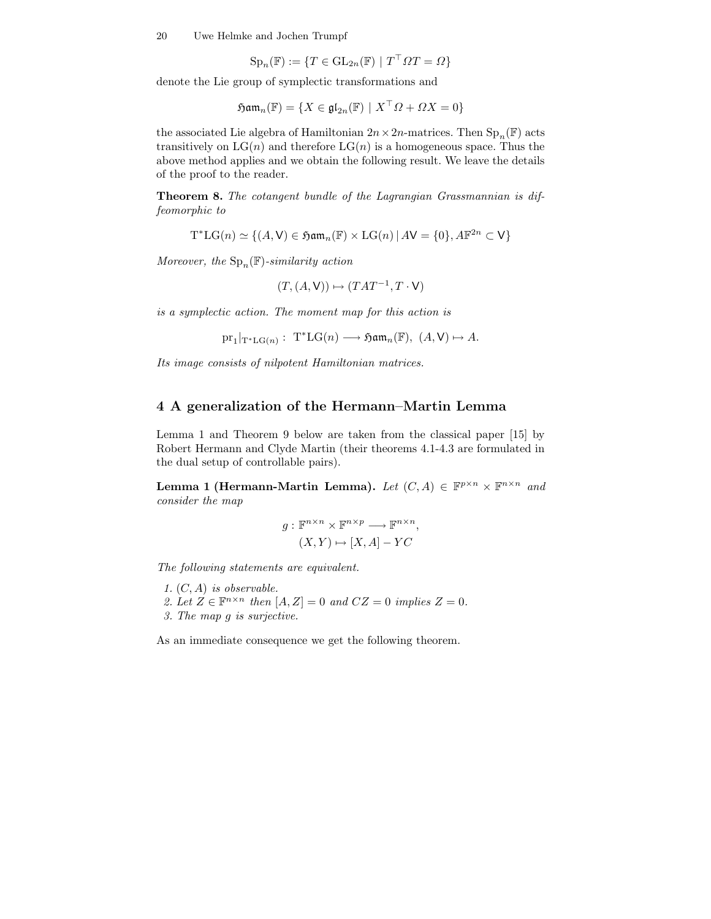$$\mathrm{Sp}_n(\mathbb{F}) := \{T \in \mathrm{GL}_{2n}(\mathbb{F}) \mid T^\top \Omega T = \Omega\}$$

denote the Lie group of symplectic transformations and

$$\mathfrak{Ham}_n(\mathbb{F}) = \{X \in \mathfrak{gl}_{2n}(\mathbb{F}) \mid X^\top \Omega + \Omega X = 0\}$$

the associated Lie algebra of Hamiltonian $2n \times 2n$-matrices. Then $\mathrm{Sp}_n(\mathbb{F})$ acts transitively on $\mathrm{LG}(n)$ and therefore $\mathrm{LG}(n)$ is a homogeneous space. Thus the above method applies and we obtain the following result. We leave the details of the proof to the reader.

**Theorem 8.** *The cotangent bundle of the Lagrangian Grassmannian is diffeomorphic to*

$$\mathrm{T}^*\mathrm{LG}(n) \simeq \{(A, \mathsf{V}) \in \mathfrak{Ham}_n(\mathbb{F}) \times \mathrm{LG}(n) \mid A\mathsf{V} = \{0\}, A\mathbb{F}^{2n} \subset \mathsf{V}\}$$

*Moreover, the* $\mathrm{Sp}_n(\mathbb{F})$*-similarity action*

$$(T, (A, \mathsf{V})) \mapsto (TAT^{-1}, T \cdot \mathsf{V})$$

*is a symplectic action. The moment map for this action is*

$$\mathrm{pr}_1|_{\mathrm{T}^*\mathrm{LG}(n)} : \ \mathrm{T}^*\mathrm{LG}(n) \longrightarrow \mathfrak{Ham}_n(\mathbb{F}), \ (A, \mathsf{V}) \mapsto A.$$

*Its image consists of nilpotent Hamiltonian matrices.*

## 4 A generalization of the Hermann–Martin Lemma

Lemma 1 and Theorem 9 below are taken from the classical paper [15] by Robert Hermann and Clyde Martin (their theorems 4.1-4.3 are formulated in the dual setup of controllable pairs).

**Lemma 1 (Hermann-Martin Lemma).** *Let* $(C, A) \in \mathbb{F}^{p\times n} \times \mathbb{F}^{n\times n}$ *and consider the map*

$$g : \mathbb{F}^{n\times n} \times \mathbb{F}^{n\times p} \longrightarrow \mathbb{F}^{n\times n},$$
$$(X, Y) \mapsto [X, A] - YC$$

*The following statements are equivalent.*

1. $(C, A)$ *is observable.*
2. *Let* $Z \in \mathbb{F}^{n\times n}$ *then* $[A, Z] = 0$ *and* $CZ = 0$ *implies* $Z = 0$.
3. *The map* $g$ *is surjective.*

As an immediate consequence we get the following theorem.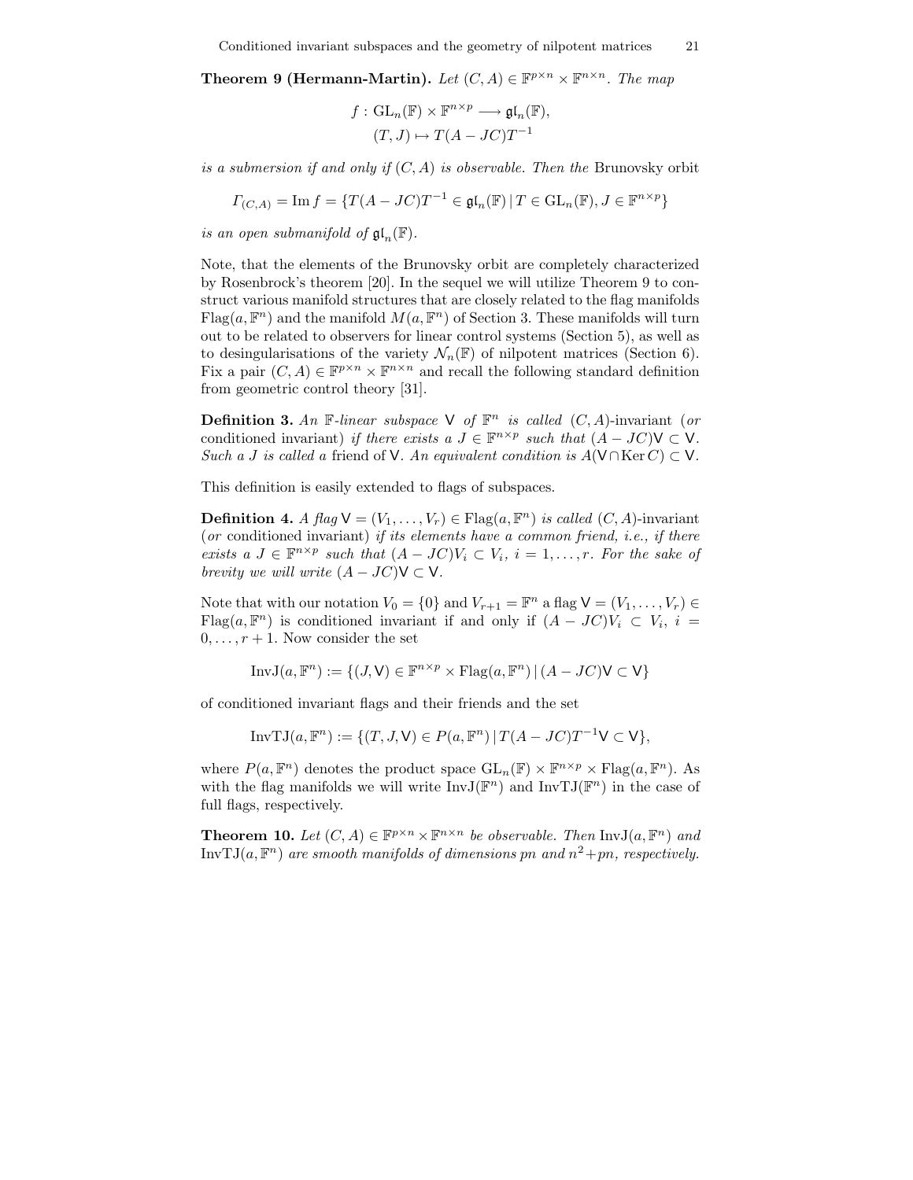**Theorem 9 (Hermann-Martin).** *Let $(C, A) \in \mathbb{F}^{p\times n} \times \mathbb{F}^{n\times n}$. The map*

$$f : \mathrm{GL}_n(\mathbb{F}) \times \mathbb{F}^{n\times p} \longrightarrow \mathfrak{gl}_n(\mathbb{F}),$$
$$(T, J) \mapsto T(A - JC)T^{-1}$$

*is a submersion if and only if $(C, A)$ is observable. Then the* Brunovsky orbit

$$\Gamma_{(C,A)} = \operatorname{Im} f = \{T(A - JC)T^{-1} \in \mathfrak{gl}_n(\mathbb{F}) \mid T \in \mathrm{GL}_n(\mathbb{F}), J \in \mathbb{F}^{n\times p}\}$$

*is an open submanifold of $\mathfrak{gl}_n(\mathbb{F})$.*

Note, that the elements of the Brunovsky orbit are completely characterized by Rosenbrock's theorem [20]. In the sequel we will utilize Theorem 9 to construct various manifold structures that are closely related to the flag manifolds $\mathrm{Flag}(a, \mathbb{F}^n)$ and the manifold $M(a, \mathbb{F}^n)$ of Section 3. These manifolds will turn out to be related to observers for linear control systems (Section 5), as well as to desingularisations of the variety $\mathcal{N}_n(\mathbb{F})$ of nilpotent matrices (Section 6). Fix a pair $(C, A) \in \mathbb{F}^{p\times n} \times \mathbb{F}^{n\times n}$ and recall the following standard definition from geometric control theory [31].

**Definition 3.** *An $\mathbb{F}$-linear subspace $\mathsf{V}$ of $\mathbb{F}^n$ is called* $(C, A)$-invariant (*or* conditioned invariant) *if there exists a $J \in \mathbb{F}^{n\times p}$ such that $(A - JC)\mathsf{V} \subset \mathsf{V}$. Such a $J$ is called a* friend *of $\mathsf{V}$. An equivalent condition is $A(\mathsf{V} \cap \operatorname{Ker} C) \subset \mathsf{V}$.*

This definition is easily extended to flags of subspaces.

**Definition 4.** *A flag $\mathsf{V} = (V_1, \ldots, V_r) \in \mathrm{Flag}(a, \mathbb{F}^n)$ is called* $(C, A)$-invariant (*or* conditioned invariant) *if its elements have a common friend, i.e., if there exists a $J \in \mathbb{F}^{n\times p}$ such that $(A - JC)V_i \subset V_i$, $i = 1, \ldots, r$. For the sake of brevity we will write $(A - JC)\mathsf{V} \subset \mathsf{V}$.*

Note that with our notation $V_0 = \{0\}$ and $V_{r+1} = \mathbb{F}^n$ a flag $\mathsf{V} = (V_1, \ldots, V_r) \in \mathrm{Flag}(a, \mathbb{F}^n)$ is conditioned invariant if and only if $(A - JC)V_i \subset V_i$, $i = 0, \ldots, r + 1$. Now consider the set

$$\mathrm{InvJ}(a, \mathbb{F}^n) := \{(J, \mathsf{V}) \in \mathbb{F}^{n\times p} \times \mathrm{Flag}(a, \mathbb{F}^n) \mid (A - JC)\mathsf{V} \subset \mathsf{V}\}$$

of conditioned invariant flags and their friends and the set

$$\mathrm{InvTJ}(a, \mathbb{F}^n) := \{(T, J, \mathsf{V}) \in P(a, \mathbb{F}^n) \mid T(A - JC)T^{-1}\mathsf{V} \subset \mathsf{V}\},$$

where $P(a, \mathbb{F}^n)$ denotes the product space $\mathrm{GL}_n(\mathbb{F}) \times \mathbb{F}^{n\times p} \times \mathrm{Flag}(a, \mathbb{F}^n)$. As with the flag manifolds we will write $\mathrm{InvJ}(\mathbb{F}^n)$ and $\mathrm{InvTJ}(\mathbb{F}^n)$ in the case of full flags, respectively.

**Theorem 10.** *Let $(C, A) \in \mathbb{F}^{p\times n} \times \mathbb{F}^{n\times n}$ be observable. Then $\mathrm{InvJ}(a, \mathbb{F}^n)$ and $\mathrm{InvTJ}(a, \mathbb{F}^n)$ are smooth manifolds of dimensions $pn$ and $n^2 + pn$, respectively.*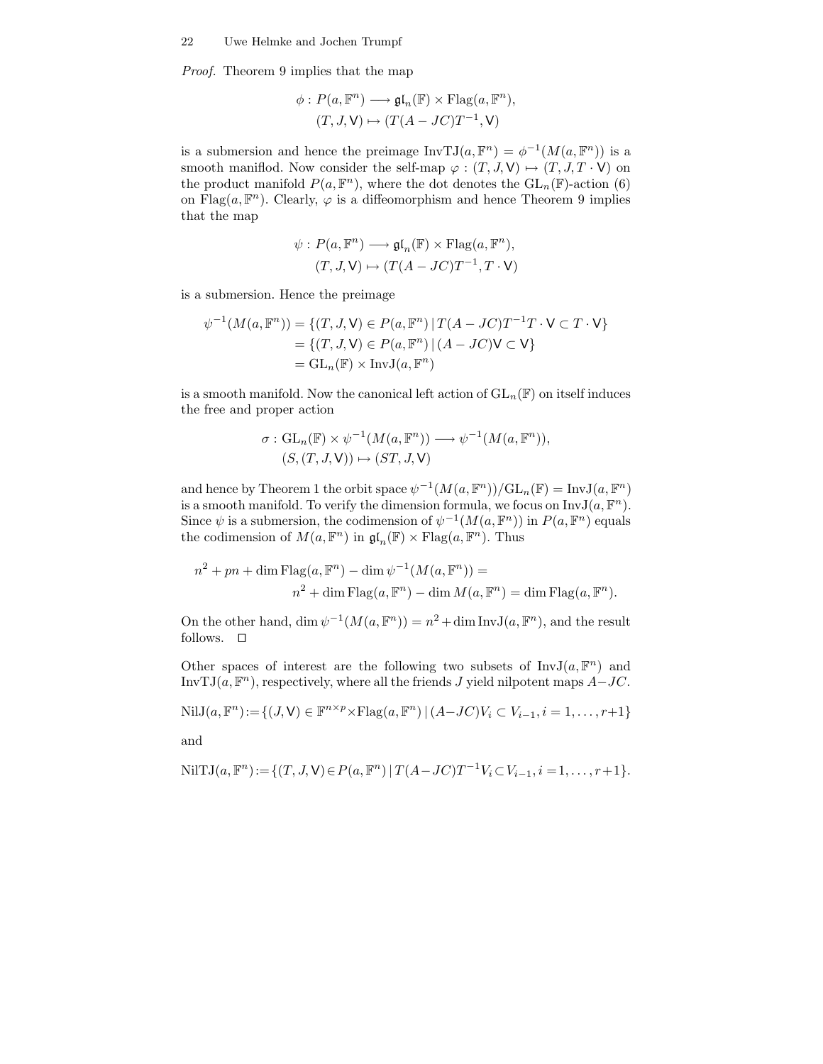*Proof.* Theorem 9 implies that the map

$$
\begin{aligned}
\phi : P(a, \mathbb{F}^n) &\longrightarrow \mathfrak{gl}_n(\mathbb{F}) \times \mathrm{Flag}(a, \mathbb{F}^n), \\
(T, J, \mathsf{V}) &\mapsto (T(A - JC)T^{-1}, \mathsf{V})
\end{aligned}
$$

is a submersion and hence the preimage $\mathrm{InvTJ}(a, \mathbb{F}^n) = \phi^{-1}(M(a, \mathbb{F}^n))$ is a smooth maniflod. Now consider the self-map $\varphi : (T, J, \mathsf{V}) \mapsto (T, J, T \cdot \mathsf{V})$ on the product manifold $P(a, \mathbb{F}^n)$, where the dot denotes the $\mathrm{GL}_n(\mathbb{F})$-action (6) on $\mathrm{Flag}(a, \mathbb{F}^n)$. Clearly, $\varphi$ is a diffeomorphism and hence Theorem 9 implies that the map

$$
\begin{aligned}
\psi : P(a, \mathbb{F}^n) &\longrightarrow \mathfrak{gl}_n(\mathbb{F}) \times \mathrm{Flag}(a, \mathbb{F}^n), \\
(T, J, \mathsf{V}) &\mapsto (T(A - JC)T^{-1}, T \cdot \mathsf{V})
\end{aligned}
$$

is a submersion. Hence the preimage

$$
\begin{aligned}
\psi^{-1}(M(a, \mathbb{F}^n)) &= \{(T, J, \mathsf{V}) \in P(a, \mathbb{F}^n) \,|\, T(A - JC)T^{-1}T \cdot \mathsf{V} \subset T \cdot \mathsf{V}\} \\
&= \{(T, J, \mathsf{V}) \in P(a, \mathbb{F}^n) \,|\, (A - JC)\mathsf{V} \subset \mathsf{V}\} \\
&= \mathrm{GL}_n(\mathbb{F}) \times \mathrm{InvJ}(a, \mathbb{F}^n)
\end{aligned}
$$

is a smooth manifold. Now the canonical left action of $\mathrm{GL}_n(\mathbb{F})$ on itself induces the free and proper action

$$
\begin{aligned}
\sigma : \mathrm{GL}_n(\mathbb{F}) \times \psi^{-1}(M(a, \mathbb{F}^n)) &\longrightarrow \psi^{-1}(M(a, \mathbb{F}^n)), \\
(S, (T, J, \mathsf{V})) &\mapsto (ST, J, \mathsf{V})
\end{aligned}
$$

and hence by Theorem 1 the orbit space $\psi^{-1}(M(a, \mathbb{F}^n))/\mathrm{GL}_n(\mathbb{F}) = \mathrm{InvJ}(a, \mathbb{F}^n)$ is a smooth manifold. To verify the dimension formula, we focus on $\mathrm{InvJ}(a, \mathbb{F}^n)$. Since $\psi$ is a submersion, the codimension of $\psi^{-1}(M(a, \mathbb{F}^n))$ in $P(a, \mathbb{F}^n)$ equals the codimension of $M(a, \mathbb{F}^n)$ in $\mathfrak{gl}_n(\mathbb{F}) \times \mathrm{Flag}(a, \mathbb{F}^n)$. Thus

$$
\begin{aligned}
n^2 + pn + \dim \mathrm{Flag}(a, \mathbb{F}^n) - \dim \psi^{-1}(M(a, \mathbb{F}^n)) &= \\
n^2 + \dim \mathrm{Flag}(a, \mathbb{F}^n) - \dim M(a, \mathbb{F}^n) &= \dim \mathrm{Flag}(a, \mathbb{F}^n).
\end{aligned}
$$

On the other hand, $\dim \psi^{-1}(M(a, \mathbb{F}^n)) = n^2 + \dim \mathrm{InvJ}(a, \mathbb{F}^n)$, and the result follows. $\square$

Other spaces of interest are the following two subsets of $\mathrm{InvJ}(a, \mathbb{F}^n)$ and $\mathrm{InvTJ}(a, \mathbb{F}^n)$, respectively, where all the friends $J$ yield nilpotent maps $A - JC$.

$$
\mathrm{NilJ}(a, \mathbb{F}^n) := \{(J, \mathsf{V}) \in \mathbb{F}^{n \times p} \times \mathrm{Flag}(a, \mathbb{F}^n) \,|\, (A - JC)V_i \subset V_{i-1}, i = 1, \ldots, r+1\}
$$

and

$$
\mathrm{NilTJ}(a, \mathbb{F}^n) := \{(T, J, \mathsf{V}) \in P(a, \mathbb{F}^n) \,|\, T(A - JC)T^{-1}V_i \subset V_{i-1}, i = 1, \ldots, r+1\}.
$$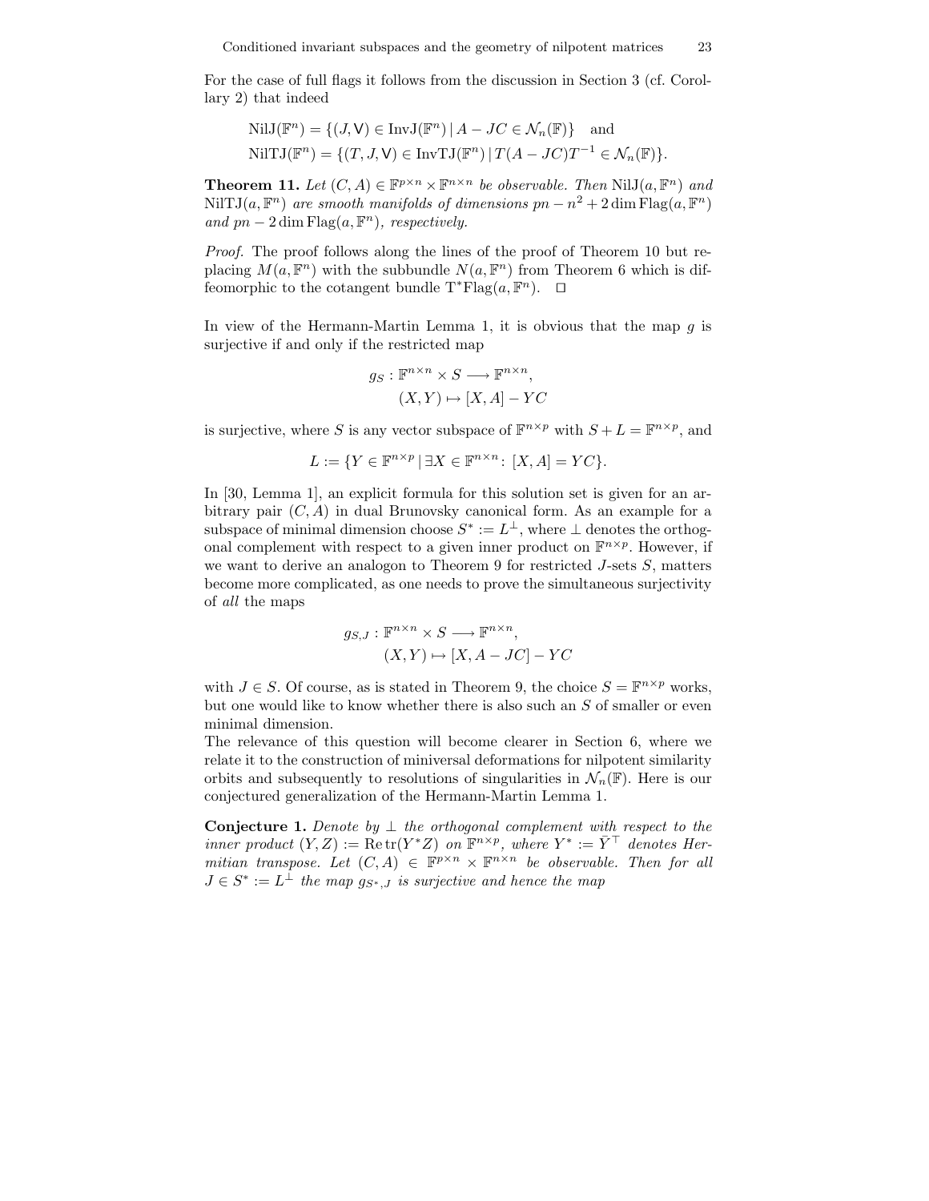For the case of full flags it follows from the discussion in Section 3 (cf. Corollary 2) that indeed

$$\mathrm{NilJ}(\mathbb{F}^n) = \{(J, \mathsf{V}) \in \mathrm{InvJ}(\mathbb{F}^n) \mid A - JC \in \mathcal{N}_n(\mathbb{F})\} \quad \text{and}$$
$$\mathrm{NilTJ}(\mathbb{F}^n) = \{(T, J, \mathsf{V}) \in \mathrm{InvTJ}(\mathbb{F}^n) \mid T(A - JC)T^{-1} \in \mathcal{N}_n(\mathbb{F})\}.$$

**Theorem 11.** *Let $(C, A) \in \mathbb{F}^{p\times n} \times \mathbb{F}^{n\times n}$ be observable. Then $\mathrm{NilJ}(a, \mathbb{F}^n)$ and $\mathrm{NilTJ}(a, \mathbb{F}^n)$ are smooth manifolds of dimensions $pn - n^2 + 2\dim \mathrm{Flag}(a, \mathbb{F}^n)$ and $pn - 2\dim \mathrm{Flag}(a, \mathbb{F}^n)$, respectively.*

*Proof.* The proof follows along the lines of the proof of Theorem 10 but replacing $M(a, \mathbb{F}^n)$ with the subbundle $N(a, \mathbb{F}^n)$ from Theorem 6 which is diffeomorphic to the cotangent bundle $\mathrm{T}^*\mathrm{Flag}(a, \mathbb{F}^n)$. $\square$

In view of the Hermann-Martin Lemma 1, it is obvious that the map $g$ is surjective if and only if the restricted map

$$g_S : \mathbb{F}^{n\times n} \times S \longrightarrow \mathbb{F}^{n\times n},$$
$$(X, Y) \mapsto [X, A] - YC$$

is surjective, where $S$ is any vector subspace of $\mathbb{F}^{n\times p}$ with $S + L = \mathbb{F}^{n\times p}$, and

$$L := \{Y \in \mathbb{F}^{n\times p} \mid \exists X \in \mathbb{F}^{n\times n} \colon [X, A] = YC\}.$$

In [30, Lemma 1], an explicit formula for this solution set is given for an arbitrary pair $(C, A)$ in dual Brunovsky canonical form. As an example for a subspace of minimal dimension choose $S^* := L^{\perp}$, where $\perp$ denotes the orthogonal complement with respect to a given inner product on $\mathbb{F}^{n\times p}$. However, if we want to derive an analogon to Theorem 9 for restricted $J$-sets $S$, matters become more complicated, as one needs to prove the simultaneous surjectivity of *all* the maps

$$g_{S,J} : \mathbb{F}^{n\times n} \times S \longrightarrow \mathbb{F}^{n\times n},$$
$$(X, Y) \mapsto [X, A - JC] - YC$$

with $J \in S$. Of course, as is stated in Theorem 9, the choice $S = \mathbb{F}^{n\times p}$ works, but one would like to know whether there is also such an $S$ of smaller or even minimal dimension.

The relevance of this question will become clearer in Section 6, where we relate it to the construction of miniversal deformations for nilpotent similarity orbits and subsequently to resolutions of singularities in $\mathcal{N}_n(\mathbb{F})$. Here is our conjectured generalization of the Hermann-Martin Lemma 1.

**Conjecture 1.** *Denote by $\perp$ the orthogonal complement with respect to the inner product $(Y, Z) := \mathrm{Re}\,\mathrm{tr}(Y^*Z)$ on $\mathbb{F}^{n\times p}$, where $Y^* := \bar{Y}^\top$ denotes Hermitian transpose. Let $(C, A) \in \mathbb{F}^{p\times n} \times \mathbb{F}^{n\times n}$ be observable. Then for all $J \in S^* := L^{\perp}$ the map $g_{S^*,J}$ is surjective and hence the map*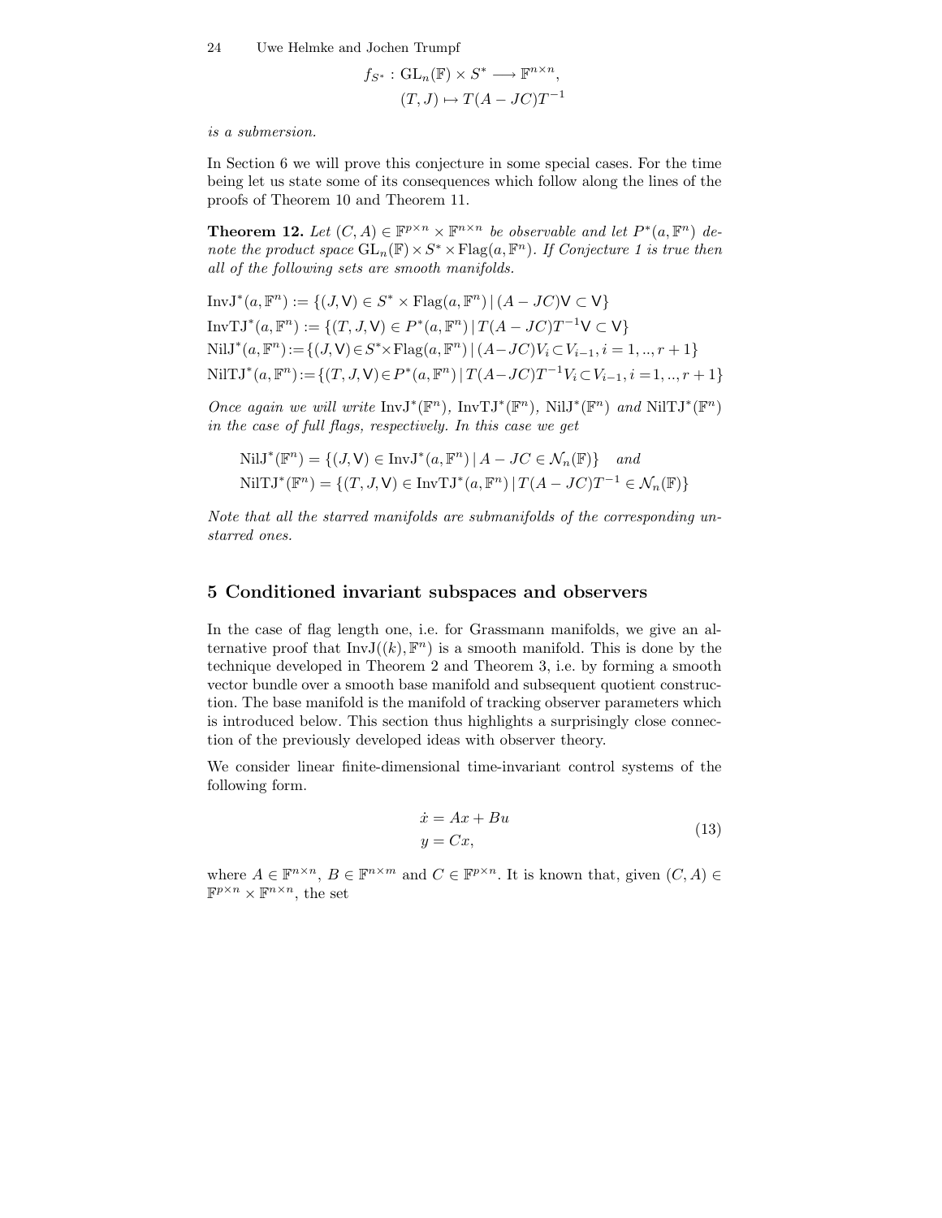$$f_{S^*} : \mathrm{GL}_n(\mathbb{F}) \times S^* \longrightarrow \mathbb{F}^{n\times n},$$
$$(T, J) \mapsto T(A - JC)T^{-1}$$

*is a submersion.*

In Section 6 we will prove this conjecture in some special cases. For the time being let us state some of its consequences which follow along the lines of the proofs of Theorem 10 and Theorem 11.

**Theorem 12.** *Let $(C, A) \in \mathbb{F}^{p\times n} \times \mathbb{F}^{n\times n}$ be observable and let $P^*(a, \mathbb{F}^n)$ denote the product space $\mathrm{GL}_n(\mathbb{F}) \times S^* \times \mathrm{Flag}(a, \mathbb{F}^n)$. If Conjecture 1 is true then all of the following sets are smooth manifolds.*

$$\mathrm{InvJ}^*(a, \mathbb{F}^n) := \{(J, \mathsf{V}) \in S^* \times \mathrm{Flag}(a, \mathbb{F}^n) \,|\, (A - JC)\mathsf{V} \subset \mathsf{V}\}$$
$$\mathrm{InvTJ}^*(a, \mathbb{F}^n) := \{(T, J, \mathsf{V}) \in P^*(a, \mathbb{F}^n) \,|\, T(A - JC)T^{-1}\mathsf{V} \subset \mathsf{V}\}$$
$$\mathrm{NilJ}^*(a, \mathbb{F}^n) := \{(J, \mathsf{V}) \in S^* \times \mathrm{Flag}(a, \mathbb{F}^n) \,|\, (A - JC)V_i \subset V_{i-1}, i = 1, .., r + 1\}$$
$$\mathrm{NilTJ}^*(a, \mathbb{F}^n) := \{(T, J, \mathsf{V}) \in P^*(a, \mathbb{F}^n) \,|\, T(A - JC)T^{-1}V_i \subset V_{i-1}, i = 1, .., r + 1\}$$

*Once again we will write $\mathrm{InvJ}^*(\mathbb{F}^n)$, $\mathrm{InvTJ}^*(\mathbb{F}^n)$, $\mathrm{NilJ}^*(\mathbb{F}^n)$ and $\mathrm{NilTJ}^*(\mathbb{F}^n)$ in the case of full flags, respectively. In this case we get*

$$\mathrm{NilJ}^*(\mathbb{F}^n) = \{(J, \mathsf{V}) \in \mathrm{InvJ}^*(a, \mathbb{F}^n) \,|\, A - JC \in \mathcal{N}_n(\mathbb{F})\} \quad \text{and}$$
$$\mathrm{NilTJ}^*(\mathbb{F}^n) = \{(T, J, \mathsf{V}) \in \mathrm{InvTJ}^*(a, \mathbb{F}^n) \,|\, T(A - JC)T^{-1} \in \mathcal{N}_n(\mathbb{F})\}$$

*Note that all the starred manifolds are submanifolds of the corresponding unstarred ones.*

## 5 Conditioned invariant subspaces and observers

In the case of flag length one, i.e. for Grassmann manifolds, we give an alternative proof that $\mathrm{InvJ}((k), \mathbb{F}^n)$ is a smooth manifold. This is done by the technique developed in Theorem 2 and Theorem 3, i.e. by forming a smooth vector bundle over a smooth base manifold and subsequent quotient construction. The base manifold is the manifold of tracking observer parameters which is introduced below. This section thus highlights a surprisingly close connection of the previously developed ideas with observer theory.

We consider linear finite-dimensional time-invariant control systems of the following form.

$$\begin{aligned} \dot{x} &= Ax + Bu \\ y &= Cx, \end{aligned} \tag{13}$$

where $A \in \mathbb{F}^{n\times n}$, $B \in \mathbb{F}^{n\times m}$ and $C \in \mathbb{F}^{p\times n}$. It is known that, given $(C, A) \in \mathbb{F}^{p\times n} \times \mathbb{F}^{n\times n}$, the set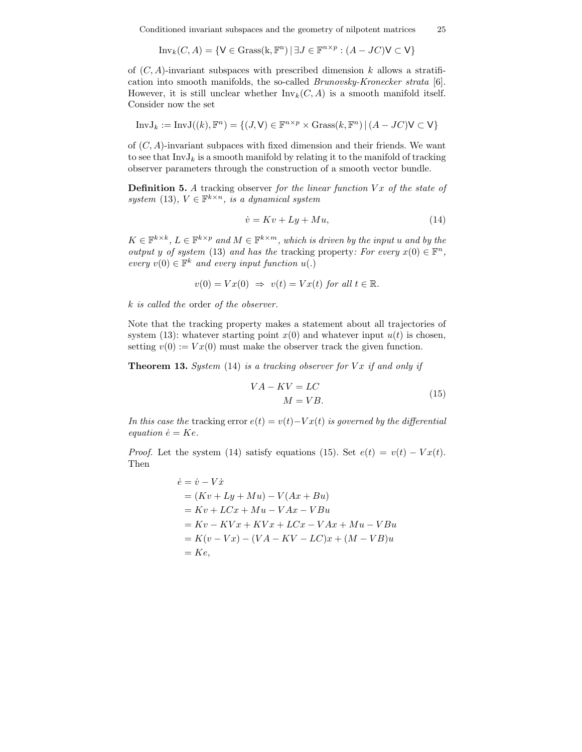$$\mathrm{Inv}_k(C,A) = \{\mathsf{V} \in \mathrm{Grass(k, \mathbb{F}^n)} \mid \exists J \in \mathbb{F}^{n\times p} : (A - JC)\mathsf{V} \subset \mathsf{V}\}$$

of $(C,A)$-invariant subspaces with prescribed dimension $k$ allows a stratification into smooth manifolds, the so-called *Brunovsky-Kronecker strata* [6]. However, it is still unclear whether $\mathrm{Inv}_k(C,A)$ is a smooth manifold itself. Consider now the set

$$\mathrm{InvJ}_k := \mathrm{InvJ}((k), \mathbb{F}^n) = \{(J, \mathsf{V}) \in \mathbb{F}^{n\times p} \times \mathrm{Grass}(k, \mathbb{F}^n) \mid (A - JC)\mathsf{V} \subset \mathsf{V}\}$$

of $(C,A)$-invariant subpaces with fixed dimension and their friends. We want to see that $\mathrm{InvJ}_k$ is a smooth manifold by relating it to the manifold of tracking observer parameters through the construction of a smooth vector bundle.

**Definition 5.** *A* tracking observer *for the linear function $Vx$ of the state of system* (13)*, $V \in \mathbb{F}^{k\times n}$, is a dynamical system*

$$\dot{v} = Kv + Ly + Mu, \tag{14}$$

*$K \in \mathbb{F}^{k\times k}$, $L \in \mathbb{F}^{k\times p}$ and $M \in \mathbb{F}^{k\times m}$, which is driven by the input $u$ and by the output $y$ of system* (13) *and has the* tracking property*: For every $x(0) \in \mathbb{F}^n$, every $v(0) \in \mathbb{F}^k$ and every input function $u(.)$*

$$v(0) = Vx(0) \;\Rightarrow\; v(t) = Vx(t) \text{ for all } t \in \mathbb{R}.$$

*$k$ is called the* order *of the observer.*

Note that the tracking property makes a statement about all trajectories of system (13): whatever starting point $x(0)$ and whatever input $u(t)$ is chosen, setting $v(0) := Vx(0)$ must make the observer track the given function.

**Theorem 13.** *System* (14) *is a tracking observer for $Vx$ if and only if*

$$\begin{aligned} VA - KV &= LC \\ M &= VB. \end{aligned} \tag{15}$$

*In this case the* tracking error *$e(t) = v(t) - Vx(t)$ is governed by the differential equation $\dot{e} = Ke$.*

*Proof.* Let the system (14) satisfy equations (15). Set $e(t) = v(t) - Vx(t)$. Then

$$\begin{aligned} \dot{e} &= \dot{v} - V\dot{x} \\ &= (Kv + Ly + Mu) - V(Ax + Bu) \\ &= Kv + LCx + Mu - VAx - VBu \\ &= Kv - KVx + KVx + LCx - VAx + Mu - VBu \\ &= K(v - Vx) - (VA - KV - LC)x + (M - VB)u \\ &= Ke, \end{aligned}$$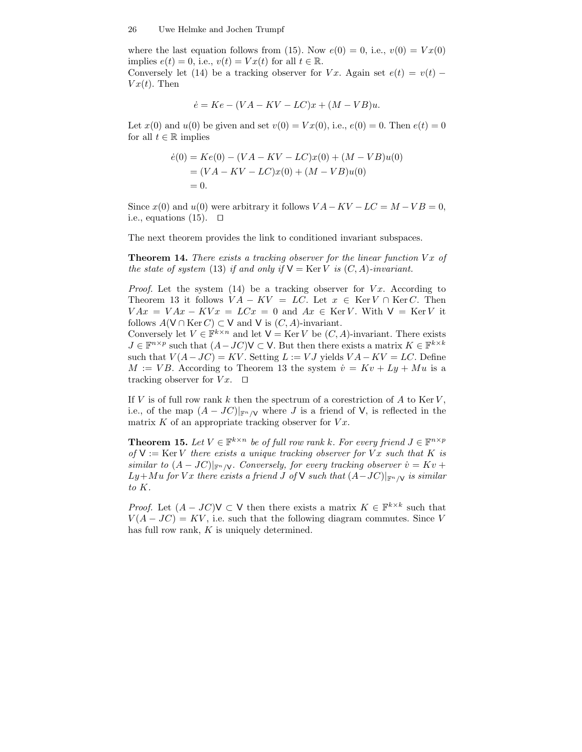where the last equation follows from (15). Now $e(0) = 0$, i.e., $v(0) = Vx(0)$ implies $e(t) = 0$, i.e., $v(t) = Vx(t)$ for all $t \in \mathbb{R}$.
Conversely let (14) be a tracking observer for $Vx$. Again set $e(t) = v(t) - Vx(t)$. Then

$$\dot{e} = Ke - (VA - KV - LC)x + (M - VB)u.$$

Let $x(0)$ and $u(0)$ be given and set $v(0) = Vx(0)$, i.e., $e(0) = 0$. Then $e(t) = 0$ for all $t \in \mathbb{R}$ implies

$$\begin{aligned}
\dot{e}(0) &= Ke(0) - (VA - KV - LC)x(0) + (M - VB)u(0) \\
&= (VA - KV - LC)x(0) + (M - VB)u(0) \\
&= 0.
\end{aligned}$$

Since $x(0)$ and $u(0)$ were arbitrary it follows $VA - KV - LC = M - VB = 0$, i.e., equations (15). □

The next theorem provides the link to conditioned invariant subspaces.

**Theorem 14.** *There exists a tracking observer for the linear function $Vx$ of the state of system* (13) *if and only if $\mathsf{V} = \operatorname{Ker} V$ is $(C, A)$-invariant.*

*Proof.* Let the system (14) be a tracking observer for $Vx$. According to Theorem 13 it follows $VA - KV = LC$. Let $x \in \operatorname{Ker} V \cap \operatorname{Ker} C$. Then $VAx = VAx - KVx = LCx = 0$ and $Ax \in \operatorname{Ker} V$. With $\mathsf{V} = \operatorname{Ker} V$ it follows $A(\mathsf{V} \cap \operatorname{Ker} C) \subset \mathsf{V}$ and $\mathsf{V}$ is $(C, A)$-invariant.
Conversely let $V \in \mathbb{F}^{k \times n}$ and let $\mathsf{V} = \operatorname{Ker} V$ be $(C, A)$-invariant. There exists $J \in \mathbb{F}^{n \times p}$ such that $(A - JC)\mathsf{V} \subset \mathsf{V}$. But then there exists a matrix $K \in \mathbb{F}^{k \times k}$ such that $V(A - JC) = KV$. Setting $L := VJ$ yields $VA - KV = LC$. Define $M := VB$. According to Theorem 13 the system $\dot{v} = Kv + Ly + Mu$ is a tracking observer for $Vx$. □

If $V$ is of full row rank $k$ then the spectrum of a corestriction of $A$ to $\operatorname{Ker} V$, i.e., of the map $(A - JC)|_{\mathbb{F}^n/\mathsf{V}}$ where $J$ is a friend of $\mathsf{V}$, is reflected in the matrix $K$ of an appropriate tracking observer for $Vx$.

**Theorem 15.** *Let $V \in \mathbb{F}^{k \times n}$ be of full row rank $k$. For every friend $J \in \mathbb{F}^{n \times p}$ of $\mathsf{V} := \operatorname{Ker} V$ there exists a unique tracking observer for $Vx$ such that $K$ is similar to $(A - JC)|_{\mathbb{F}^n/\mathsf{V}}$. Conversely, for every tracking observer $\dot{v} = Kv + Ly + Mu$ for $Vx$ there exists a friend $J$ of $\mathsf{V}$ such that $(A - JC)|_{\mathbb{F}^n/\mathsf{V}}$ is similar to $K$.*

*Proof.* Let $(A - JC)\mathsf{V} \subset \mathsf{V}$ then there exists a matrix $K \in \mathbb{F}^{k \times k}$ such that $V(A - JC) = KV$, i.e. such that the following diagram commutes. Since $V$ has full row rank, $K$ is uniquely determined.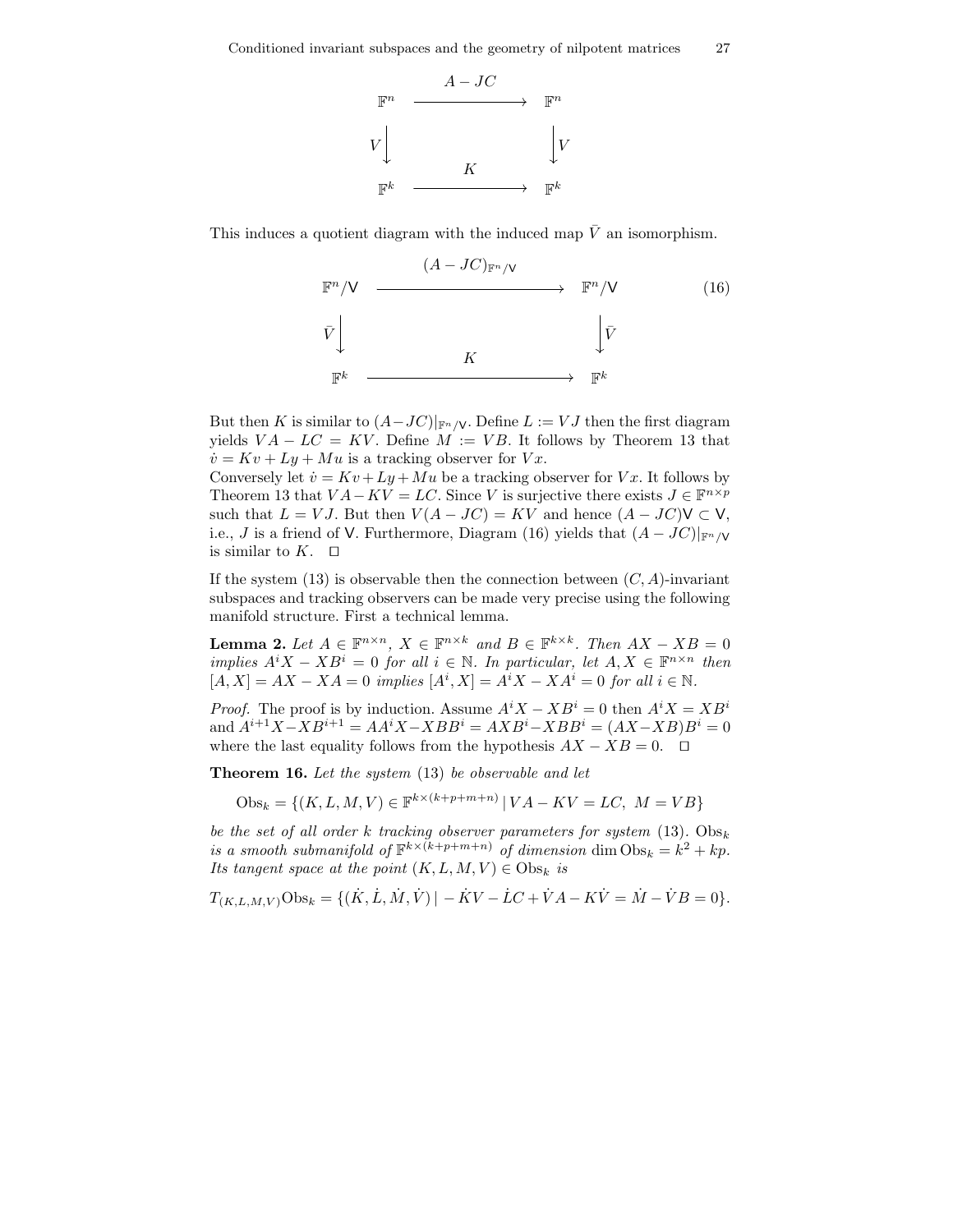$$
\begin{array}{ccc}
\mathbb{F}^n & \xrightarrow{\quad A-JC \quad} & \mathbb{F}^n \\
V \big\downarrow & & \big\downarrow V \\
\mathbb{F}^k & \xrightarrow{\quad K \quad} & \mathbb{F}^k
\end{array}
$$

This induces a quotient diagram with the induced map $\bar{V}$ an isomorphism.

$$
\begin{array}{ccc}
\mathbb{F}^n/\mathsf{V} & \xrightarrow{\quad (A-JC)_{\mathbb{F}^n/\mathsf{V}} \quad} & \mathbb{F}^n/\mathsf{V} \\
\bar{V} \big\downarrow & & \big\downarrow \bar{V} \\
\mathbb{F}^k & \xrightarrow{\quad K \quad} & \mathbb{F}^k
\end{array}
\tag{16}
$$

But then $K$ is similar to $(A-JC)|_{\mathbb{F}^n/\mathsf{V}}$. Define $L := VJ$ then the first diagram yields $VA - LC = KV$. Define $M := VB$. It follows by Theorem 13 that $\dot{v} = Kv + Ly + Mu$ is a tracking observer for $Vx$.
Conversely let $\dot{v} = Kv + Ly + Mu$ be a tracking observer for $Vx$. It follows by Theorem 13 that $VA - KV = LC$. Since $V$ is surjective there exists $J \in \mathbb{F}^{n\times p}$ such that $L = VJ$. But then $V(A-JC) = KV$ and hence $(A-JC)\mathsf{V} \subset \mathsf{V}$, i.e., $J$ is a friend of $\mathsf{V}$. Furthermore, Diagram (16) yields that $(A-JC)|_{\mathbb{F}^n/\mathsf{V}}$ is similar to $K$. $\square$

If the system (13) is observable then the connection between $(C,A)$-invariant subspaces and tracking observers can be made very precise using the following manifold structure. First a technical lemma.

**Lemma 2.** *Let $A \in \mathbb{F}^{n\times n}$, $X \in \mathbb{F}^{n\times k}$ and $B \in \mathbb{F}^{k\times k}$. Then $AX - XB = 0$ implies $A^iX - XB^i = 0$ for all $i \in \mathbb{N}$. In particular, let $A, X \in \mathbb{F}^{n\times n}$ then $[A,X] = AX - XA = 0$ implies $[A^i, X] = A^iX - XA^i = 0$ for all $i \in \mathbb{N}$.*

*Proof.* The proof is by induction. Assume $A^iX - XB^i = 0$ then $A^iX = XB^i$ and $A^{i+1}X - XB^{i+1} = AA^iX - XBB^i = AXB^i - XBB^i = (AX-XB)B^i = 0$ where the last equality follows from the hypothesis $AX - XB = 0$. $\square$

**Theorem 16.** *Let the system (13) be observable and let*

$$\mathrm{Obs}_k = \{(K,L,M,V) \in \mathbb{F}^{k\times(k+p+m+n)} \mid VA - KV = LC,\ M = VB\}$$

*be the set of all order $k$ tracking observer parameters for system (13). $\mathrm{Obs}_k$ is a smooth submanifold of $\mathbb{F}^{k\times(k+p+m+n)}$ of dimension $\dim \mathrm{Obs}_k = k^2 + kp$. Its tangent space at the point $(K,L,M,V) \in \mathrm{Obs}_k$ is*

$$T_{(K,L,M,V)}\mathrm{Obs}_k = \{(\dot{K},\dot{L},\dot{M},\dot{V}) \mid -\dot{K}V - \dot{L}C + \dot{V}A - K\dot{V} = \dot{M} - \dot{V}B = 0\}.$$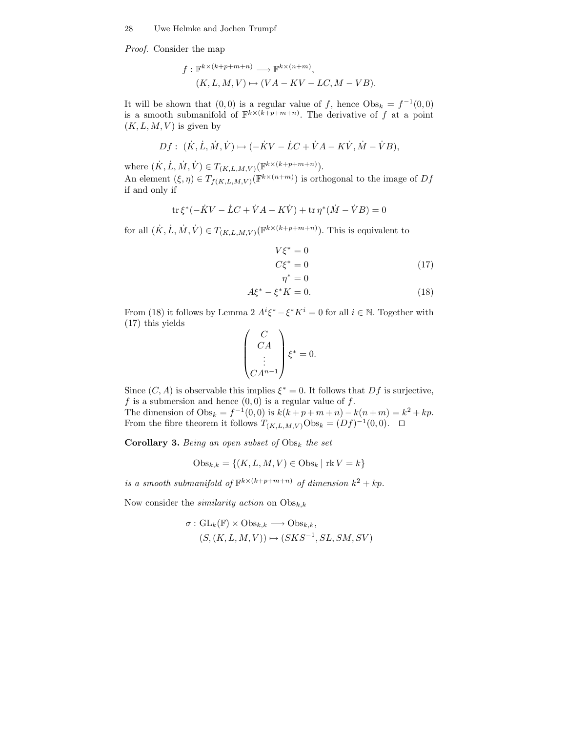*Proof.* Consider the map

$$f : \mathbb{F}^{k\times(k+p+m+n)} \longrightarrow \mathbb{F}^{k\times(n+m)},$$
$$(K, L, M, V) \mapsto (VA - KV - LC, M - VB).$$

It will be shown that $(0, 0)$ is a regular value of $f$, hence $\mathrm{Obs}_k = f^{-1}(0, 0)$ is a smooth submanifold of $\mathbb{F}^{k\times(k+p+m+n)}$. The derivative of $f$ at a point $(K, L, M, V)$ is given by

$$Df : (\dot{K}, \dot{L}, \dot{M}, \dot{V}) \mapsto (-\dot{K}V - \dot{L}C + \dot{V}A - K\dot{V}, \dot{M} - \dot{V}B),$$

where $(\dot{K}, \dot{L}, \dot{M}, \dot{V}) \in T_{(K,L,M,V)}(\mathbb{F}^{k\times(k+p+m+n)})$.
An element $(\xi, \eta) \in T_{f(K,L,M,V)}(\mathbb{F}^{k\times(n+m)})$ is orthogonal to the image of $Df$ if and only if

$$\operatorname{tr} \xi^*(-\dot{K}V - \dot{L}C + \dot{V}A - K\dot{V}) + \operatorname{tr} \eta^*(\dot{M} - \dot{V}B) = 0$$

for all $(\dot{K}, \dot{L}, \dot{M}, \dot{V}) \in T_{(K,L,M,V)}(\mathbb{F}^{k\times(k+p+m+n)})$. This is equivalent to

$$\begin{aligned} V\xi^* &= 0 \\ C\xi^* &= 0 \\ \eta^* &= 0 \end{aligned} \tag{17}$$

$$A\xi^* - \xi^* K = 0. \tag{18}$$

From (18) it follows by Lemma 2 $A^i\xi^* - \xi^* K^i = 0$ for all $i \in \mathbb{N}$. Together with (17) this yields

$$\begin{pmatrix} C \\ CA \\ \vdots \\ CA^{n-1} \end{pmatrix} \xi^* = 0.$$

Since $(C, A)$ is observable this implies $\xi^* = 0$. It follows that $Df$ is surjective, $f$ is a submersion and hence $(0, 0)$ is a regular value of $f$.
The dimension of $\mathrm{Obs}_k = f^{-1}(0, 0)$ is $k(k + p + m + n) - k(n + m) = k^2 + kp$.
From the fibre theorem it follows $T_{(K,L,M,V)}\mathrm{Obs}_k = (Df)^{-1}(0, 0)$. $\square$

**Corollary 3.** *Being an open subset of* $\mathrm{Obs}_k$ *the set*

$$\mathrm{Obs}_{k,k} = \{(K, L, M, V) \in \mathrm{Obs}_k \mid \operatorname{rk} V = k\}$$

*is a smooth submanifold of* $\mathbb{F}^{k\times(k+p+m+n)}$ *of dimension* $k^2 + kp$.

Now consider the *similarity action* on $\mathrm{Obs}_{k,k}$

$$\sigma : \mathrm{GL}_k(\mathbb{F}) \times \mathrm{Obs}_{k,k} \longrightarrow \mathrm{Obs}_{k,k},$$
$$(S, (K, L, M, V)) \mapsto (SKS^{-1}, SL, SM, SV)$$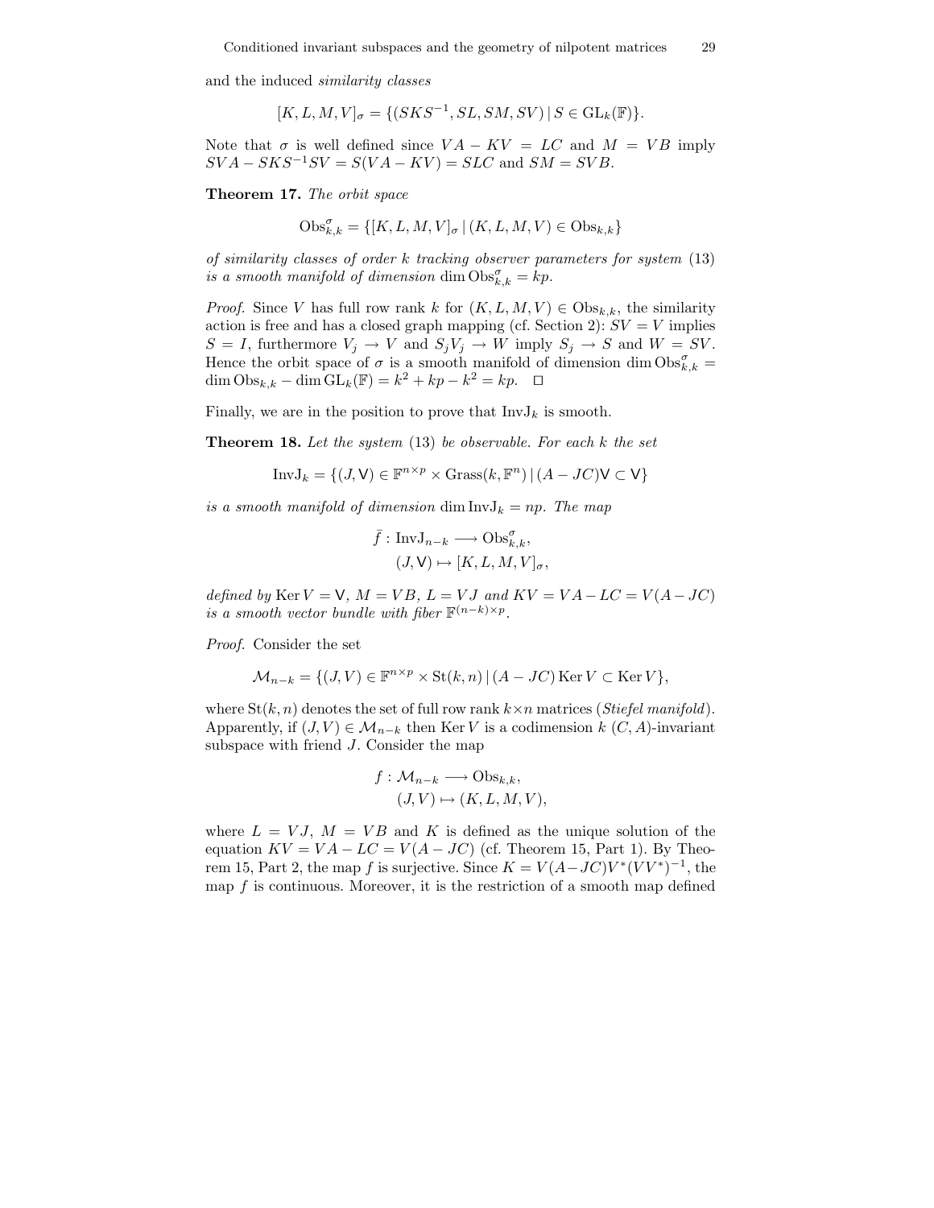and the induced *similarity classes*

$$[K, L, M, V]_\sigma = \{(SKS^{-1}, SL, SM, SV) \,|\, S \in \mathrm{GL}_k(\mathbb{F})\}.$$

Note that $\sigma$ is well defined since $VA - KV = LC$ and $M = VB$ imply $SVA - SKS^{-1}SV = S(VA - KV) = SLC$ and $SM = SVB$.

**Theorem 17.** *The orbit space*

$$\mathrm{Obs}^\sigma_{k,k} = \{[K, L, M, V]_\sigma \,|\, (K, L, M, V) \in \mathrm{Obs}_{k,k}\}$$

*of similarity classes of order $k$ tracking observer parameters for system* (13) *is a smooth manifold of dimension* $\dim \mathrm{Obs}^\sigma_{k,k} = kp$.

*Proof.* Since $V$ has full row rank $k$ for $(K, L, M, V) \in \mathrm{Obs}_{k,k}$, the similarity action is free and has a closed graph mapping (cf. Section 2): $SV = V$ implies $S = I$, furthermore $V_j \to V$ and $S_jV_j \to W$ imply $S_j \to S$ and $W = SV$. Hence the orbit space of $\sigma$ is a smooth manifold of dimension $\dim \mathrm{Obs}^\sigma_{k,k} = \dim \mathrm{Obs}_{k,k} - \dim \mathrm{GL}_k(\mathbb{F}) = k^2 + kp - k^2 = kp$. $\square$

Finally, we are in the position to prove that $\mathrm{InvJ}_k$ is smooth.

**Theorem 18.** *Let the system* (13) *be observable. For each $k$ the set*

$$\mathrm{InvJ}_k = \{(J, \mathsf{V}) \in \mathbb{F}^{n\times p} \times \mathrm{Grass}(k, \mathbb{F}^n) \,|\, (A - JC)\mathsf{V} \subset \mathsf{V}\}$$

*is a smooth manifold of dimension* $\dim \mathrm{InvJ}_k = np$. *The map*

$$\begin{aligned} \bar{f} : \mathrm{InvJ}_{n-k} &\longrightarrow \mathrm{Obs}^\sigma_{k,k}, \\ (J, \mathsf{V}) &\mapsto [K, L, M, V]_\sigma, \end{aligned}$$

*defined by* $\operatorname{Ker} V = \mathsf{V}$, $M = VB$, $L = VJ$ *and* $KV = VA - LC = V(A - JC)$ *is a smooth vector bundle with fiber* $\mathbb{F}^{(n-k)\times p}$.

*Proof.* Consider the set

$$\mathcal{M}_{n-k} = \{(J, V) \in \mathbb{F}^{n\times p} \times \mathrm{St}(k, n) \,|\, (A - JC) \operatorname{Ker} V \subset \operatorname{Ker} V\},$$

where $\mathrm{St}(k, n)$ denotes the set of full row rank $k\times n$ matrices (*Stiefel manifold*). Apparently, if $(J, V) \in \mathcal{M}_{n-k}$ then $\operatorname{Ker} V$ is a codimension $k$ $(C, A)$-invariant subspace with friend $J$. Consider the map

$$\begin{aligned} f : \mathcal{M}_{n-k} &\longrightarrow \mathrm{Obs}_{k,k}, \\ (J, V) &\mapsto (K, L, M, V), \end{aligned}$$

where $L = VJ$, $M = VB$ and $K$ is defined as the unique solution of the equation $KV = VA - LC = V(A - JC)$ (cf. Theorem 15, Part 1). By Theorem 15, Part 2, the map $f$ is surjective. Since $K = V(A - JC)V^*(VV^*)^{-1}$, the map $f$ is continuous. Moreover, it is the restriction of a smooth map defined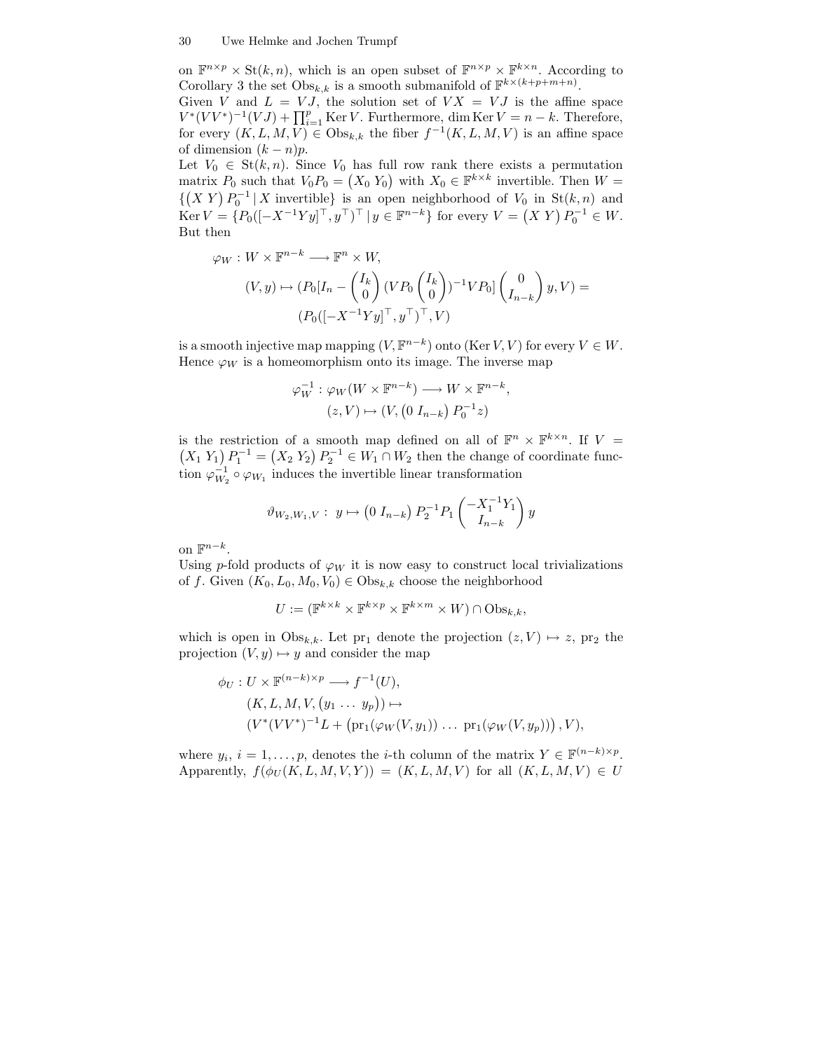on $\mathbb{F}^{n\times p} \times \mathrm{St}(k,n)$, which is an open subset of $\mathbb{F}^{n\times p} \times \mathbb{F}^{k\times n}$. According to Corollary 3 the set $\mathrm{Obs}_{k,k}$ is a smooth submanifold of $\mathbb{F}^{k\times(k+p+m+n)}$.

Given $V$ and $L = VJ$, the solution set of $VX = VJ$ is the affine space $V^*(VV^*)^{-1}(VJ) + \prod_{i=1}^{p} \operatorname{Ker} V$. Furthermore, $\dim \operatorname{Ker} V = n - k$. Therefore, for every $(K, L, M, V) \in \mathrm{Obs}_{k,k}$ the fiber $f^{-1}(K, L, M, V)$ is an affine space of dimension $(k-n)p$.

Let $V_0 \in \mathrm{St}(k,n)$. Since $V_0$ has full row rank there exists a permutation matrix $P_0$ such that $V_0 P_0 = \begin{pmatrix} X_0 & Y_0 \end{pmatrix}$ with $X_0 \in \mathbb{F}^{k\times k}$ invertible. Then $W = \{\begin{pmatrix} X & Y \end{pmatrix} P_0^{-1} \,|\, X \text{ invertible}\}$ is an open neighborhood of $V_0$ in $\mathrm{St}(k,n)$ and $\operatorname{Ker} V = \{P_0([-X^{-1}Yy]^\top, y^\top)^\top \,|\, y \in \mathbb{F}^{n-k}\}$ for every $V = \begin{pmatrix} X & Y \end{pmatrix} P_0^{-1} \in W$. But then

$$
\begin{aligned}
\varphi_W : W \times \mathbb{F}^{n-k} &\longrightarrow \mathbb{F}^n \times W,\\
(V, y) &\mapsto (P_0[I_n - \begin{pmatrix} I_k \\ 0 \end{pmatrix} (VP_0 \begin{pmatrix} I_k \\ 0 \end{pmatrix})^{-1} VP_0] \begin{pmatrix} 0 \\ I_{n-k} \end{pmatrix} y, V) = \\
&\qquad (P_0([-X^{-1}Yy]^\top, y^\top)^\top, V)
\end{aligned}
$$

is a smooth injective map mapping $(V, \mathbb{F}^{n-k})$ onto $(\operatorname{Ker} V, V)$ for every $V \in W$. Hence $\varphi_W$ is a homeomorphism onto its image. The inverse map

$$
\begin{aligned}
\varphi_W^{-1} : \varphi_W(W \times \mathbb{F}^{n-k}) &\longrightarrow W \times \mathbb{F}^{n-k},\\
(z, V) &\mapsto (V, \begin{pmatrix} 0 & I_{n-k} \end{pmatrix} P_0^{-1} z)
\end{aligned}
$$

is the restriction of a smooth map defined on all of $\mathbb{F}^n \times \mathbb{F}^{k\times n}$. If $V = \begin{pmatrix} X_1 & Y_1 \end{pmatrix} P_1^{-1} = \begin{pmatrix} X_2 & Y_2 \end{pmatrix} P_2^{-1} \in W_1 \cap W_2$ then the change of coordinate function $\varphi_{W_2}^{-1} \circ \varphi_{W_1}$ induces the invertible linear transformation

$$
\vartheta_{W_2,W_1,V} :\; y \mapsto \begin{pmatrix} 0 & I_{n-k} \end{pmatrix} P_2^{-1} P_1 \begin{pmatrix} -X_1^{-1} Y_1 \\ I_{n-k} \end{pmatrix} y
$$

on $\mathbb{F}^{n-k}$.

Using $p$-fold products of $\varphi_W$ it is now easy to construct local trivializations of $f$. Given $(K_0, L_0, M_0, V_0) \in \mathrm{Obs}_{k,k}$ choose the neighborhood

$$
U := (\mathbb{F}^{k\times k} \times \mathbb{F}^{k\times p} \times \mathbb{F}^{k\times m} \times W) \cap \mathrm{Obs}_{k,k},
$$

which is open in $\mathrm{Obs}_{k,k}$. Let $\mathrm{pr}_1$ denote the projection $(z, V) \mapsto z$, $\mathrm{pr}_2$ the projection $(V, y) \mapsto y$ and consider the map

$$
\begin{aligned}
\phi_U : U \times \mathbb{F}^{(n-k)\times p} &\longrightarrow f^{-1}(U),\\
(K, L, M, V, \begin{pmatrix} y_1 & \ldots & y_p \end{pmatrix}) &\mapsto \\
(V^*(VV^*)^{-1} L &+ \begin{pmatrix} \mathrm{pr}_1(\varphi_W(V, y_1)) & \ldots & \mathrm{pr}_1(\varphi_W(V, y_p)) \end{pmatrix}, V),
\end{aligned}
$$

where $y_i$, $i = 1, \ldots, p$, denotes the $i$-th column of the matrix $Y \in \mathbb{F}^{(n-k)\times p}$. Apparently, $f(\phi_U(K, L, M, V, Y)) = (K, L, M, V)$ for all $(K, L, M, V) \in U$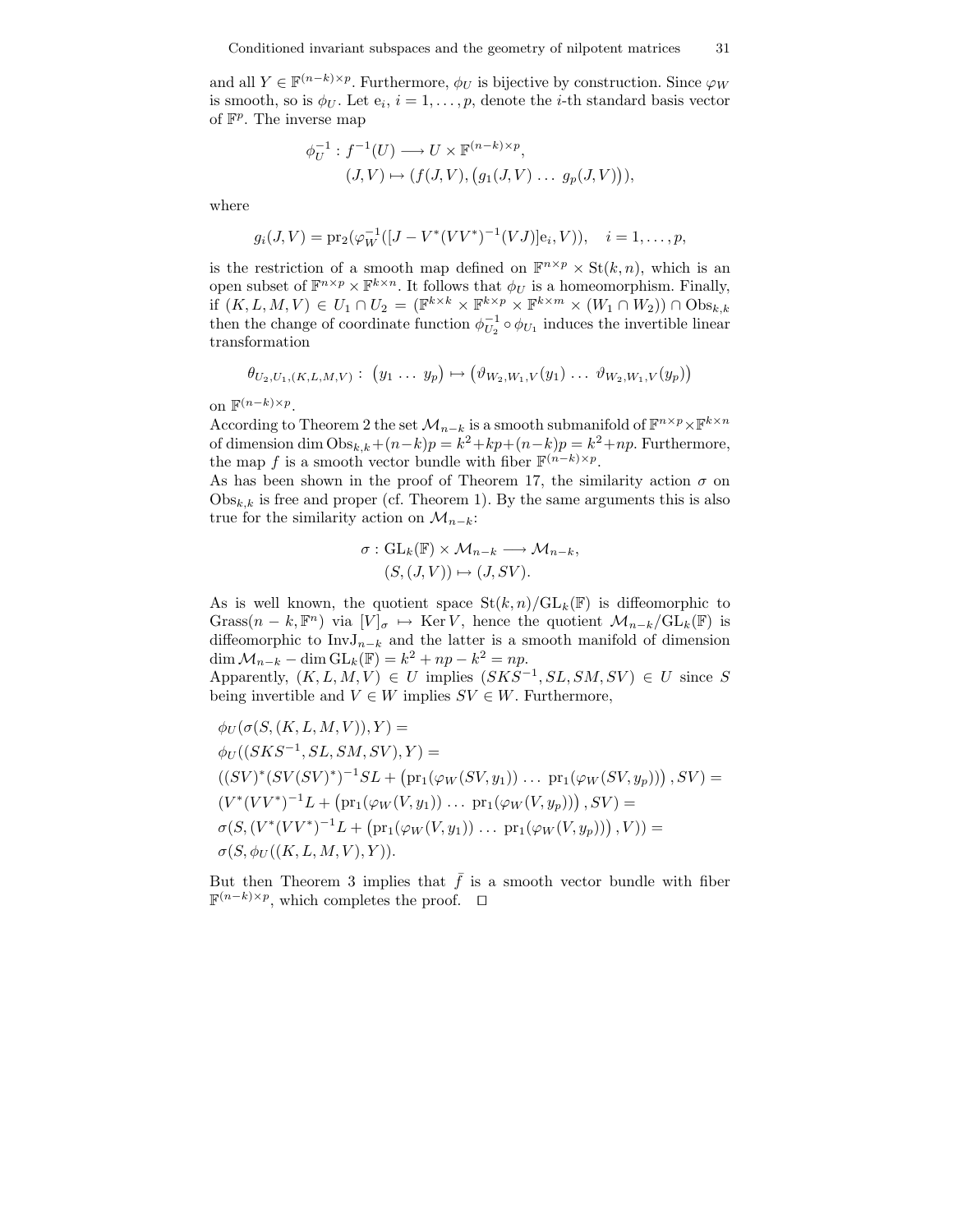and all $Y \in \mathbb{F}^{(n-k)\times p}$. Furthermore, $\phi_U$ is bijective by construction. Since $\varphi_W$ is smooth, so is $\phi_U$. Let $\mathrm{e}_i$, $i = 1, \ldots, p$, denote the $i$-th standard basis vector of $\mathbb{F}^p$. The inverse map

$$\phi_U^{-1} : f^{-1}(U) \longrightarrow U \times \mathbb{F}^{(n-k)\times p},$$
$$(J, V) \mapsto (f(J, V), \begin{pmatrix} g_1(J, V) & \ldots & g_p(J, V) \end{pmatrix}),$$

where

$$g_i(J, V) = \mathrm{pr}_2(\varphi_W^{-1}([J - V^*(VV^*)^{-1}(VJ)]\mathrm{e}_i, V)), \quad i = 1, \ldots, p,$$

is the restriction of a smooth map defined on $\mathbb{F}^{n\times p} \times \mathrm{St}(k, n)$, which is an open subset of $\mathbb{F}^{n\times p} \times \mathbb{F}^{k\times n}$. It follows that $\phi_U$ is a homeomorphism. Finally, if $(K, L, M, V) \in U_1 \cap U_2 = (\mathbb{F}^{k\times k} \times \mathbb{F}^{k\times p} \times \mathbb{F}^{k\times m} \times (W_1 \cap W_2)) \cap \mathrm{Obs}_{k,k}$ then the change of coordinate function $\phi_{U_2}^{-1} \circ \phi_{U_1}$ induces the invertible linear transformation

$$\theta_{U_2,U_1,(K,L,M,V)} : \begin{pmatrix} y_1 & \ldots & y_p \end{pmatrix} \mapsto \begin{pmatrix} \vartheta_{W_2,W_1,V}(y_1) & \ldots & \vartheta_{W_2,W_1,V}(y_p) \end{pmatrix}$$

on $\mathbb{F}^{(n-k)\times p}$.

According to Theorem 2 the set $\mathcal{M}_{n-k}$ is a smooth submanifold of $\mathbb{F}^{n\times p} \times \mathbb{F}^{k\times n}$ of dimension $\dim \mathrm{Obs}_{k,k} + (n-k)p = k^2 + kp + (n-k)p = k^2 + np$. Furthermore, the map $f$ is a smooth vector bundle with fiber $\mathbb{F}^{(n-k)\times p}$.

As has been shown in the proof of Theorem 17, the similarity action $\sigma$ on $\mathrm{Obs}_{k,k}$ is free and proper (cf. Theorem 1). By the same arguments this is also true for the similarity action on $\mathcal{M}_{n-k}$:

$$\sigma : \mathrm{GL}_k(\mathbb{F}) \times \mathcal{M}_{n-k} \longrightarrow \mathcal{M}_{n-k},$$
$$(S, (J, V)) \mapsto (J, SV).$$

As is well known, the quotient space $\mathrm{St}(k, n)/\mathrm{GL}_k(\mathbb{F})$ is diffeomorphic to $\mathrm{Grass}(n - k, \mathbb{F}^n)$ via $[V]_\sigma \mapsto \mathrm{Ker}\, V$, hence the quotient $\mathcal{M}_{n-k}/\mathrm{GL}_k(\mathbb{F})$ is diffeomorphic to $\mathrm{InvJ}_{n-k}$ and the latter is a smooth manifold of dimension $\dim \mathcal{M}_{n-k} - \dim \mathrm{GL}_k(\mathbb{F}) = k^2 + np - k^2 = np$.

Apparently, $(K, L, M, V) \in U$ implies $(SKS^{-1}, SL, SM, SV) \in U$ since $S$ being invertible and $V \in W$ implies $SV \in W$. Furthermore,

$$\begin{aligned}
&\phi_U(\sigma(S, (K, L, M, V)), Y) = \\
&\phi_U((SKS^{-1}, SL, SM, SV), Y) = \\
&((SV)^*(SV(SV)^*)^{-1}SL + \begin{pmatrix} \mathrm{pr}_1(\varphi_W(SV, y_1)) & \ldots & \mathrm{pr}_1(\varphi_W(SV, y_p)) \end{pmatrix}, SV) = \\
&(V^*(VV^*)^{-1}L + \begin{pmatrix} \mathrm{pr}_1(\varphi_W(V, y_1)) & \ldots & \mathrm{pr}_1(\varphi_W(V, y_p)) \end{pmatrix}, SV) = \\
&\sigma(S, (V^*(VV^*)^{-1}L + \begin{pmatrix} \mathrm{pr}_1(\varphi_W(V, y_1)) & \ldots & \mathrm{pr}_1(\varphi_W(V, y_p)) \end{pmatrix}, V)) = \\
&\sigma(S, \phi_U((K, L, M, V), Y)).
\end{aligned}$$

But then Theorem 3 implies that $\bar{f}$ is a smooth vector bundle with fiber $\mathbb{F}^{(n-k)\times p}$, which completes the proof. $\square$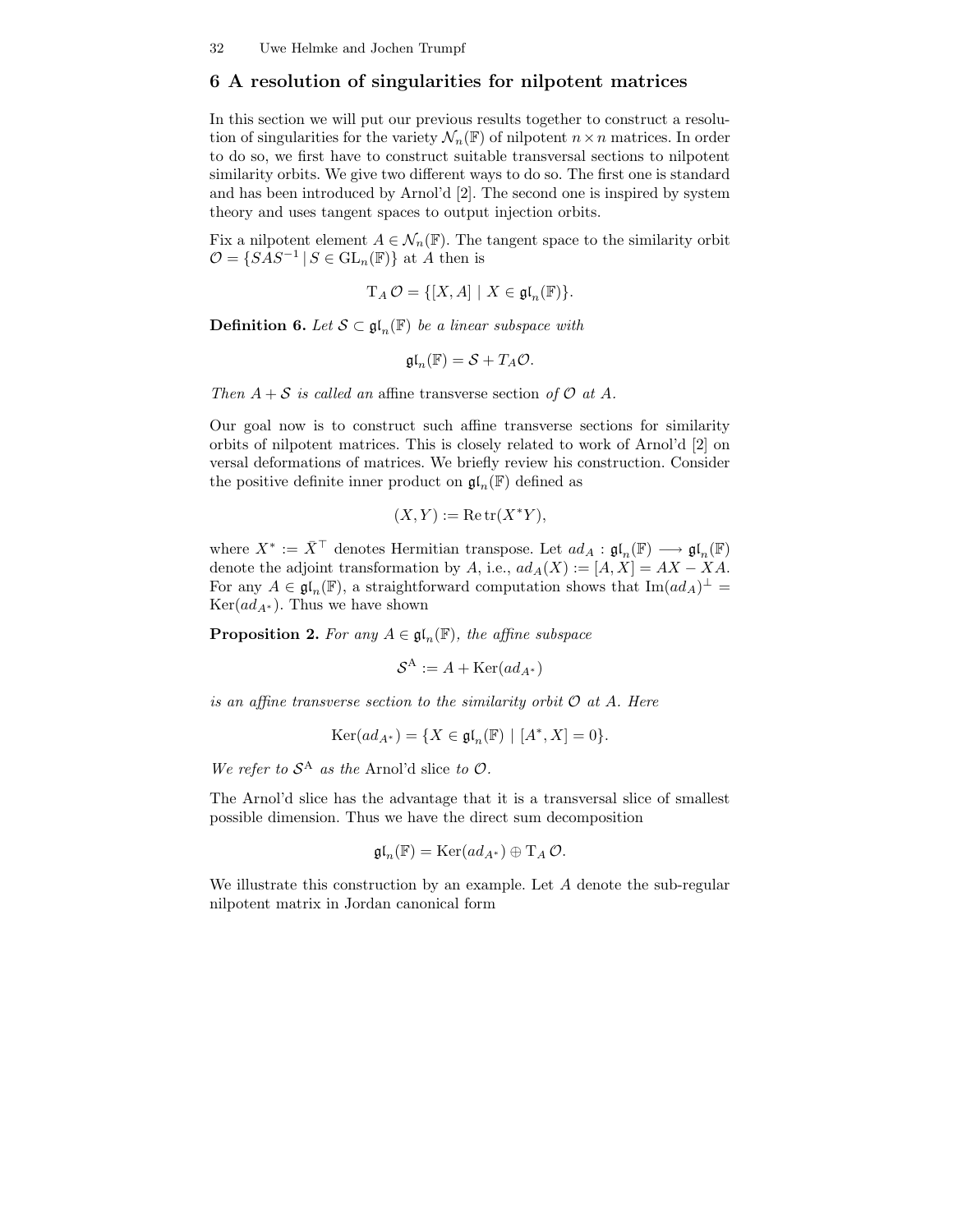## 6 A resolution of singularities for nilpotent matrices

In this section we will put our previous results together to construct a resolution of singularities for the variety $\mathcal{N}_n(\mathbb{F})$ of nilpotent $n \times n$ matrices. In order to do so, we first have to construct suitable transversal sections to nilpotent similarity orbits. We give two different ways to do so. The first one is standard and has been introduced by Arnol'd [2]. The second one is inspired by system theory and uses tangent spaces to output injection orbits.

Fix a nilpotent element $A \in \mathcal{N}_n(\mathbb{F})$. The tangent space to the similarity orbit $\mathcal{O} = \{SAS^{-1} \mid S \in \mathrm{GL}_n(\mathbb{F})\}$ at $A$ then is

$$\mathrm{T}_A \, \mathcal{O} = \{[X, A] \mid X \in \mathfrak{gl}_n(\mathbb{F})\}.$$

**Definition 6.** *Let $\mathcal{S} \subset \mathfrak{gl}_n(\mathbb{F})$ be a linear subspace with*

$$\mathfrak{gl}_n(\mathbb{F}) = \mathcal{S} + T_A\mathcal{O}.$$

*Then $A + \mathcal{S}$ is called an* affine transverse section *of $\mathcal{O}$ at $A$.*

Our goal now is to construct such affine transverse sections for similarity orbits of nilpotent matrices. This is closely related to work of Arnol'd [2] on versal deformations of matrices. We briefly review his construction. Consider the positive definite inner product on $\mathfrak{gl}_n(\mathbb{F})$ defined as

$$(X, Y) := \operatorname{Re} \operatorname{tr}(X^* Y),$$

where $X^* := \bar{X}^\top$ denotes Hermitian transpose. Let $ad_A : \mathfrak{gl}_n(\mathbb{F}) \longrightarrow \mathfrak{gl}_n(\mathbb{F})$ denote the adjoint transformation by $A$, i.e., $ad_A(X) := [A, X] = AX - XA$. For any $A \in \mathfrak{gl}_n(\mathbb{F})$, a straightforward computation shows that $\operatorname{Im}(ad_A)^\perp = \operatorname{Ker}(ad_{A^*})$. Thus we have shown

**Proposition 2.** *For any $A \in \mathfrak{gl}_n(\mathbb{F})$, the affine subspace*

$$\mathcal{S}^{\mathrm{A}} := A + \operatorname{Ker}(ad_{A^*})$$

*is an affine transverse section to the similarity orbit $\mathcal{O}$ at $A$. Here*

$$\operatorname{Ker}(ad_{A^*}) = \{X \in \mathfrak{gl}_n(\mathbb{F}) \mid [A^*, X] = 0\}.$$

*We refer to $\mathcal{S}^{\mathrm{A}}$ as the* Arnol'd slice *to $\mathcal{O}$.*

The Arnol'd slice has the advantage that it is a transversal slice of smallest possible dimension. Thus we have the direct sum decomposition

$$\mathfrak{gl}_n(\mathbb{F}) = \operatorname{Ker}(ad_{A^*}) \oplus \mathrm{T}_A \, \mathcal{O}.$$

We illustrate this construction by an example. Let $A$ denote the sub-regular nilpotent matrix in Jordan canonical form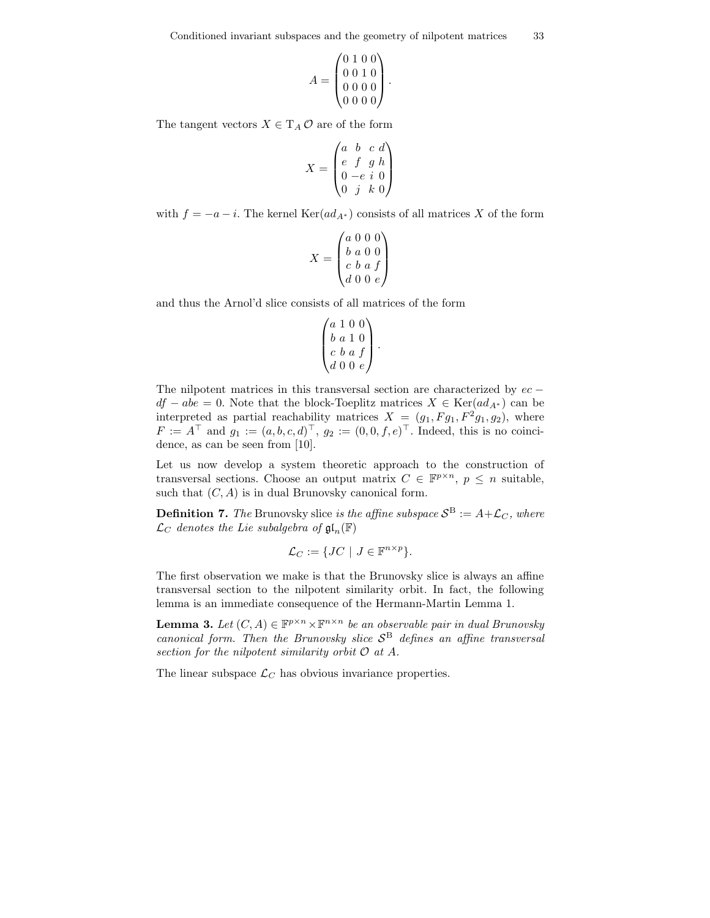$$A = \begin{pmatrix} 0 & 1 & 0 & 0 \\ 0 & 0 & 1 & 0 \\ 0 & 0 & 0 & 0 \\ 0 & 0 & 0 & 0 \end{pmatrix}.$$

The tangent vectors $X \in \mathrm{T}_A \mathcal{O}$ are of the form

$$X = \begin{pmatrix} a & b & c & d \\ e & f & g & h \\ 0 & -e & i & 0 \\ 0 & j & k & 0 \end{pmatrix}$$

with $f = -a - i$. The kernel $\mathrm{Ker}(ad_{A^*})$ consists of all matrices $X$ of the form

$$X = \begin{pmatrix} a & 0 & 0 & 0 \\ b & a & 0 & 0 \\ c & b & a & f \\ d & 0 & 0 & e \end{pmatrix}$$

and thus the Arnol'd slice consists of all matrices of the form

$$\begin{pmatrix} a & 1 & 0 & 0 \\ b & a & 1 & 0 \\ c & b & a & f \\ d & 0 & 0 & e \end{pmatrix}.$$

The nilpotent matrices in this transversal section are characterized by $ec - df - abe = 0$. Note that the block-Toeplitz matrices $X \in \mathrm{Ker}(ad_{A^*})$ can be interpreted as partial reachability matrices $X = (g_1, Fg_1, F^2 g_1, g_2)$, where $F := A^\top$ and $g_1 := (a, b, c, d)^\top$, $g_2 := (0, 0, f, e)^\top$. Indeed, this is no coincidence, as can be seen from [10].

Let us now develop a system theoretic approach to the construction of transversal sections. Choose an output matrix $C \in \mathbb{F}^{p \times n}$, $p \leq n$ suitable, such that $(C, A)$ is in dual Brunovsky canonical form.

**Definition 7.** *The* Brunovsky slice *is the affine subspace $\mathcal{S}^{\mathrm{B}} := A + \mathcal{L}_C$, where $\mathcal{L}_C$ denotes the Lie subalgebra of $\mathfrak{gl}_n(\mathbb{F})$*

$$\mathcal{L}_C := \{JC \mid J \in \mathbb{F}^{n \times p}\}.$$

The first observation we make is that the Brunovsky slice is always an affine transversal section to the nilpotent similarity orbit. In fact, the following lemma is an immediate consequence of the Hermann-Martin Lemma 1.

**Lemma 3.** *Let $(C, A) \in \mathbb{F}^{p \times n} \times \mathbb{F}^{n \times n}$ be an observable pair in dual Brunovsky canonical form. Then the Brunovsky slice $\mathcal{S}^{\mathrm{B}}$ defines an affine transversal section for the nilpotent similarity orbit $\mathcal{O}$ at $A$.*

The linear subspace $\mathcal{L}_C$ has obvious invariance properties.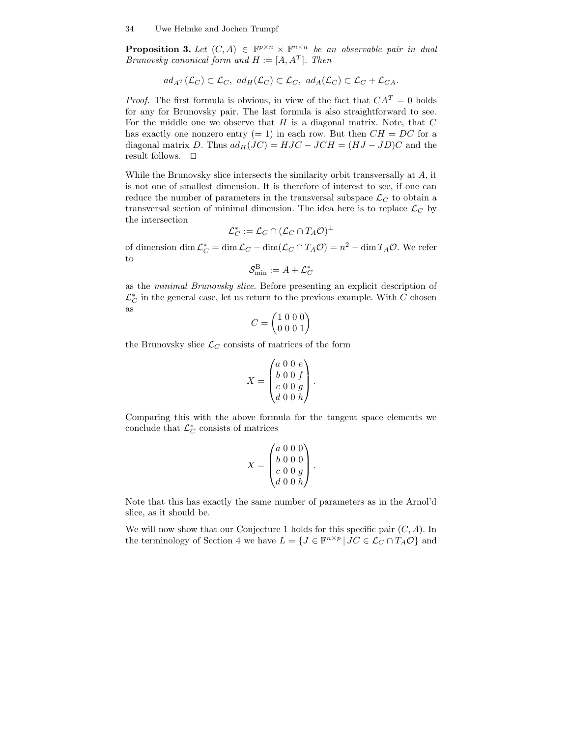**Proposition 3.** *Let $(C, A) \in \mathbb{F}^{p\times n} \times \mathbb{F}^{n\times n}$ be an observable pair in dual Brunovsky canonical form and $H := [A, A^T]$. Then*

$$ad_{A^T}(\mathcal{L}_C) \subset \mathcal{L}_C,\ ad_H(\mathcal{L}_C) \subset \mathcal{L}_C,\ ad_A(\mathcal{L}_C) \subset \mathcal{L}_C + \mathcal{L}_{CA}.$$

*Proof.* The first formula is obvious, in view of the fact that $CA^T = 0$ holds for any for Brunovsky pair. The last formula is also straightforward to see. For the middle one we observe that $H$ is a diagonal matrix. Note, that $C$ has exactly one nonzero entry ($= 1$) in each row. But then $CH = DC$ for a diagonal matrix $D$. Thus $ad_H(JC) = HJC - JCH = (HJ - JD)C$ and the result follows. □

While the Brunovsky slice intersects the similarity orbit transversally at $A$, it is not one of smallest dimension. It is therefore of interest to see, if one can reduce the number of parameters in the transversal subspace $\mathcal{L}_C$ to obtain a transversal section of minimal dimension. The idea here is to replace $\mathcal{L}_C$ by the intersection

$$\mathcal{L}_C^* := \mathcal{L}_C \cap (\mathcal{L}_C \cap T_A\mathcal{O})^\perp$$

of dimension $\dim \mathcal{L}_C^* = \dim \mathcal{L}_C - \dim(\mathcal{L}_C \cap T_A\mathcal{O}) = n^2 - \dim T_A\mathcal{O}$. We refer to

$$\mathcal{S}_{\min}^{\mathrm{B}} := A + \mathcal{L}_C^*$$

as the *minimal Brunovsky slice*. Before presenting an explicit description of $\mathcal{L}_C^*$ in the general case, let us return to the previous example. With $C$ chosen as

$$C = \begin{pmatrix} 1 & 0 & 0 & 0 \\ 0 & 0 & 0 & 1 \end{pmatrix}$$

the Brunovsky slice $\mathcal{L}_C$ consists of matrices of the form

$$X = \begin{pmatrix} a & 0 & 0 & e \\ b & 0 & 0 & f \\ c & 0 & 0 & g \\ d & 0 & 0 & h \end{pmatrix}.$$

Comparing this with the above formula for the tangent space elements we conclude that $\mathcal{L}_C^*$ consists of matrices

$$X = \begin{pmatrix} a & 0 & 0 & 0 \\ b & 0 & 0 & 0 \\ c & 0 & 0 & g \\ d & 0 & 0 & h \end{pmatrix}.$$

Note that this has exactly the same number of parameters as in the Arnol'd slice, as it should be.

We will now show that our Conjecture 1 holds for this specific pair $(C, A)$. In the terminology of Section 4 we have $L = \{J \in \mathbb{F}^{n\times p} \mid JC \in \mathcal{L}_C \cap T_A\mathcal{O}\}$ and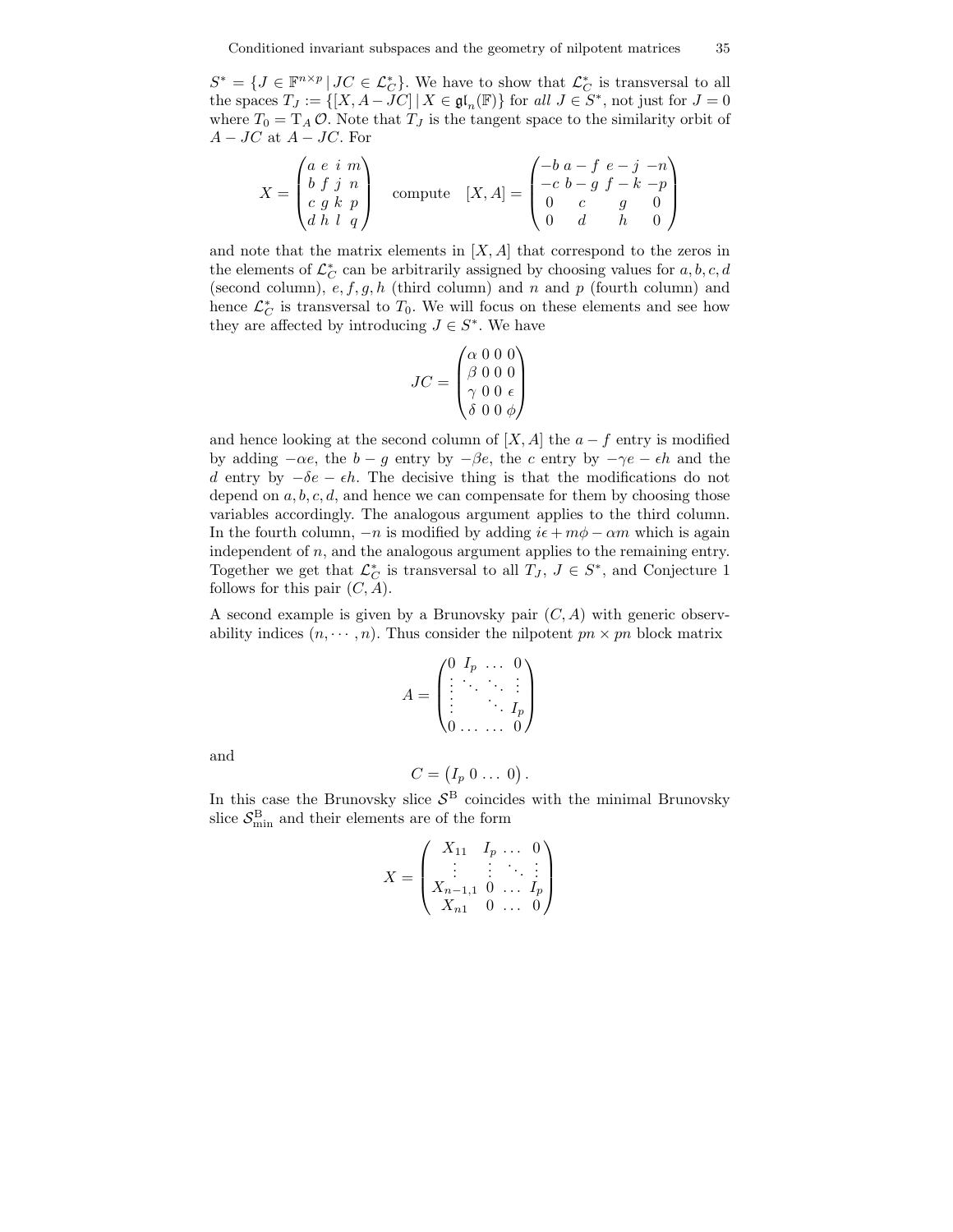$S^* = \{J \in \mathbb{F}^{n\times p} \,|\, JC \in \mathcal{L}_C^*\}$. We have to show that $\mathcal{L}_C^*$ is transversal to all the spaces $T_J := \{[X, A - JC] \,|\, X \in \mathfrak{gl}_n(\mathbb{F})\}$ for *all* $J \in S^*$, not just for $J = 0$ where $T_0 = \mathrm{T}_A\,\mathcal{O}$. Note that $T_J$ is the tangent space to the similarity orbit of $A - JC$ at $A - JC$. For

$$X = \begin{pmatrix} a & e & i & m \\ b & f & j & n \\ c & g & k & p \\ d & h & l & q \end{pmatrix} \quad \text{compute} \quad [X, A] = \begin{pmatrix} -b & a-f & e-j & -n \\ -c & b-g & f-k & -p \\ 0 & c & g & 0 \\ 0 & d & h & 0 \end{pmatrix}$$

and note that the matrix elements in $[X, A]$ that correspond to the zeros in the elements of $\mathcal{L}_C^*$ can be arbitrarily assigned by choosing values for $a, b, c, d$ (second column), $e, f, g, h$ (third column) and $n$ and $p$ (fourth column) and hence $\mathcal{L}_C^*$ is transversal to $T_0$. We will focus on these elements and see how they are affected by introducing $J \in S^*$. We have

$$JC = \begin{pmatrix} \alpha & 0 & 0 & 0 \\ \beta & 0 & 0 & 0 \\ \gamma & 0 & 0 & \epsilon \\ \delta & 0 & 0 & \phi \end{pmatrix}$$

and hence looking at the second column of $[X, A]$ the $a - f$ entry is modified by adding $-\alpha e$, the $b - g$ entry by $-\beta e$, the $c$ entry by $-\gamma e - \epsilon h$ and the $d$ entry by $-\delta e - \epsilon h$. The decisive thing is that the modifications do not depend on $a, b, c, d$, and hence we can compensate for them by choosing those variables accordingly. The analogous argument applies to the third column. In the fourth column, $-n$ is modified by adding $i\epsilon + m\phi - \alpha m$ which is again independent of $n$, and the analogous argument applies to the remaining entry. Together we get that $\mathcal{L}_C^*$ is transversal to all $T_J$, $J \in S^*$, and Conjecture 1 follows for this pair $(C, A)$.

A second example is given by a Brunovsky pair $(C, A)$ with generic observability indices $(n, \cdots, n)$. Thus consider the nilpotent $pn \times pn$ block matrix

$$A = \begin{pmatrix} 0 & I_p & \dots & 0 \\ \vdots & \ddots & \ddots & \vdots \\ \vdots & & \ddots & I_p \\ 0 & \dots & \dots & 0 \end{pmatrix}$$

and

$$C = \begin{pmatrix} I_p & 0 & \dots & 0 \end{pmatrix}.$$

In this case the Brunovsky slice $\mathcal{S}^{\mathrm{B}}$ coincides with the minimal Brunovsky slice $\mathcal{S}^{\mathrm{B}}_{\min}$ and their elements are of the form

$$X = \begin{pmatrix} X_{11} & I_p & \dots & 0 \\ \vdots & \vdots & \ddots & \vdots \\ X_{n-1,1} & 0 & \dots & I_p \\ X_{n1} & 0 & \dots & 0 \end{pmatrix}$$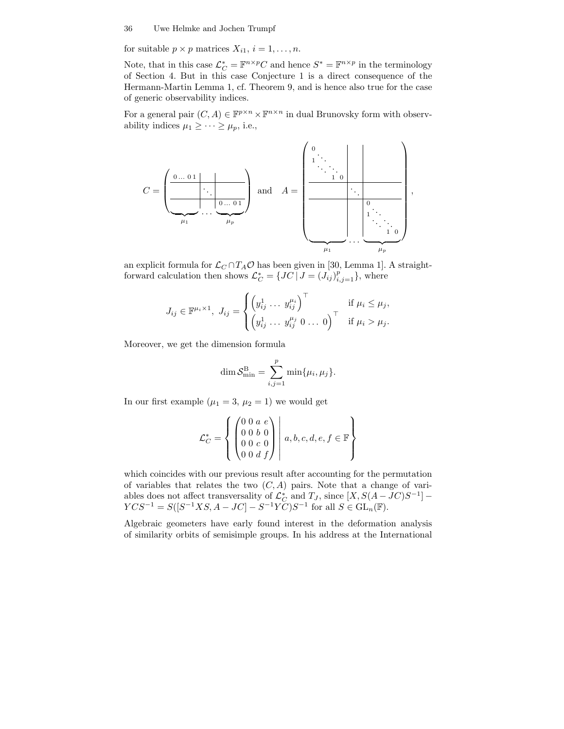for suitable $p \times p$ matrices $X_{i1}$, $i = 1, \ldots, n$.

Note, that in this case $\mathcal{L}_C^* = \mathbb{F}^{n\times p}C$ and hence $S^* = \mathbb{F}^{n\times p}$ in the terminology of Section 4. But in this case Conjecture 1 is a direct consequence of the Hermann-Martin Lemma 1, cf. Theorem 9, and is hence also true for the case of generic observability indices.

For a general pair $(C, A) \in \mathbb{F}^{p\times n} \times \mathbb{F}^{n\times n}$ in dual Brunovsky form with observability indices $\mu_1 \geq \cdots \geq \mu_p$, i.e.,

$$
C = \left(\begin{array}{c|c|c} 0 \ldots 0\, 1 & & \\ \hline & \ddots & \\ \hline & & 0 \ldots 0\, 1 \end{array}\right) \quad \text{and} \quad A = \left(\begin{array}{c|c|c} \begin{matrix} 0 & & \\ 1 & \ddots & \\ & \ddots \; \ddots & \\ & 1 & 0 \end{matrix} & & \\ \hline & \ddots & \\ \hline & & \begin{matrix} 0 & & \\ 1 & \ddots & \\ & \ddots \; \ddots & \\ & 1 & 0 \end{matrix} \end{array}\right),
$$

with column blocks of widths $\mu_1, \ldots, \mu_p$,

an explicit formula for $\mathcal{L}_C \cap T_A\mathcal{O}$ has been given in [30, Lemma 1]. A straightforward calculation then shows $\mathcal{L}_C^* = \{JC \mid J = (J_{ij})_{i,j=1}^p\}$, where

$$
J_{ij} \in \mathbb{F}^{\mu_i \times 1},\ J_{ij} = \begin{cases} \begin{pmatrix} y_{ij}^1 \ldots y_{ij}^{\mu_i} \end{pmatrix}^\top & \text{if } \mu_i \leq \mu_j, \\ \begin{pmatrix} y_{ij}^1 \ldots y_{ij}^{\mu_j}\ 0 \ldots 0 \end{pmatrix}^\top & \text{if } \mu_i > \mu_j. \end{cases}
$$

Moreover, we get the dimension formula

$$
\dim \mathcal{S}_{\min}^{\mathrm{B}} = \sum_{i,j=1}^{p} \min\{\mu_i, \mu_j\}.
$$

In our first example ($\mu_1 = 3$, $\mu_2 = 1$) we would get

$$
\mathcal{L}_C^* = \left\{ \begin{pmatrix} 0 & 0 & a & e \\ 0 & 0 & b & 0 \\ 0 & 0 & c & 0 \\ 0 & 0 & d & f \end{pmatrix} \middle|\ a, b, c, d, e, f \in \mathbb{F} \right\}
$$

which coincides with our previous result after accounting for the permutation of variables that relates the two $(C, A)$ pairs. Note that a change of variables does not affect transversality of $\mathcal{L}_C^*$ and $T_J$, since $[X, S(A - JC)S^{-1}] - YCS^{-1} = S([S^{-1}XS, A - JC] - S^{-1}YC)S^{-1}$ for all $S \in \mathrm{GL}_n(\mathbb{F})$.

Algebraic geometers have early found interest in the deformation analysis of similarity orbits of semisimple groups. In his address at the International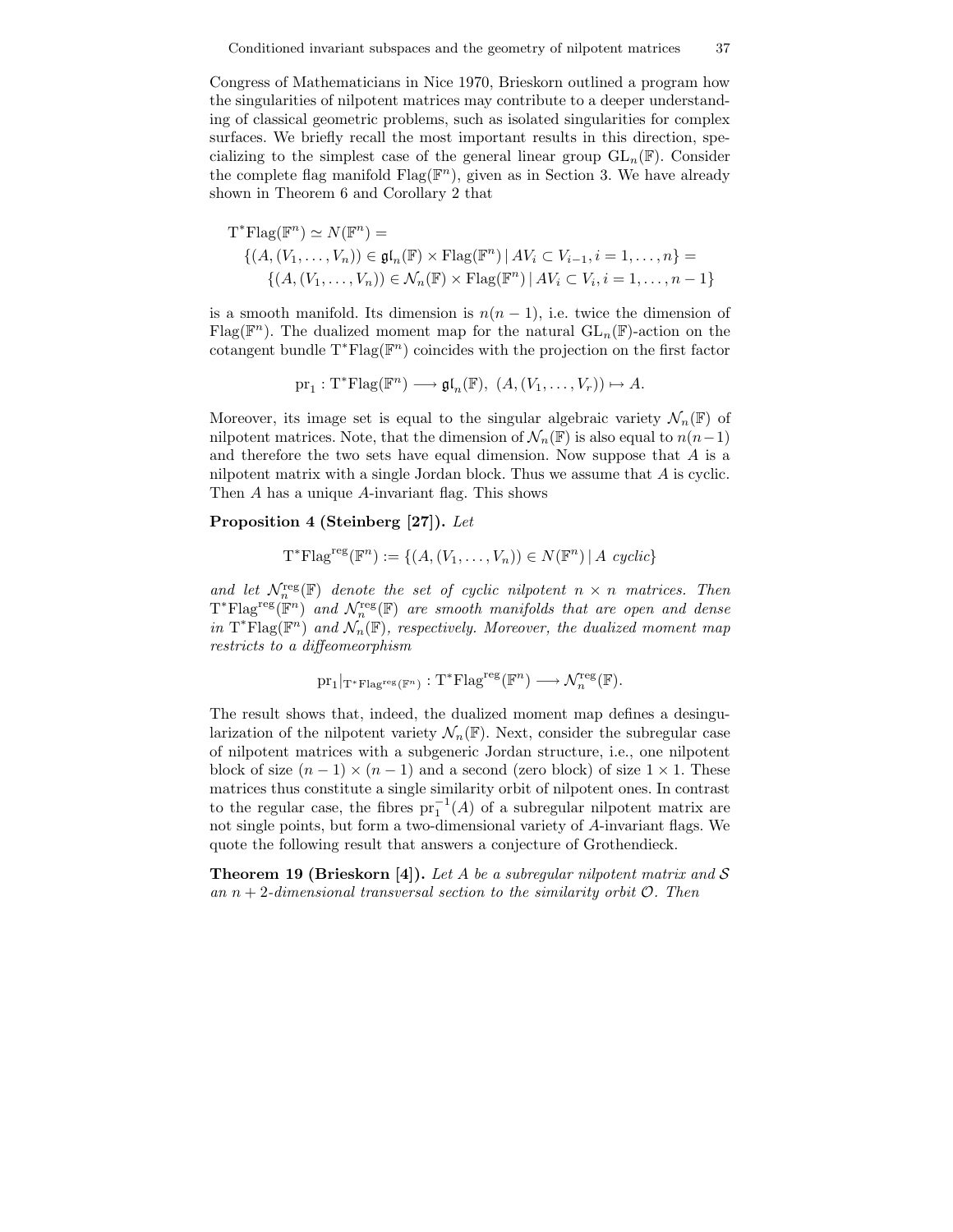Congress of Mathematicians in Nice 1970, Brieskorn outlined a program how the singularities of nilpotent matrices may contribute to a deeper understanding of classical geometric problems, such as isolated singularities for complex surfaces. We briefly recall the most important results in this direction, specializing to the simplest case of the general linear group $\mathrm{GL}_n(\mathbb{F})$. Consider the complete flag manifold $\mathrm{Flag}(\mathbb{F}^n)$, given as in Section 3. We have already shown in Theorem 6 and Corollary 2 that

$$
\begin{aligned}
&\mathrm{T}^*\mathrm{Flag}(\mathbb{F}^n) \simeq N(\mathbb{F}^n) = \\
&\quad \{(A,(V_1,\dots,V_n)) \in \mathfrak{gl}_n(\mathbb{F}) \times \mathrm{Flag}(\mathbb{F}^n) \mid AV_i \subset V_{i-1}, i=1,\dots,n\} = \\
&\qquad \{(A,(V_1,\dots,V_n)) \in \mathcal{N}_n(\mathbb{F}) \times \mathrm{Flag}(\mathbb{F}^n) \mid AV_i \subset V_i, i=1,\dots,n-1\}
\end{aligned}
$$

is a smooth manifold. Its dimension is $n(n-1)$, i.e. twice the dimension of $\mathrm{Flag}(\mathbb{F}^n)$. The dualized moment map for the natural $\mathrm{GL}_n(\mathbb{F})$-action on the cotangent bundle $\mathrm{T}^*\mathrm{Flag}(\mathbb{F}^n)$ coincides with the projection on the first factor

$$
\mathrm{pr}_1 : \mathrm{T}^*\mathrm{Flag}(\mathbb{F}^n) \longrightarrow \mathfrak{gl}_n(\mathbb{F}),\ (A,(V_1,\dots,V_r)) \mapsto A.
$$

Moreover, its image set is equal to the singular algebraic variety $\mathcal{N}_n(\mathbb{F})$ of nilpotent matrices. Note, that the dimension of $\mathcal{N}_n(\mathbb{F})$ is also equal to $n(n-1)$ and therefore the two sets have equal dimension. Now suppose that $A$ is a nilpotent matrix with a single Jordan block. Thus we assume that $A$ is cyclic. Then $A$ has a unique $A$-invariant flag. This shows

**Proposition 4 (Steinberg [27]).** *Let*

$$
\mathrm{T}^*\mathrm{Flag}^{\mathrm{reg}}(\mathbb{F}^n) := \{(A,(V_1,\dots,V_n)) \in N(\mathbb{F}^n) \mid A \text{ cyclic}\}
$$

*and let $\mathcal{N}_n^{\mathrm{reg}}(\mathbb{F})$ denote the set of cyclic nilpotent $n \times n$ matrices. Then $\mathrm{T}^*\mathrm{Flag}^{\mathrm{reg}}(\mathbb{F}^n)$ and $\mathcal{N}_n^{\mathrm{reg}}(\mathbb{F})$ are smooth manifolds that are open and dense in $\mathrm{T}^*\mathrm{Flag}(\mathbb{F}^n)$ and $\mathcal{N}_n(\mathbb{F})$, respectively. Moreover, the dualized moment map restricts to a diffeomeorphism*

$$
\mathrm{pr}_1|_{\mathrm{T}^*\mathrm{Flag}^{\mathrm{reg}}(\mathbb{F}^n)} : \mathrm{T}^*\mathrm{Flag}^{\mathrm{reg}}(\mathbb{F}^n) \longrightarrow \mathcal{N}_n^{\mathrm{reg}}(\mathbb{F}).
$$

The result shows that, indeed, the dualized moment map defines a desingularization of the nilpotent variety $\mathcal{N}_n(\mathbb{F})$. Next, consider the subregular case of nilpotent matrices with a subgeneric Jordan structure, i.e., one nilpotent block of size $(n-1)\times(n-1)$ and a second (zero block) of size $1 \times 1$. These matrices thus constitute a single similarity orbit of nilpotent ones. In contrast to the regular case, the fibres $\mathrm{pr}_1^{-1}(A)$ of a subregular nilpotent matrix are not single points, but form a two-dimensional variety of $A$-invariant flags. We quote the following result that answers a conjecture of Grothendieck.

**Theorem 19 (Brieskorn [4]).** *Let $A$ be a subregular nilpotent matrix and $\mathcal{S}$ an $n+2$-dimensional transversal section to the similarity orbit $\mathcal{O}$. Then*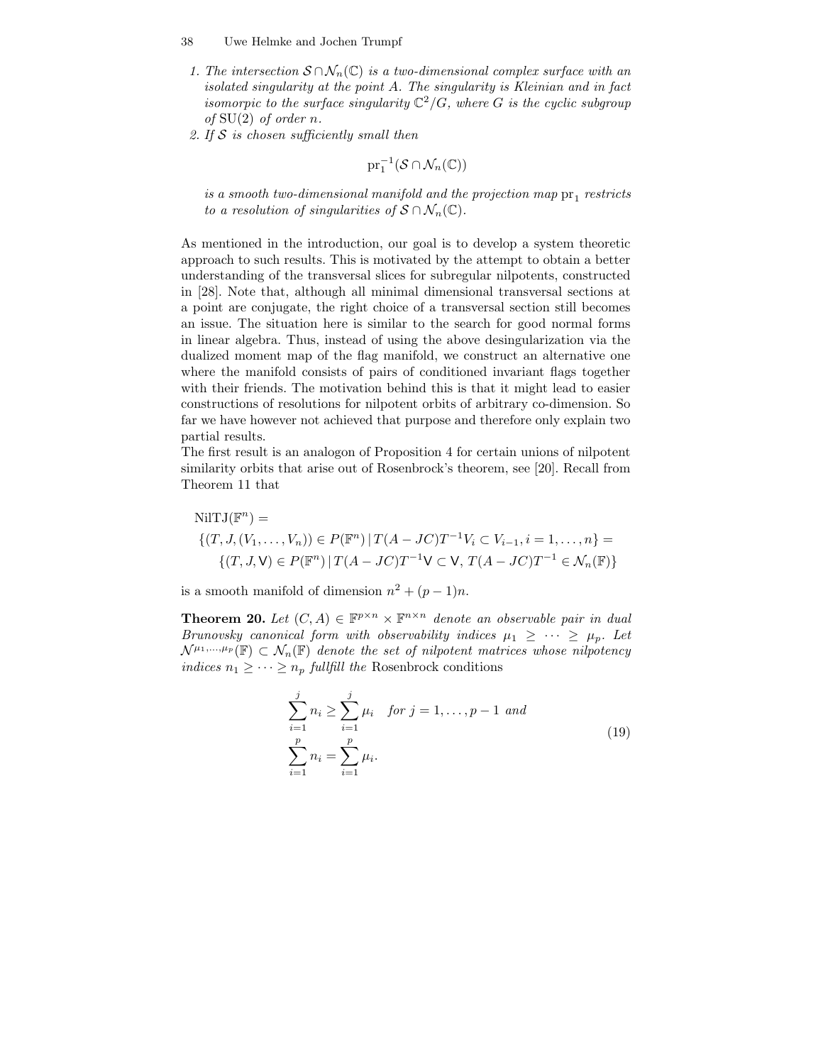1. *The intersection $\mathcal{S} \cap \mathcal{N}_n(\mathbb{C})$ is a two-dimensional complex surface with an isolated singularity at the point $A$. The singularity is Kleinian and in fact isomorpic to the surface singularity $\mathbb{C}^2/G$, where $G$ is the cyclic subgroup of $\mathrm{SU}(2)$ of order $n$.*
2. *If $\mathcal{S}$ is chosen sufficiently small then*

$$\mathrm{pr}_1^{-1}(\mathcal{S} \cap \mathcal{N}_n(\mathbb{C}))$$

*is a smooth two-dimensional manifold and the projection map $\mathrm{pr}_1$ restricts to a resolution of singularities of $\mathcal{S} \cap \mathcal{N}_n(\mathbb{C})$.*

As mentioned in the introduction, our goal is to develop a system theoretic approach to such results. This is motivated by the attempt to obtain a better understanding of the transversal slices for subregular nilpotents, constructed in [28]. Note that, although all minimal dimensional transversal sections at a point are conjugate, the right choice of a transversal section still becomes an issue. The situation here is similar to the search for good normal forms in linear algebra. Thus, instead of using the above desingularization via the dualized moment map of the flag manifold, we construct an alternative one where the manifold consists of pairs of conditioned invariant flags together with their friends. The motivation behind this is that it might lead to easier constructions of resolutions for nilpotent orbits of arbitrary co-dimension. So far we have however not achieved that purpose and therefore only explain two partial results.

The first result is an analogon of Proposition 4 for certain unions of nilpotent similarity orbits that arise out of Rosenbrock's theorem, see [20]. Recall from Theorem 11 that

$$\begin{aligned}
&\mathrm{NilTJ}(\mathbb{F}^n) = \\
&\{(T, J, (V_1, \ldots, V_n)) \in P(\mathbb{F}^n) \mid T(A - JC)T^{-1} V_i \subset V_{i-1}, i = 1, \ldots, n\} = \\
&\qquad \{(T, J, \mathsf{V}) \in P(\mathbb{F}^n) \mid T(A - JC)T^{-1} \mathsf{V} \subset \mathsf{V},\, T(A - JC)T^{-1} \in \mathcal{N}_n(\mathbb{F})\}
\end{aligned}$$

is a smooth manifold of dimension $n^2 + (p-1)n$.

**Theorem 20.** *Let $(C, A) \in \mathbb{F}^{p \times n} \times \mathbb{F}^{n \times n}$ denote an observable pair in dual Brunovsky canonical form with observability indices $\mu_1 \geq \cdots \geq \mu_p$. Let $\mathcal{N}^{\mu_1, \ldots, \mu_p}(\mathbb{F}) \subset \mathcal{N}_n(\mathbb{F})$ denote the set of nilpotent matrices whose nilpotency indices $n_1 \geq \cdots \geq n_p$ fullfill the* Rosenbrock conditions

$$\begin{aligned}
&\sum_{i=1}^{j} n_i \geq \sum_{i=1}^{j} \mu_i \quad \textit{for } j = 1, \ldots, p-1 \textit{ and} \\
&\sum_{i=1}^{p} n_i = \sum_{i=1}^{p} \mu_i.
\end{aligned} \tag{19}$$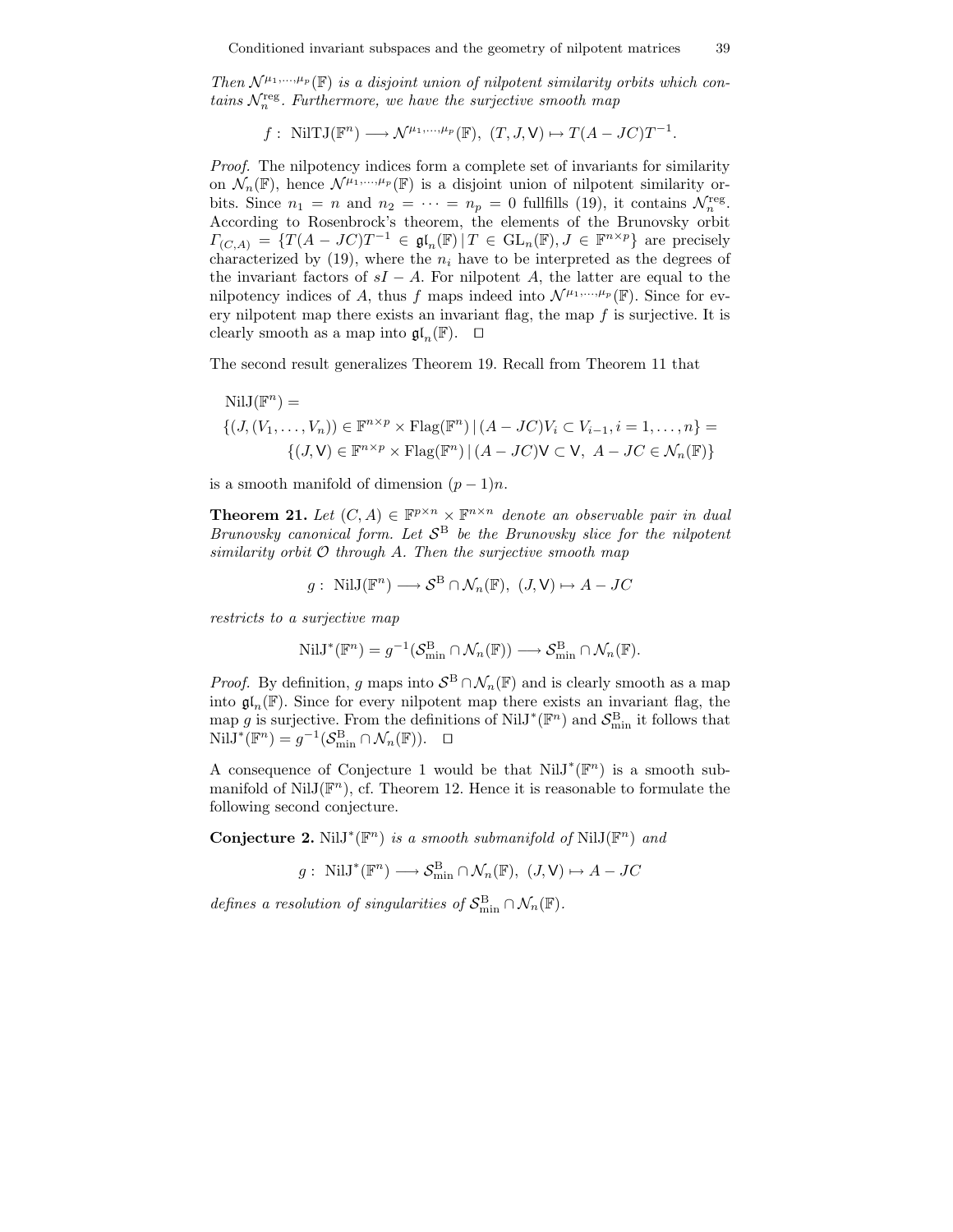*Then $\mathcal{N}^{\mu_1,\ldots,\mu_p}(\mathbb{F})$ is a disjoint union of nilpotent similarity orbits which contains $\mathcal{N}_n^{\mathrm{reg}}$. Furthermore, we have the surjective smooth map*

$$f:\ \mathrm{NilTJ}(\mathbb{F}^n) \longrightarrow \mathcal{N}^{\mu_1,\ldots,\mu_p}(\mathbb{F}),\ (T, J, \mathsf{V}) \mapsto T(A - JC)T^{-1}.$$

*Proof.* The nilpotency indices form a complete set of invariants for similarity on $\mathcal{N}_n(\mathbb{F})$, hence $\mathcal{N}^{\mu_1,\ldots,\mu_p}(\mathbb{F})$ is a disjoint union of nilpotent similarity orbits. Since $n_1 = n$ and $n_2 = \cdots = n_p = 0$ fullfills (19), it contains $\mathcal{N}_n^{\mathrm{reg}}$. According to Rosenbrock's theorem, the elements of the Brunovsky orbit $\Gamma_{(C,A)} = \{T(A - JC)T^{-1} \in \mathfrak{gl}_n(\mathbb{F}) \,|\, T \in \mathrm{GL}_n(\mathbb{F}), J \in \mathbb{F}^{n\times p}\}$ are precisely characterized by (19), where the $n_i$ have to be interpreted as the degrees of the invariant factors of $sI - A$. For nilpotent $A$, the latter are equal to the nilpotency indices of $A$, thus $f$ maps indeed into $\mathcal{N}^{\mu_1,\ldots,\mu_p}(\mathbb{F})$. Since for every nilpotent map there exists an invariant flag, the map $f$ is surjective. It is clearly smooth as a map into $\mathfrak{gl}_n(\mathbb{F})$. $\square$

The second result generalizes Theorem 19. Recall from Theorem 11 that

$$\begin{aligned}
&\mathrm{NilJ}(\mathbb{F}^n) = \\
&\{(J, (V_1, \ldots, V_n)) \in \mathbb{F}^{n\times p} \times \mathrm{Flag}(\mathbb{F}^n) \,|\, (A - JC)V_i \subset V_{i-1}, i = 1, \ldots, n\} = \\
&\qquad\qquad \{(J, \mathsf{V}) \in \mathbb{F}^{n\times p} \times \mathrm{Flag}(\mathbb{F}^n) \,|\, (A - JC)\mathsf{V} \subset \mathsf{V},\ A - JC \in \mathcal{N}_n(\mathbb{F})\}
\end{aligned}$$

is a smooth manifold of dimension $(p-1)n$.

**Theorem 21.** *Let $(C, A) \in \mathbb{F}^{p\times n} \times \mathbb{F}^{n\times n}$ denote an observable pair in dual Brunovsky canonical form. Let $\mathcal{S}^{\mathrm{B}}$ be the Brunovsky slice for the nilpotent similarity orbit $\mathcal{O}$ through $A$. Then the surjective smooth map*

$$g:\ \mathrm{NilJ}(\mathbb{F}^n) \longrightarrow \mathcal{S}^{\mathrm{B}} \cap \mathcal{N}_n(\mathbb{F}),\ (J, \mathsf{V}) \mapsto A - JC$$

*restricts to a surjective map*

$$\mathrm{NilJ}^*(\mathbb{F}^n) = g^{-1}(\mathcal{S}^{\mathrm{B}}_{\min} \cap \mathcal{N}_n(\mathbb{F})) \longrightarrow \mathcal{S}^{\mathrm{B}}_{\min} \cap \mathcal{N}_n(\mathbb{F}).$$

*Proof.* By definition, $g$ maps into $\mathcal{S}^{\mathrm{B}} \cap \mathcal{N}_n(\mathbb{F})$ and is clearly smooth as a map into $\mathfrak{gl}_n(\mathbb{F})$. Since for every nilpotent map there exists an invariant flag, the map $g$ is surjective. From the definitions of $\mathrm{NilJ}^*(\mathbb{F}^n)$ and $\mathcal{S}^{\mathrm{B}}_{\min}$ it follows that $\mathrm{NilJ}^*(\mathbb{F}^n) = g^{-1}(\mathcal{S}^{\mathrm{B}}_{\min} \cap \mathcal{N}_n(\mathbb{F}))$. $\square$

A consequence of Conjecture 1 would be that $\mathrm{NilJ}^*(\mathbb{F}^n)$ is a smooth submanifold of $\mathrm{NilJ}(\mathbb{F}^n)$, cf. Theorem 12. Hence it is reasonable to formulate the following second conjecture.

**Conjecture 2.** *$\mathrm{NilJ}^*(\mathbb{F}^n)$ is a smooth submanifold of $\mathrm{NilJ}(\mathbb{F}^n)$ and*

$$g:\ \mathrm{NilJ}^*(\mathbb{F}^n) \longrightarrow \mathcal{S}^{\mathrm{B}}_{\min} \cap \mathcal{N}_n(\mathbb{F}),\ (J, \mathsf{V}) \mapsto A - JC$$

*defines a resolution of singularities of $\mathcal{S}^{\mathrm{B}}_{\min} \cap \mathcal{N}_n(\mathbb{F})$.*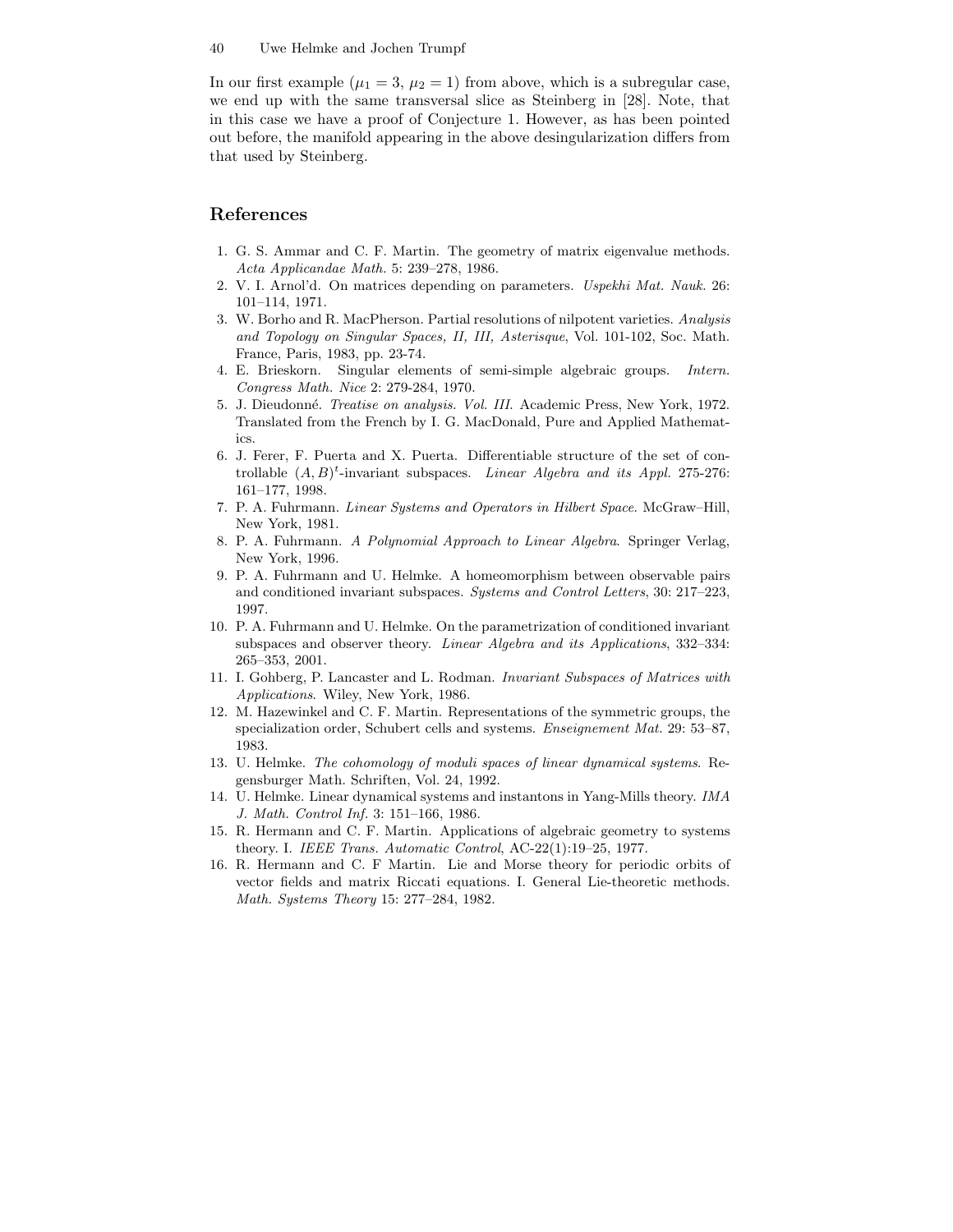In our first example ($\mu_1 = 3$, $\mu_2 = 1$) from above, which is a subregular case, we end up with the same transversal slice as Steinberg in [28]. Note, that in this case we have a proof of Conjecture 1. However, as has been pointed out before, the manifold appearing in the above desingularization differs from that used by Steinberg.

## References

1. G. S. Ammar and C. F. Martin. The geometry of matrix eigenvalue methods. *Acta Applicandae Math.* 5: 239–278, 1986.
2. V. I. Arnol'd. On matrices depending on parameters. *Uspekhi Mat. Nauk.* 26: 101–114, 1971.
3. W. Borho and R. MacPherson. Partial resolutions of nilpotent varieties. *Analysis and Topology on Singular Spaces, II, III, Asterisque*, Vol. 101-102, Soc. Math. France, Paris, 1983, pp. 23-74.
4. E. Brieskorn. Singular elements of semi-simple algebraic groups. *Intern. Congress Math. Nice* 2: 279-284, 1970.
5. J. Dieudonné. *Treatise on analysis. Vol. III.* Academic Press, New York, 1972. Translated from the French by I. G. MacDonald, Pure and Applied Mathematics.
6. J. Ferer, F. Puerta and X. Puerta. Differentiable structure of the set of controllable $(A, B)^t$-invariant subspaces. *Linear Algebra and its Appl.* 275-276: 161–177, 1998.
7. P. A. Fuhrmann. *Linear Systems and Operators in Hilbert Space*. McGraw–Hill, New York, 1981.
8. P. A. Fuhrmann. *A Polynomial Approach to Linear Algebra*. Springer Verlag, New York, 1996.
9. P. A. Fuhrmann and U. Helmke. A homeomorphism between observable pairs and conditioned invariant subspaces. *Systems and Control Letters*, 30: 217–223, 1997.
10. P. A. Fuhrmann and U. Helmke. On the parametrization of conditioned invariant subspaces and observer theory. *Linear Algebra and its Applications*, 332–334: 265–353, 2001.
11. I. Gohberg, P. Lancaster and L. Rodman. *Invariant Subspaces of Matrices with Applications*. Wiley, New York, 1986.
12. M. Hazewinkel and C. F. Martin. Representations of the symmetric groups, the specialization order, Schubert cells and systems. *Enseignement Mat.* 29: 53–87, 1983.
13. U. Helmke. *The cohomology of moduli spaces of linear dynamical systems*. Regensburger Math. Schriften, Vol. 24, 1992.
14. U. Helmke. Linear dynamical systems and instantons in Yang-Mills theory. *IMA J. Math. Control Inf.* 3: 151–166, 1986.
15. R. Hermann and C. F. Martin. Applications of algebraic geometry to systems theory. I. *IEEE Trans. Automatic Control*, AC-22(1):19–25, 1977.
16. R. Hermann and C. F Martin. Lie and Morse theory for periodic orbits of vector fields and matrix Riccati equations. I. General Lie-theoretic methods. *Math. Systems Theory* 15: 277–284, 1982.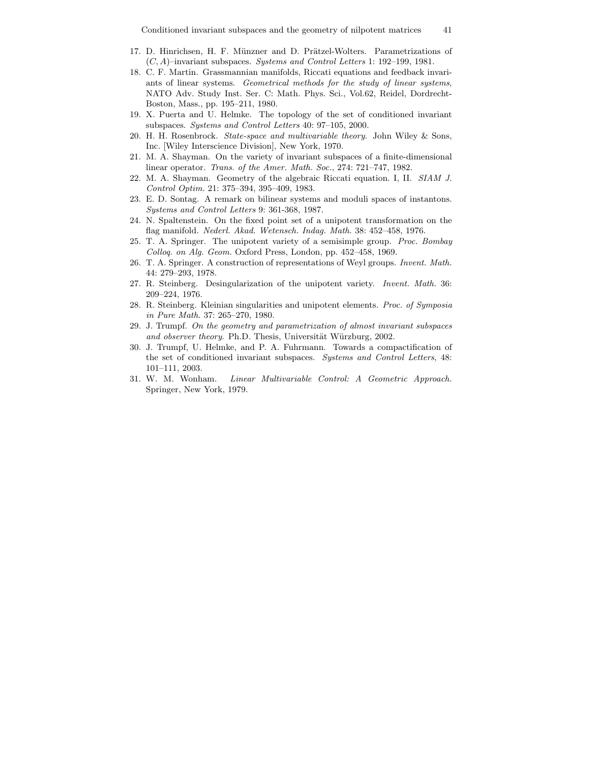17. D. Hinrichsen, H. F. Münzner and D. Prätzel-Wolters. Parametrizations of $(C, A)$–invariant subspaces. *Systems and Control Letters* 1: 192–199, 1981.
18. C. F. Martin. Grassmannian manifolds, Riccati equations and feedback invariants of linear systems. *Geometrical methods for the study of linear systems*, NATO Adv. Study Inst. Ser. C: Math. Phys. Sci., Vol.62, Reidel, Dordrecht-Boston, Mass., pp. 195–211, 1980.
19. X. Puerta and U. Helmke. The topology of the set of conditioned invariant subspaces. *Systems and Control Letters* 40: 97–105, 2000.
20. H. H. Rosenbrock. *State-space and multivariable theory*. John Wiley & Sons, Inc. [Wiley Interscience Division], New York, 1970.
21. M. A. Shayman. On the variety of invariant subspaces of a finite-dimensional linear operator. *Trans. of the Amer. Math. Soc.*, 274: 721–747, 1982.
22. M. A. Shayman. Geometry of the algebraic Riccati equation. I, II. *SIAM J. Control Optim.* 21: 375–394, 395–409, 1983.
23. E. D. Sontag. A remark on bilinear systems and moduli spaces of instantons. *Systems and Control Letters* 9: 361-368, 1987.
24. N. Spaltenstein. On the fixed point set of a unipotent transformation on the flag manifold. *Nederl. Akad. Wetensch. Indag. Math.* 38: 452–458, 1976.
25. T. A. Springer. The unipotent variety of a semisimple group. *Proc. Bombay Colloq. on Alg. Geom.* Oxford Press, London, pp. 452–458, 1969.
26. T. A. Springer. A construction of representations of Weyl groups. *Invent. Math.* 44: 279–293, 1978.
27. R. Steinberg. Desingularization of the unipotent variety. *Invent. Math.* 36: 209–224, 1976.
28. R. Steinberg. Kleinian singularities and unipotent elements. *Proc. of Symposia in Pure Math.* 37: 265–270, 1980.
29. J. Trumpf. *On the geometry and parametrization of almost invariant subspaces and observer theory*. Ph.D. Thesis, Universität Würzburg, 2002.
30. J. Trumpf, U. Helmke, and P. A. Fuhrmann. Towards a compactification of the set of conditioned invariant subspaces. *Systems and Control Letters*, 48: 101–111, 2003.
31. W. M. Wonham. *Linear Multivariable Control: A Geometric Approach.* Springer, New York, 1979.